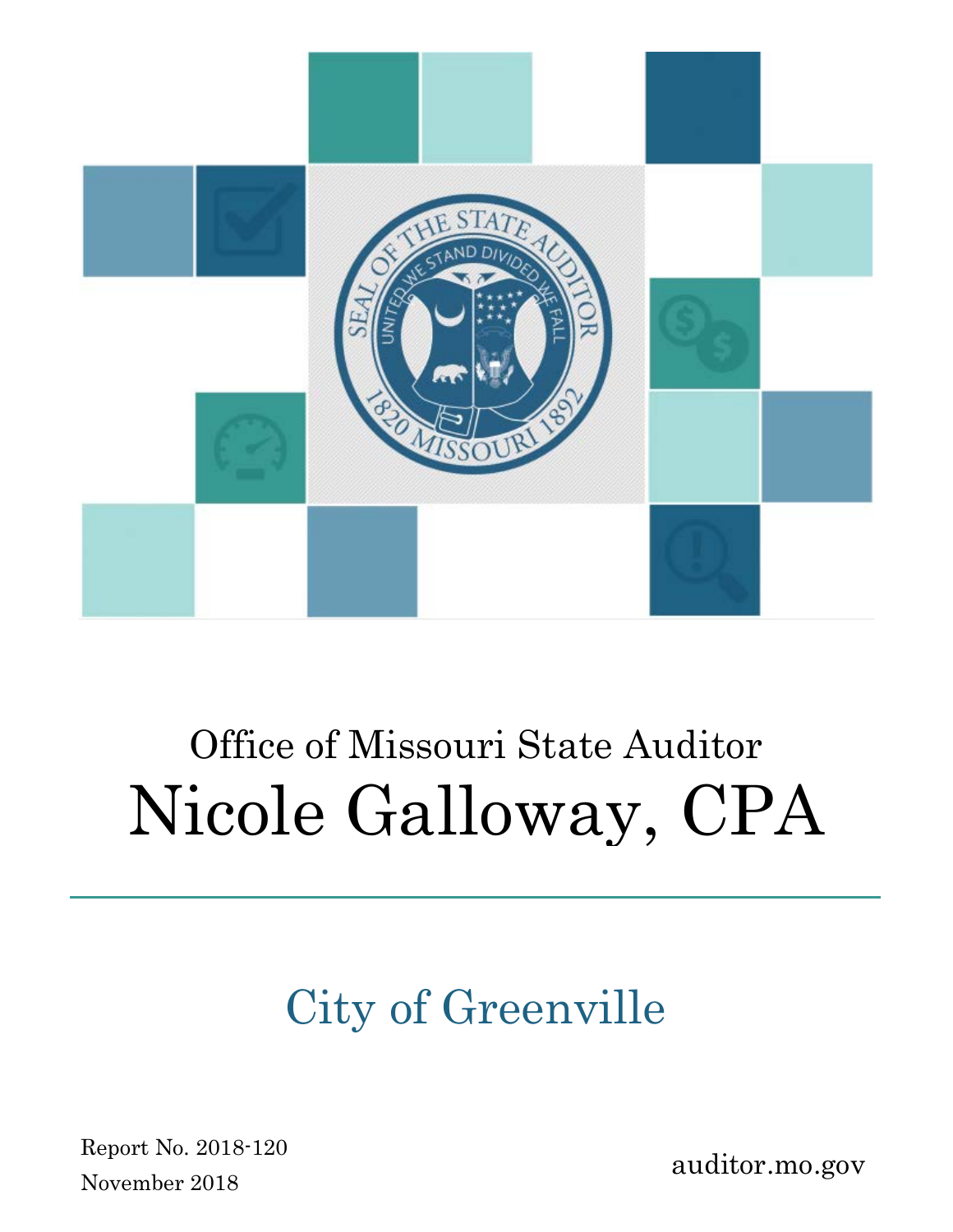Office of Missouri State Auditor

# Nicole Galloway, CPA

## City of Greenville

Report No. 2018-120
November 2018

auditor.mo.gov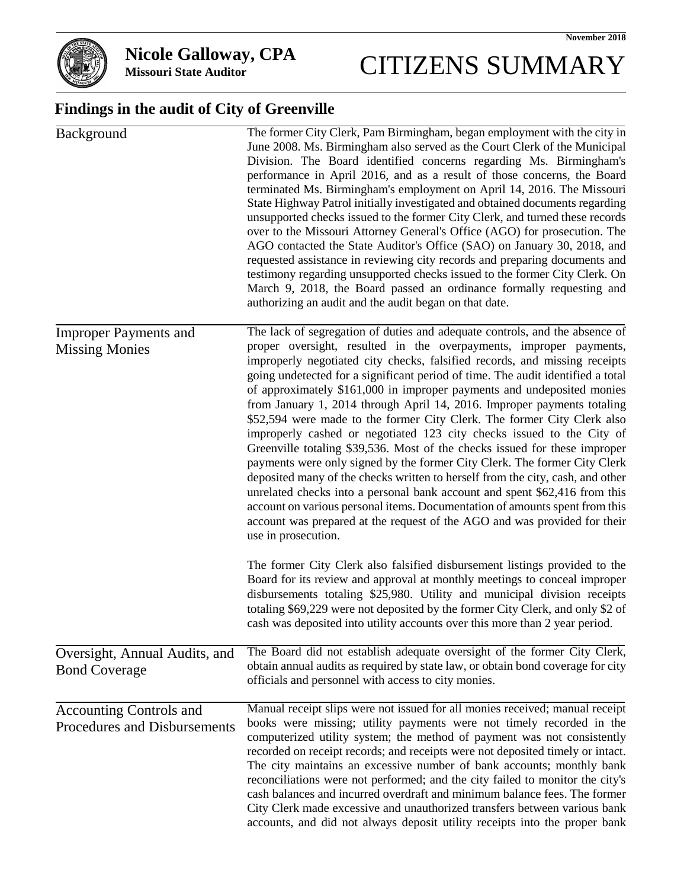November 2018

**Nicole Galloway, CPA**
**Missouri State Auditor**

# CITIZENS SUMMARY

## Findings in the audit of City of Greenville

| | |
|---|---|
| Background | The former City Clerk, Pam Birmingham, began employment with the city in June 2008. Ms. Birmingham also served as the Court Clerk of the Municipal Division. The Board identified concerns regarding Ms. Birmingham's performance in April 2016, and as a result of those concerns, the Board terminated Ms. Birmingham's employment on April 14, 2016. The Missouri State Highway Patrol initially investigated and obtained documents regarding unsupported checks issued to the former City Clerk, and turned these records over to the Missouri Attorney General's Office (AGO) for prosecution. The AGO contacted the State Auditor's Office (SAO) on January 30, 2018, and requested assistance in reviewing city records and preparing documents and testimony regarding unsupported checks issued to the former City Clerk. On March 9, 2018, the Board passed an ordinance formally requesting and authorizing an audit and the audit began on that date. |
| Improper Payments and Missing Monies | The lack of segregation of duties and adequate controls, and the absence of proper oversight, resulted in the overpayments, improper payments, improperly negotiated city checks, falsified records, and missing receipts going undetected for a significant period of time. The audit identified a total of approximately $161,000 in improper payments and undeposited monies from January 1, 2014 through April 14, 2016. Improper payments totaling $52,594 were made to the former City Clerk. The former City Clerk also improperly cashed or negotiated 123 city checks issued to the City of Greenville totaling $39,536. Most of the checks issued for these improper payments were only signed by the former City Clerk. The former City Clerk deposited many of the checks written to herself from the city, cash, and other unrelated checks into a personal bank account and spent $62,416 from this account on various personal items. Documentation of amounts spent from this account was prepared at the request of the AGO and was provided for their use in prosecution.<br><br>The former City Clerk also falsified disbursement listings provided to the Board for its review and approval at monthly meetings to conceal improper disbursements totaling $25,980. Utility and municipal division receipts totaling $69,229 were not deposited by the former City Clerk, and only $2 of cash was deposited into utility accounts over this more than 2 year period. |
| Oversight, Annual Audits, and Bond Coverage | The Board did not establish adequate oversight of the former City Clerk, obtain annual audits as required by state law, or obtain bond coverage for city officials and personnel with access to city monies. |
| Accounting Controls and Procedures and Disbursements | Manual receipt slips were not issued for all monies received; manual receipt books were missing; utility payments were not timely recorded in the computerized utility system; the method of payment was not consistently recorded on receipt records; and receipts were not deposited timely or intact. The city maintains an excessive number of bank accounts; monthly bank reconciliations were not performed; and the city failed to monitor the city's cash balances and incurred overdraft and minimum balance fees. The former City Clerk made excessive and unauthorized transfers between various bank accounts, and did not always deposit utility receipts into the proper bank |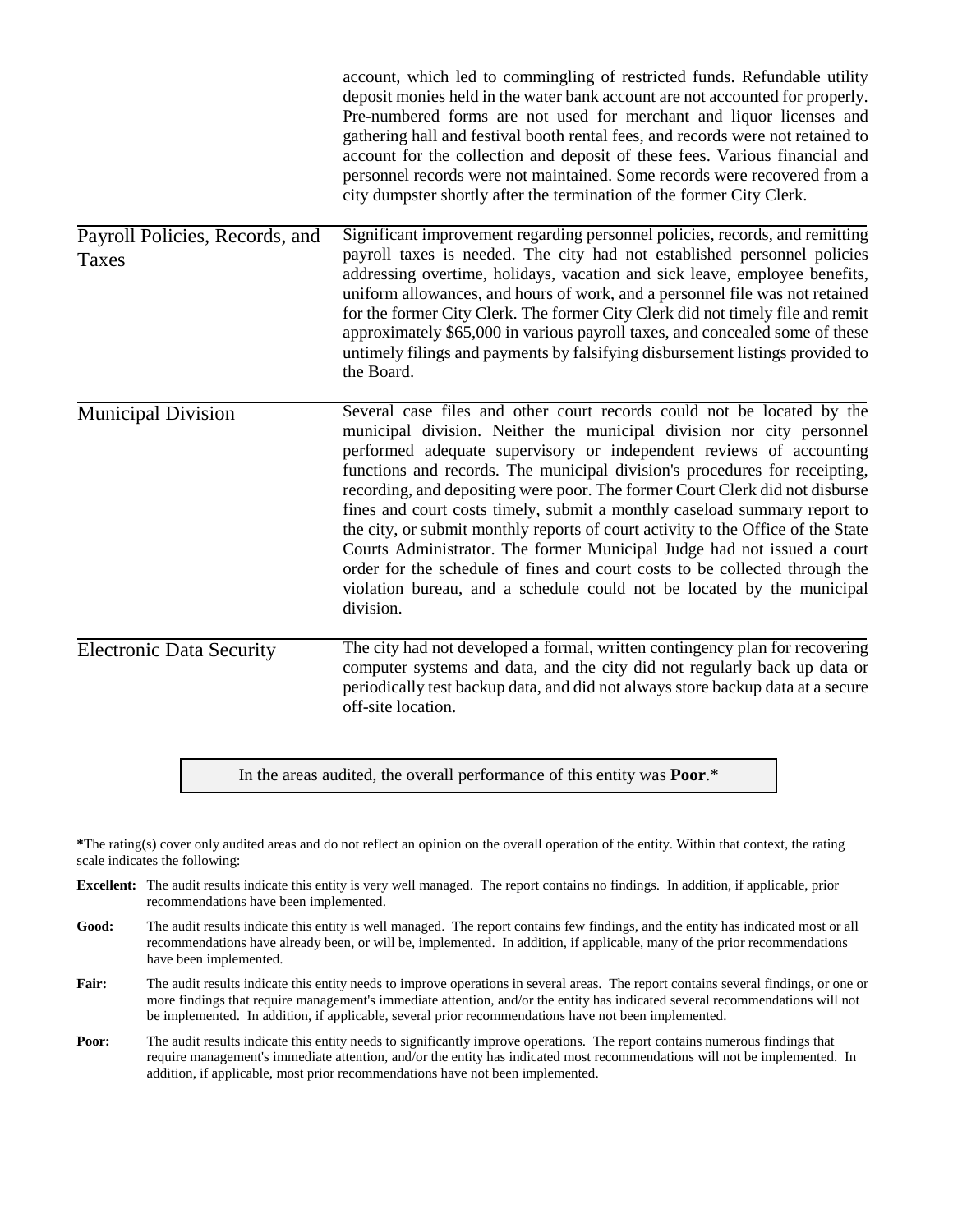account, which led to commingling of restricted funds. Refundable utility deposit monies held in the water bank account are not accounted for properly. Pre-numbered forms are not used for merchant and liquor licenses and gathering hall and festival booth rental fees, and records were not retained to account for the collection and deposit of these fees. Various financial and personnel records were not maintained. Some records were recovered from a city dumpster shortly after the termination of the former City Clerk.

| | |
|---|---|
| Payroll Policies, Records, and Taxes | Significant improvement regarding personnel policies, records, and remitting payroll taxes is needed. The city had not established personnel policies addressing overtime, holidays, vacation and sick leave, employee benefits, uniform allowances, and hours of work, and a personnel file was not retained for the former City Clerk. The former City Clerk did not timely file and remit approximately $65,000 in various payroll taxes, and concealed some of these untimely filings and payments by falsifying disbursement listings provided to the Board. |
| Municipal Division | Several case files and other court records could not be located by the municipal division. Neither the municipal division nor city personnel performed adequate supervisory or independent reviews of accounting functions and records. The municipal division's procedures for receipting, recording, and depositing were poor. The former Court Clerk did not disburse fines and court costs timely, submit a monthly caseload summary report to the city, or submit monthly reports of court activity to the Office of the State Courts Administrator. The former Municipal Judge had not issued a court order for the schedule of fines and court costs to be collected through the violation bureau, and a schedule could not be located by the municipal division. |
| Electronic Data Security | The city had not developed a formal, written contingency plan for recovering computer systems and data, and the city did not regularly back up data or periodically test backup data, and did not always store backup data at a secure off-site location. |

In the areas audited, the overall performance of this entity was **Poor**.*

**\***The rating(s) cover only audited areas and do not reflect an opinion on the overall operation of the entity. Within that context, the rating scale indicates the following:

**Excellent:** The audit results indicate this entity is very well managed. The report contains no findings. In addition, if applicable, prior recommendations have been implemented.

**Good:** The audit results indicate this entity is well managed. The report contains few findings, and the entity has indicated most or all recommendations have already been, or will be, implemented. In addition, if applicable, many of the prior recommendations have been implemented.

**Fair:** The audit results indicate this entity needs to improve operations in several areas. The report contains several findings, or one or more findings that require management's immediate attention, and/or the entity has indicated several recommendations will not be implemented. In addition, if applicable, several prior recommendations have not been implemented.

**Poor:** The audit results indicate this entity needs to significantly improve operations. The report contains numerous findings that require management's immediate attention, and/or the entity has indicated most recommendations will not be implemented. In addition, if applicable, most prior recommendations have not been implemented.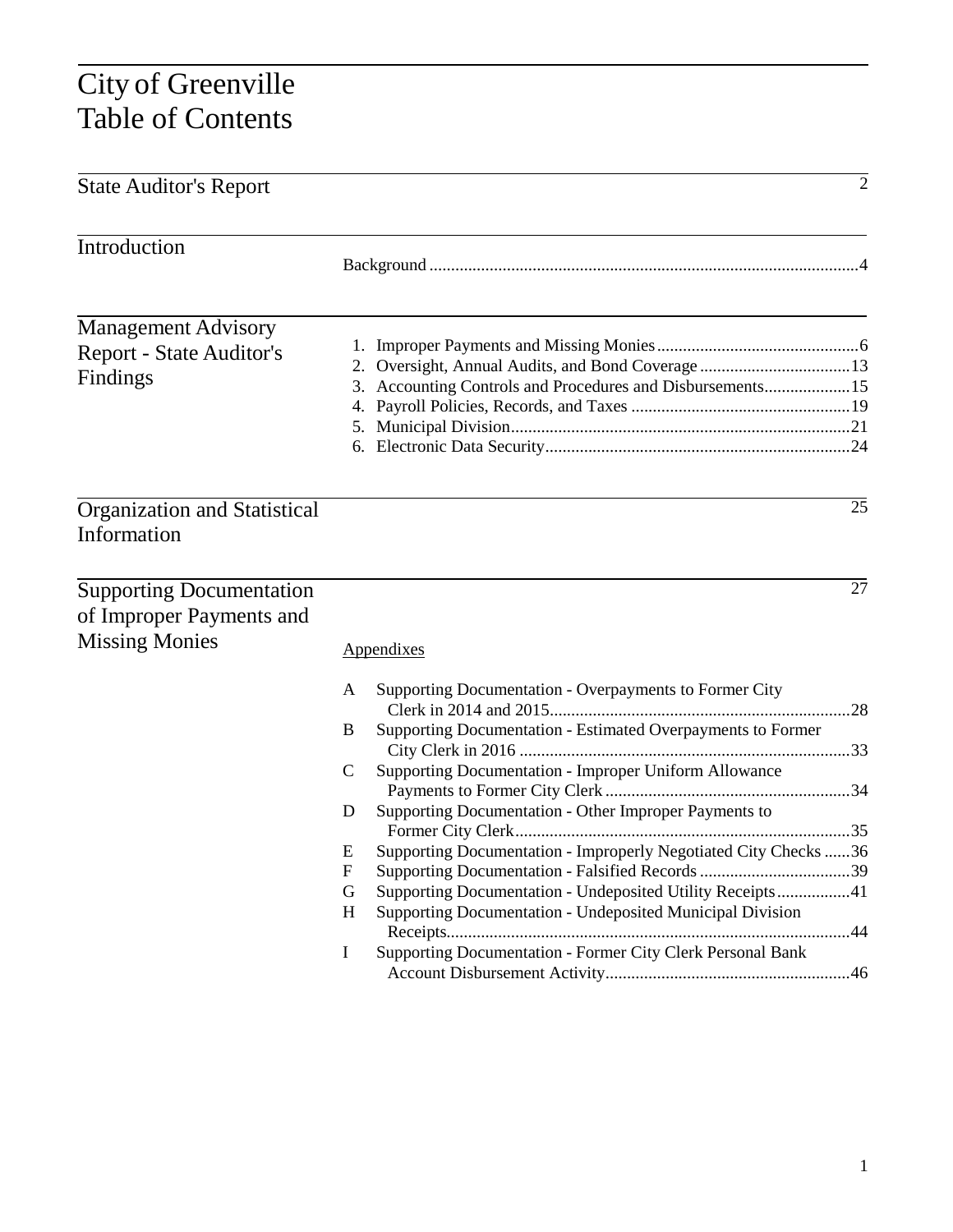# City of Greenville
# Table of Contents

| Section | Contents | Page |
|---|---|---|
| State Auditor's Report | | 2 |
| Introduction | Background | 4 |
| Management Advisory Report - State Auditor's Findings | 1. Improper Payments and Missing Monies | 6 |
| | 2. Oversight, Annual Audits, and Bond Coverage | 13 |
| | 3. Accounting Controls and Procedures and Disbursements | 15 |
| | 4. Payroll Policies, Records, and Taxes | 19 |
| | 5. Municipal Division | 21 |
| | 6. Electronic Data Security | 24 |
| Organization and Statistical Information | | 25 |
| Supporting Documentation of Improper Payments and Missing Monies | | 27 |
| | Appendixes | |
| | A Supporting Documentation - Overpayments to Former City Clerk in 2014 and 2015 | 28 |
| | B Supporting Documentation - Estimated Overpayments to Former City Clerk in 2016 | 33 |
| | C Supporting Documentation - Improper Uniform Allowance Payments to Former City Clerk | 34 |
| | D Supporting Documentation - Other Improper Payments to Former City Clerk | 35 |
| | E Supporting Documentation - Improperly Negotiated City Checks | 36 |
| | F Supporting Documentation - Falsified Records | 39 |
| | G Supporting Documentation - Undeposited Utility Receipts | 41 |
| | H Supporting Documentation - Undeposited Municipal Division Receipts | 44 |
| | I Supporting Documentation - Former City Clerk Personal Bank Account Disbursement Activity | 46 |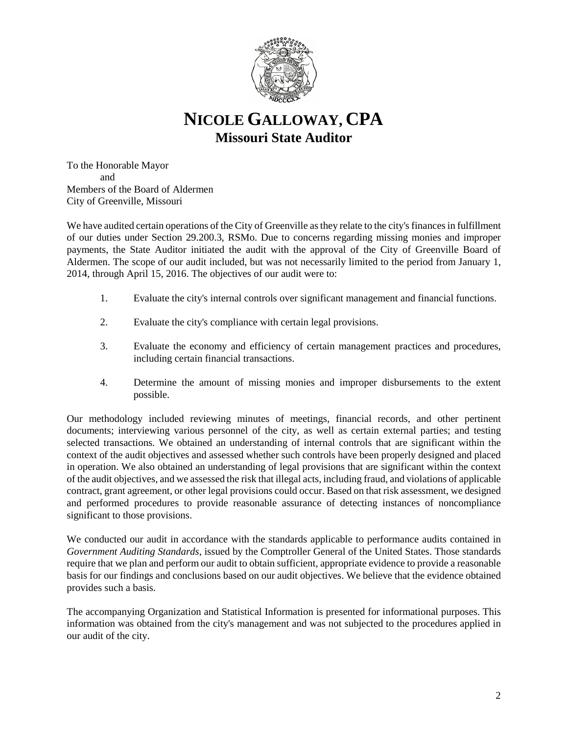# NICOLE GALLOWAY, CPA
## Missouri State Auditor

To the Honorable Mayor
and
Members of the Board of Aldermen
City of Greenville, Missouri

We have audited certain operations of the City of Greenville as they relate to the city's finances in fulfillment of our duties under Section 29.200.3, RSMo. Due to concerns regarding missing monies and improper payments, the State Auditor initiated the audit with the approval of the City of Greenville Board of Aldermen. The scope of our audit included, but was not necessarily limited to the period from January 1, 2014, through April 15, 2016. The objectives of our audit were to:

1. Evaluate the city's internal controls over significant management and financial functions.

2. Evaluate the city's compliance with certain legal provisions.

3. Evaluate the economy and efficiency of certain management practices and procedures, including certain financial transactions.

4. Determine the amount of missing monies and improper disbursements to the extent possible.

Our methodology included reviewing minutes of meetings, financial records, and other pertinent documents; interviewing various personnel of the city, as well as certain external parties; and testing selected transactions. We obtained an understanding of internal controls that are significant within the context of the audit objectives and assessed whether such controls have been properly designed and placed in operation. We also obtained an understanding of legal provisions that are significant within the context of the audit objectives, and we assessed the risk that illegal acts, including fraud, and violations of applicable contract, grant agreement, or other legal provisions could occur. Based on that risk assessment, we designed and performed procedures to provide reasonable assurance of detecting instances of noncompliance significant to those provisions.

We conducted our audit in accordance with the standards applicable to performance audits contained in *Government Auditing Standards*, issued by the Comptroller General of the United States. Those standards require that we plan and perform our audit to obtain sufficient, appropriate evidence to provide a reasonable basis for our findings and conclusions based on our audit objectives. We believe that the evidence obtained provides such a basis.

The accompanying Organization and Statistical Information is presented for informational purposes. This information was obtained from the city's management and was not subjected to the procedures applied in our audit of the city.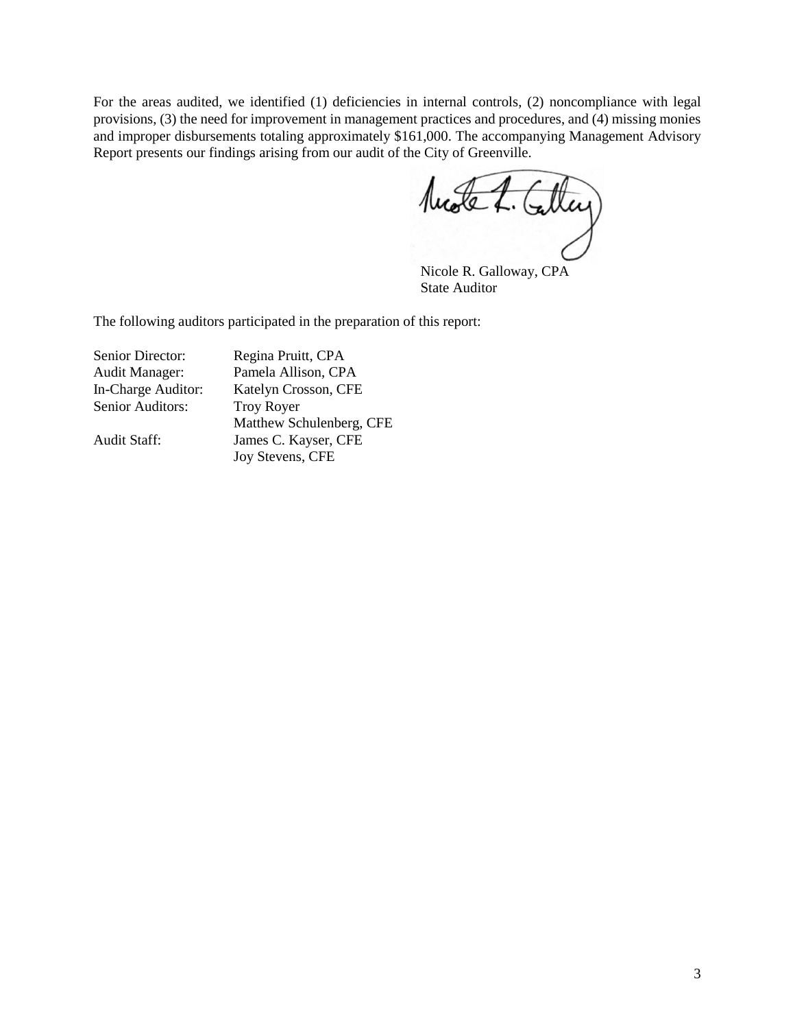For the areas audited, we identified (1) deficiencies in internal controls, (2) noncompliance with legal provisions, (3) the need for improvement in management practices and procedures, and (4) missing monies and improper disbursements totaling approximately $161,000. The accompanying Management Advisory Report presents our findings arising from our audit of the City of Greenville.

Nicole R. Galloway, CPA
State Auditor

The following auditors participated in the preparation of this report:

| | |
|---|---|
| Senior Director: | Regina Pruitt, CPA |
| Audit Manager: | Pamela Allison, CPA |
| In-Charge Auditor: | Katelyn Crosson, CFE |
| Senior Auditors: | Troy Royer |
| | Matthew Schulenberg, CFE |
| Audit Staff: | James C. Kayser, CFE |
| | Joy Stevens, CFE |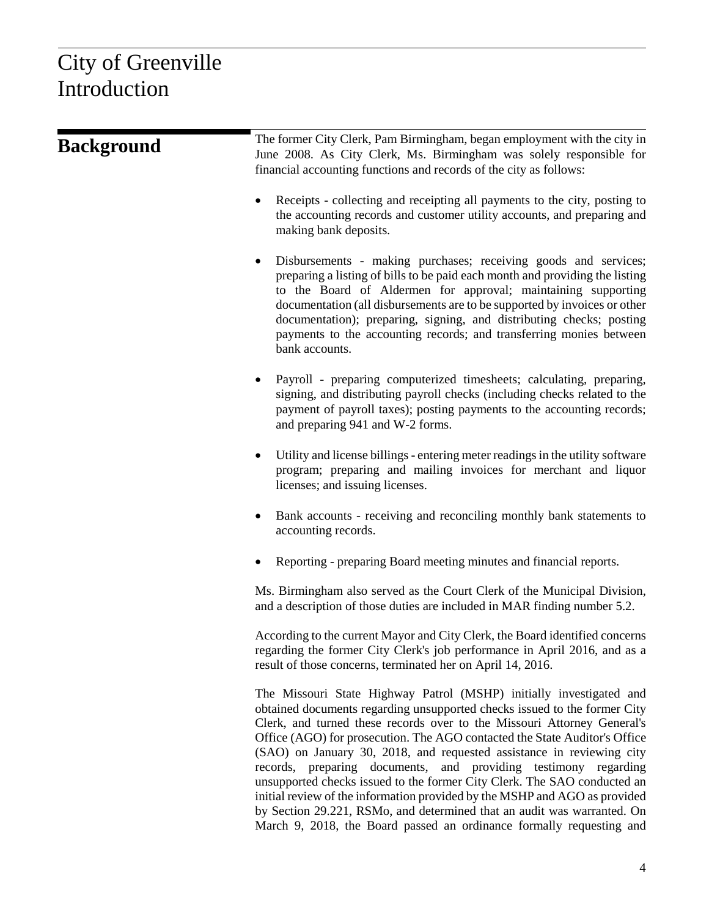# City of Greenville
# Introduction

## Background

The former City Clerk, Pam Birmingham, began employment with the city in June 2008. As City Clerk, Ms. Birmingham was solely responsible for financial accounting functions and records of the city as follows:

- Receipts - collecting and receipting all payments to the city, posting to the accounting records and customer utility accounts, and preparing and making bank deposits.
- Disbursements - making purchases; receiving goods and services; preparing a listing of bills to be paid each month and providing the listing to the Board of Aldermen for approval; maintaining supporting documentation (all disbursements are to be supported by invoices or other documentation); preparing, signing, and distributing checks; posting payments to the accounting records; and transferring monies between bank accounts.
- Payroll - preparing computerized timesheets; calculating, preparing, signing, and distributing payroll checks (including checks related to the payment of payroll taxes); posting payments to the accounting records; and preparing 941 and W-2 forms.
- Utility and license billings - entering meter readings in the utility software program; preparing and mailing invoices for merchant and liquor licenses; and issuing licenses.
- Bank accounts - receiving and reconciling monthly bank statements to accounting records.
- Reporting - preparing Board meeting minutes and financial reports.

Ms. Birmingham also served as the Court Clerk of the Municipal Division, and a description of those duties are included in MAR finding number 5.2.

According to the current Mayor and City Clerk, the Board identified concerns regarding the former City Clerk's job performance in April 2016, and as a result of those concerns, terminated her on April 14, 2016.

The Missouri State Highway Patrol (MSHP) initially investigated and obtained documents regarding unsupported checks issued to the former City Clerk, and turned these records over to the Missouri Attorney General's Office (AGO) for prosecution. The AGO contacted the State Auditor's Office (SAO) on January 30, 2018, and requested assistance in reviewing city records, preparing documents, and providing testimony regarding unsupported checks issued to the former City Clerk. The SAO conducted an initial review of the information provided by the MSHP and AGO as provided by Section 29.221, RSMo, and determined that an audit was warranted. On March 9, 2018, the Board passed an ordinance formally requesting and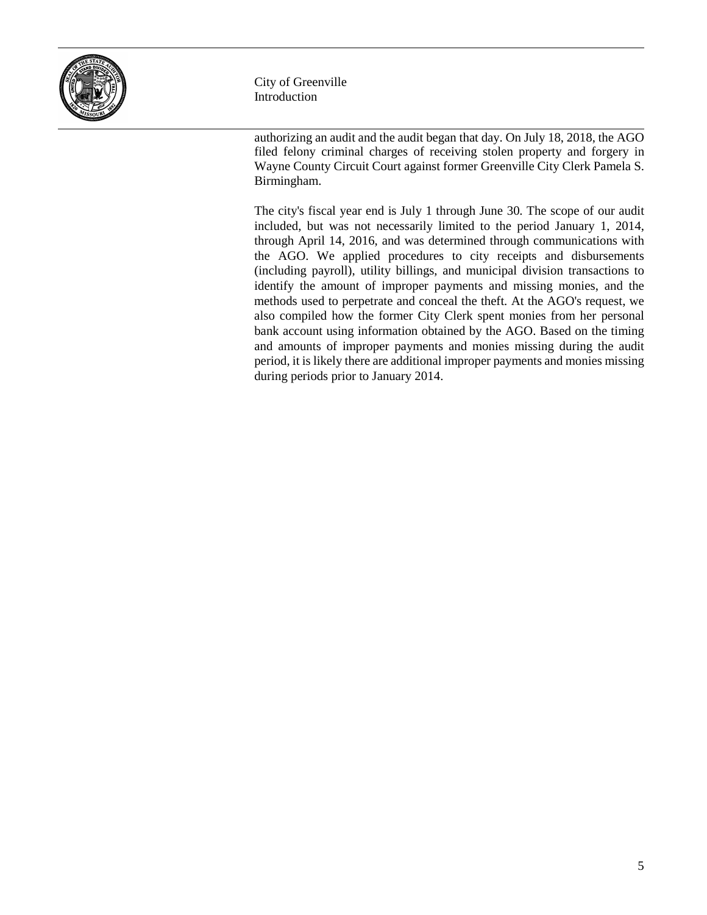authorizing an audit and the audit began that day. On July 18, 2018, the AGO filed felony criminal charges of receiving stolen property and forgery in Wayne County Circuit Court against former Greenville City Clerk Pamela S. Birmingham.

The city's fiscal year end is July 1 through June 30. The scope of our audit included, but was not necessarily limited to the period January 1, 2014, through April 14, 2016, and was determined through communications with the AGO. We applied procedures to city receipts and disbursements (including payroll), utility billings, and municipal division transactions to identify the amount of improper payments and missing monies, and the methods used to perpetrate and conceal the theft. At the AGO's request, we also compiled how the former City Clerk spent monies from her personal bank account using information obtained by the AGO. Based on the timing and amounts of improper payments and monies missing during the audit period, it is likely there are additional improper payments and monies missing during periods prior to January 2014.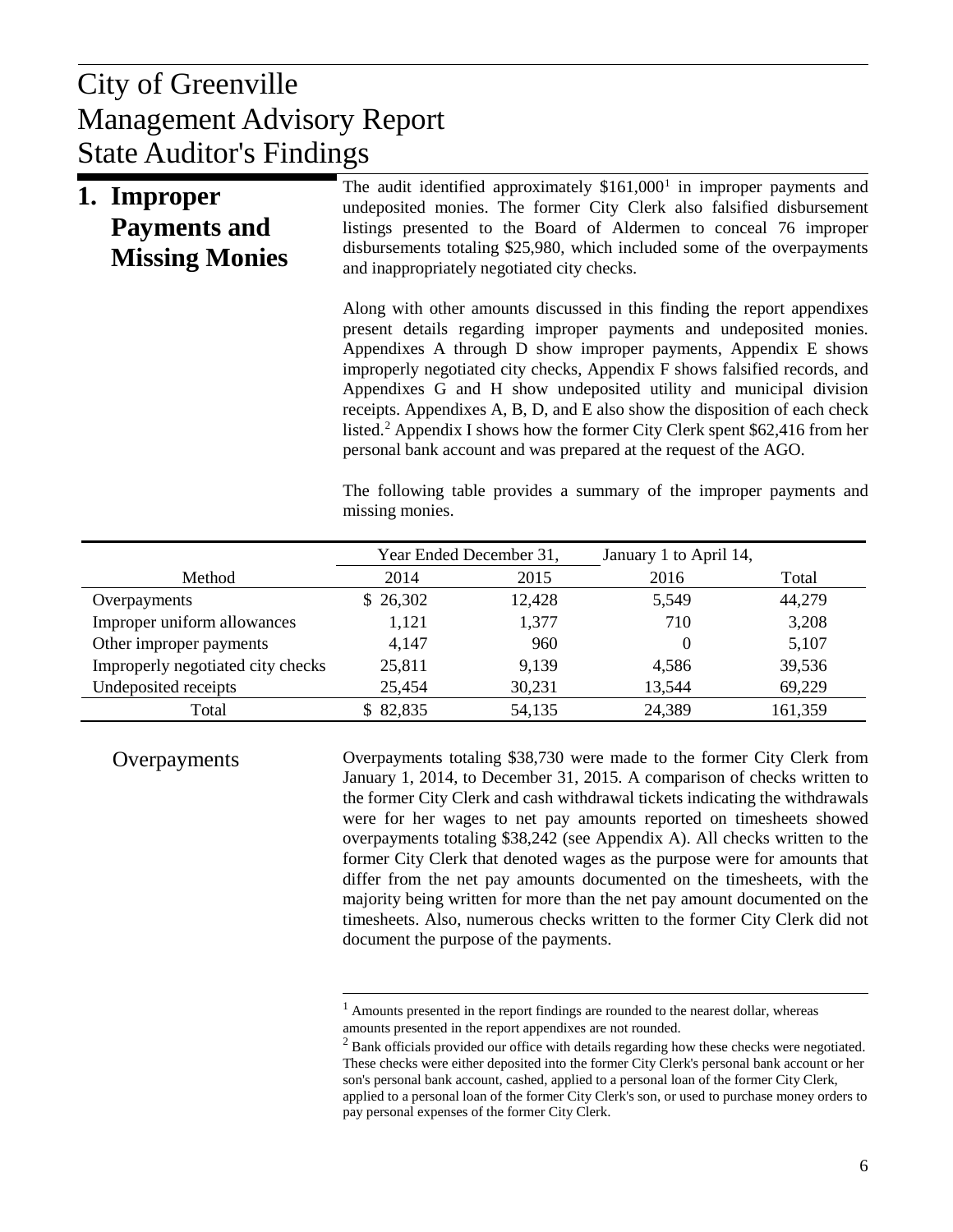# City of Greenville
# Management Advisory Report
# State Auditor's Findings

## 1. Improper Payments and Missing Monies

The audit identified approximately $161,000[1] in improper payments and undeposited monies. The former City Clerk also falsified disbursement listings presented to the Board of Aldermen to conceal 76 improper disbursements totaling $25,980, which included some of the overpayments and inappropriately negotiated city checks.

Along with other amounts discussed in this finding the report appendixes present details regarding improper payments and undeposited monies. Appendixes A through D show improper payments, Appendix E shows improperly negotiated city checks, Appendix F shows falsified records, and Appendixes G and H show undeposited utility and municipal division receipts. Appendixes A, B, D, and E also show the disposition of each check listed.[2] Appendix I shows how the former City Clerk spent $62,416 from her personal bank account and was prepared at the request of the AGO.

The following table provides a summary of the improper payments and missing monies.

| | Year Ended December 31, | | January 1 to April 14, | |
|---|---|---|---|---|
| Method | 2014 | 2015 | 2016 | Total |
| Overpayments | $ 26,302 | 12,428 | 5,549 | 44,279 |
| Improper uniform allowances | 1,121 | 1,377 | 710 | 3,208 |
| Other improper payments | 4,147 | 960 | 0 | 5,107 |
| Improperly negotiated city checks | 25,811 | 9,139 | 4,586 | 39,536 |
| Undeposited receipts | 25,454 | 30,231 | 13,544 | 69,229 |
| Total | $ 82,835 | 54,135 | 24,389 | 161,359 |

### Overpayments

Overpayments totaling $38,730 were made to the former City Clerk from January 1, 2014, to December 31, 2015. A comparison of checks written to the former City Clerk and cash withdrawal tickets indicating the withdrawals were for her wages to net pay amounts reported on timesheets showed overpayments totaling $38,242 (see Appendix A). All checks written to the former City Clerk that denoted wages as the purpose were for amounts that differ from the net pay amounts documented on the timesheets, with the majority being written for more than the net pay amount documented on the timesheets. Also, numerous checks written to the former City Clerk did not document the purpose of the payments.

[1] Amounts presented in the report findings are rounded to the nearest dollar, whereas amounts presented in the report appendixes are not rounded.

[2] Bank officials provided our office with details regarding how these checks were negotiated. These checks were either deposited into the former City Clerk's personal bank account or her son's personal bank account, cashed, applied to a personal loan of the former City Clerk, applied to a personal loan of the former City Clerk's son, or used to purchase money orders to pay personal expenses of the former City Clerk.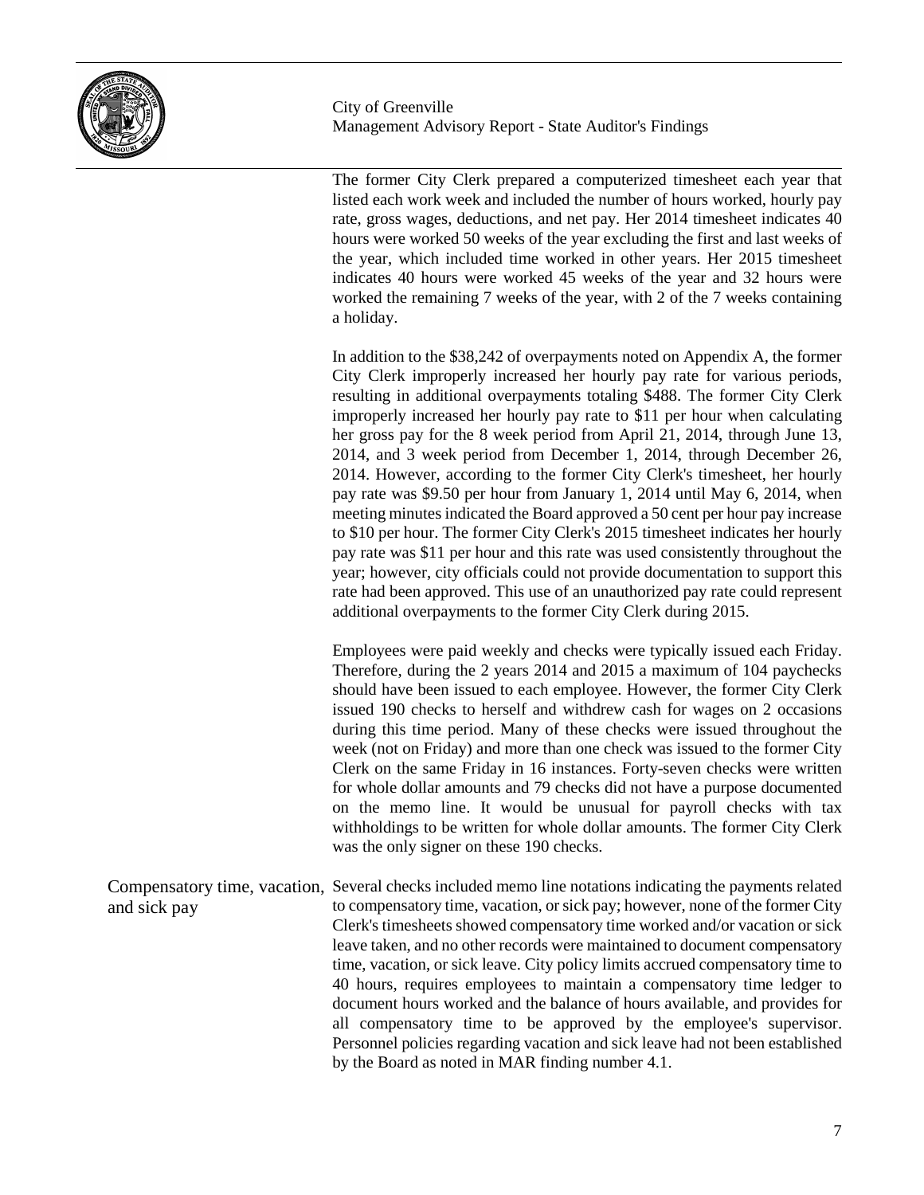The former City Clerk prepared a computerized timesheet each year that listed each work week and included the number of hours worked, hourly pay rate, gross wages, deductions, and net pay. Her 2014 timesheet indicates 40 hours were worked 50 weeks of the year excluding the first and last weeks of the year, which included time worked in other years. Her 2015 timesheet indicates 40 hours were worked 45 weeks of the year and 32 hours were worked the remaining 7 weeks of the year, with 2 of the 7 weeks containing a holiday.

In addition to the $38,242 of overpayments noted on Appendix A, the former City Clerk improperly increased her hourly pay rate for various periods, resulting in additional overpayments totaling $488. The former City Clerk improperly increased her hourly pay rate to $11 per hour when calculating her gross pay for the 8 week period from April 21, 2014, through June 13, 2014, and 3 week period from December 1, 2014, through December 26, 2014. However, according to the former City Clerk's timesheet, her hourly pay rate was $9.50 per hour from January 1, 2014 until May 6, 2014, when meeting minutes indicated the Board approved a 50 cent per hour pay increase to $10 per hour. The former City Clerk's 2015 timesheet indicates her hourly pay rate was $11 per hour and this rate was used consistently throughout the year; however, city officials could not provide documentation to support this rate had been approved. This use of an unauthorized pay rate could represent additional overpayments to the former City Clerk during 2015.

Employees were paid weekly and checks were typically issued each Friday. Therefore, during the 2 years 2014 and 2015 a maximum of 104 paychecks should have been issued to each employee. However, the former City Clerk issued 190 checks to herself and withdrew cash for wages on 2 occasions during this time period. Many of these checks were issued throughout the week (not on Friday) and more than one check was issued to the former City Clerk on the same Friday in 16 instances. Forty-seven checks were written for whole dollar amounts and 79 checks did not have a purpose documented on the memo line. It would be unusual for payroll checks with tax withholdings to be written for whole dollar amounts. The former City Clerk was the only signer on these 190 checks.

**Compensatory time, vacation, and sick pay**

Several checks included memo line notations indicating the payments related to compensatory time, vacation, or sick pay; however, none of the former City Clerk's timesheets showed compensatory time worked and/or vacation or sick leave taken, and no other records were maintained to document compensatory time, vacation, or sick leave. City policy limits accrued compensatory time to 40 hours, requires employees to maintain a compensatory time ledger to document hours worked and the balance of hours available, and provides for all compensatory time to be approved by the employee's supervisor. Personnel policies regarding vacation and sick leave had not been established by the Board as noted in MAR finding number 4.1.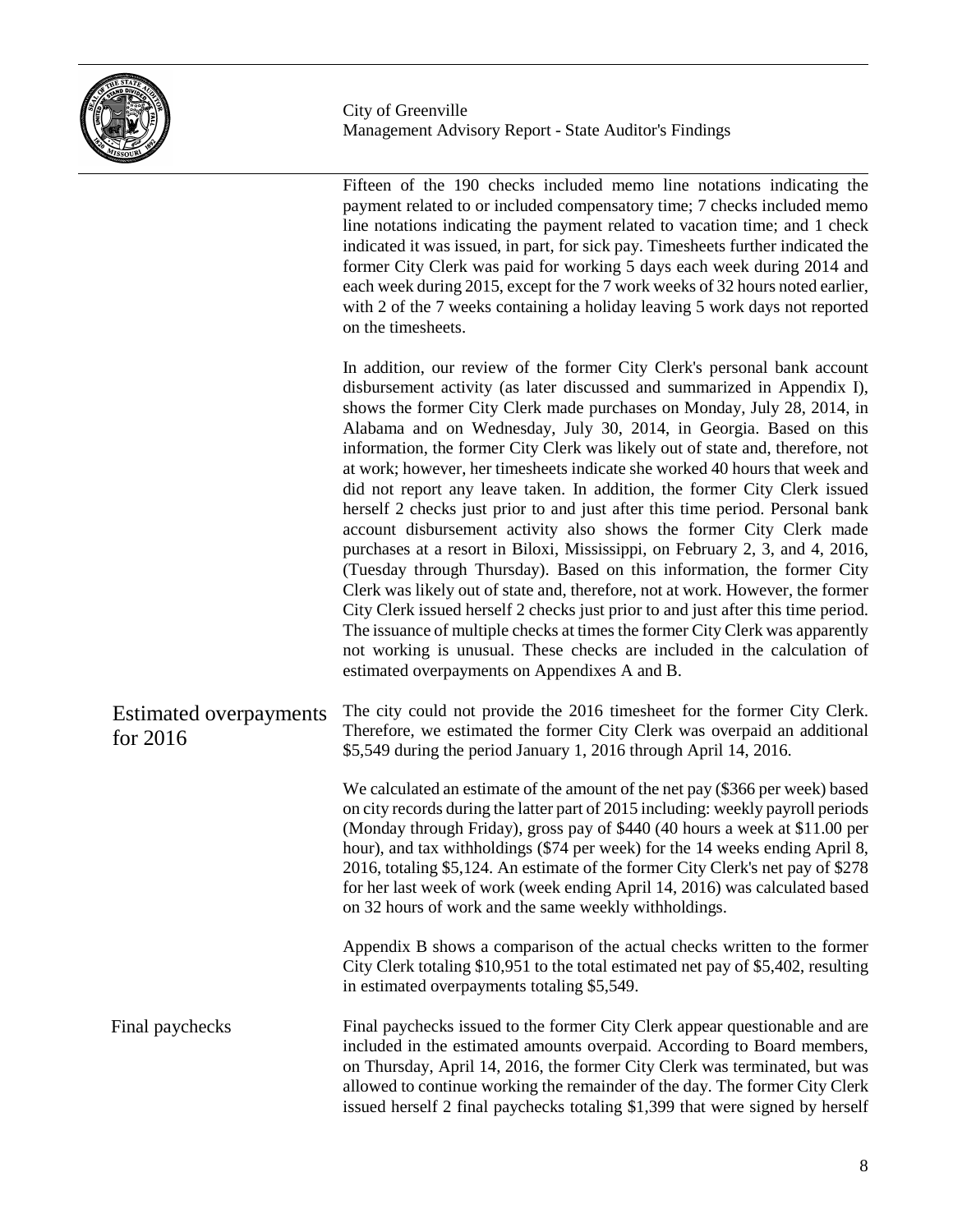Fifteen of the 190 checks included memo line notations indicating the payment related to or included compensatory time; 7 checks included memo line notations indicating the payment related to vacation time; and 1 check indicated it was issued, in part, for sick pay. Timesheets further indicated the former City Clerk was paid for working 5 days each week during 2014 and each week during 2015, except for the 7 work weeks of 32 hours noted earlier, with 2 of the 7 weeks containing a holiday leaving 5 work days not reported on the timesheets.

In addition, our review of the former City Clerk's personal bank account disbursement activity (as later discussed and summarized in Appendix I), shows the former City Clerk made purchases on Monday, July 28, 2014, in Alabama and on Wednesday, July 30, 2014, in Georgia. Based on this information, the former City Clerk was likely out of state and, therefore, not at work; however, her timesheets indicate she worked 40 hours that week and did not report any leave taken. In addition, the former City Clerk issued herself 2 checks just prior to and just after this time period. Personal bank account disbursement activity also shows the former City Clerk made purchases at a resort in Biloxi, Mississippi, on February 2, 3, and 4, 2016, (Tuesday through Thursday). Based on this information, the former City Clerk was likely out of state and, therefore, not at work. However, the former City Clerk issued herself 2 checks just prior to and just after this time period. The issuance of multiple checks at times the former City Clerk was apparently not working is unusual. These checks are included in the calculation of estimated overpayments on Appendixes A and B.

### Estimated overpayments for 2016

The city could not provide the 2016 timesheet for the former City Clerk. Therefore, we estimated the former City Clerk was overpaid an additional $5,549 during the period January 1, 2016 through April 14, 2016.

We calculated an estimate of the amount of the net pay ($366 per week) based on city records during the latter part of 2015 including: weekly payroll periods (Monday through Friday), gross pay of $440 (40 hours a week at $11.00 per hour), and tax withholdings ($74 per week) for the 14 weeks ending April 8, 2016, totaling $5,124. An estimate of the former City Clerk's net pay of $278 for her last week of work (week ending April 14, 2016) was calculated based on 32 hours of work and the same weekly withholdings.

Appendix B shows a comparison of the actual checks written to the former City Clerk totaling $10,951 to the total estimated net pay of $5,402, resulting in estimated overpayments totaling $5,549.

### Final paychecks

Final paychecks issued to the former City Clerk appear questionable and are included in the estimated amounts overpaid. According to Board members, on Thursday, April 14, 2016, the former City Clerk was terminated, but was allowed to continue working the remainder of the day. The former City Clerk issued herself 2 final paychecks totaling $1,399 that were signed by herself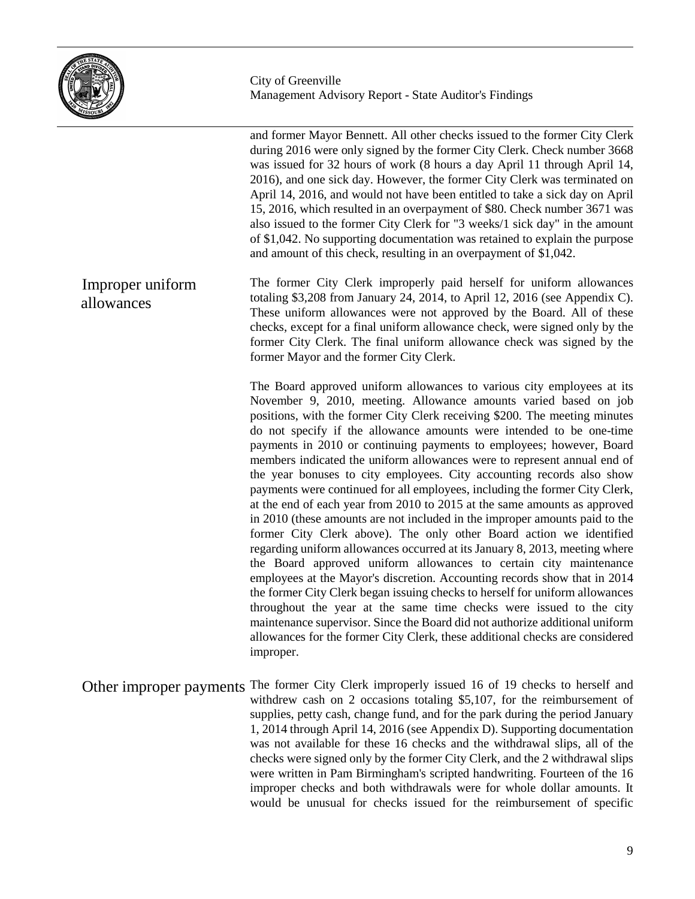and former Mayor Bennett. All other checks issued to the former City Clerk during 2016 were only signed by the former City Clerk. Check number 3668 was issued for 32 hours of work (8 hours a day April 11 through April 14, 2016), and one sick day. However, the former City Clerk was terminated on April 14, 2016, and would not have been entitled to take a sick day on April 15, 2016, which resulted in an overpayment of $80. Check number 3671 was also issued to the former City Clerk for "3 weeks/1 sick day" in the amount of $1,042. No supporting documentation was retained to explain the purpose and amount of this check, resulting in an overpayment of $1,042.

### Improper uniform allowances

The former City Clerk improperly paid herself for uniform allowances totaling $3,208 from January 24, 2014, to April 12, 2016 (see Appendix C). These uniform allowances were not approved by the Board. All of these checks, except for a final uniform allowance check, were signed only by the former City Clerk. The final uniform allowance check was signed by the former Mayor and the former City Clerk.

The Board approved uniform allowances to various city employees at its November 9, 2010, meeting. Allowance amounts varied based on job positions, with the former City Clerk receiving $200. The meeting minutes do not specify if the allowance amounts were intended to be one-time payments in 2010 or continuing payments to employees; however, Board members indicated the uniform allowances were to represent annual end of the year bonuses to city employees. City accounting records also show payments were continued for all employees, including the former City Clerk, at the end of each year from 2010 to 2015 at the same amounts as approved in 2010 (these amounts are not included in the improper amounts paid to the former City Clerk above). The only other Board action we identified regarding uniform allowances occurred at its January 8, 2013, meeting where the Board approved uniform allowances to certain city maintenance employees at the Mayor's discretion. Accounting records show that in 2014 the former City Clerk began issuing checks to herself for uniform allowances throughout the year at the same time checks were issued to the city maintenance supervisor. Since the Board did not authorize additional uniform allowances for the former City Clerk, these additional checks are considered improper.

### Other improper payments

The former City Clerk improperly issued 16 of 19 checks to herself and withdrew cash on 2 occasions totaling $5,107, for the reimbursement of supplies, petty cash, change fund, and for the park during the period January 1, 2014 through April 14, 2016 (see Appendix D). Supporting documentation was not available for these 16 checks and the withdrawal slips, all of the checks were signed only by the former City Clerk, and the 2 withdrawal slips were written in Pam Birmingham's scripted handwriting. Fourteen of the 16 improper checks and both withdrawals were for whole dollar amounts. It would be unusual for checks issued for the reimbursement of specific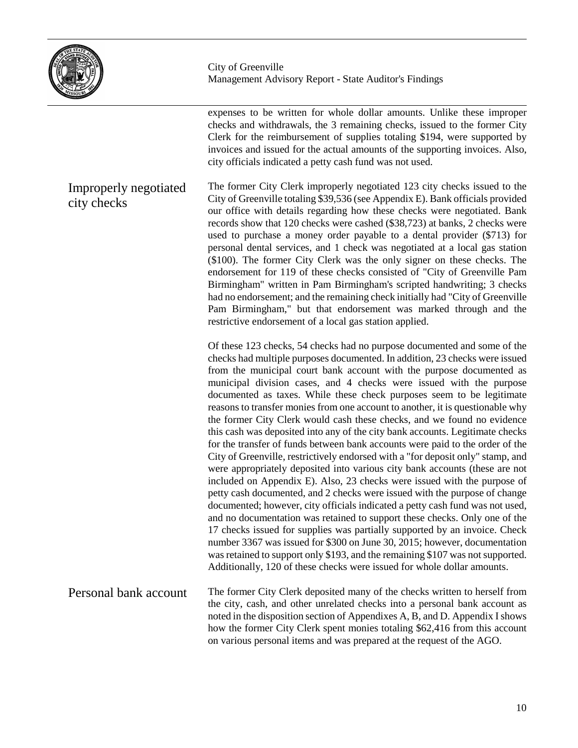expenses to be written for whole dollar amounts. Unlike these improper checks and withdrawals, the 3 remaining checks, issued to the former City Clerk for the reimbursement of supplies totaling $194, were supported by invoices and issued for the actual amounts of the supporting invoices. Also, city officials indicated a petty cash fund was not used.

### Improperly negotiated city checks

The former City Clerk improperly negotiated 123 city checks issued to the City of Greenville totaling $39,536 (see Appendix E). Bank officials provided our office with details regarding how these checks were negotiated. Bank records show that 120 checks were cashed ($38,723) at banks, 2 checks were used to purchase a money order payable to a dental provider ($713) for personal dental services, and 1 check was negotiated at a local gas station ($100). The former City Clerk was the only signer on these checks. The endorsement for 119 of these checks consisted of "City of Greenville Pam Birmingham" written in Pam Birmingham's scripted handwriting; 3 checks had no endorsement; and the remaining check initially had "City of Greenville Pam Birmingham," but that endorsement was marked through and the restrictive endorsement of a local gas station applied.

Of these 123 checks, 54 checks had no purpose documented and some of the checks had multiple purposes documented. In addition, 23 checks were issued from the municipal court bank account with the purpose documented as municipal division cases, and 4 checks were issued with the purpose documented as taxes. While these check purposes seem to be legitimate reasons to transfer monies from one account to another, it is questionable why the former City Clerk would cash these checks, and we found no evidence this cash was deposited into any of the city bank accounts. Legitimate checks for the transfer of funds between bank accounts were paid to the order of the City of Greenville, restrictively endorsed with a "for deposit only" stamp, and were appropriately deposited into various city bank accounts (these are not included on Appendix E). Also, 23 checks were issued with the purpose of petty cash documented, and 2 checks were issued with the purpose of change documented; however, city officials indicated a petty cash fund was not used, and no documentation was retained to support these checks. Only one of the 17 checks issued for supplies was partially supported by an invoice. Check number 3367 was issued for $300 on June 30, 2015; however, documentation was retained to support only $193, and the remaining $107 was not supported. Additionally, 120 of these checks were issued for whole dollar amounts.

### Personal bank account

The former City Clerk deposited many of the checks written to herself from the city, cash, and other unrelated checks into a personal bank account as noted in the disposition section of Appendixes A, B, and D. Appendix I shows how the former City Clerk spent monies totaling $62,416 from this account on various personal items and was prepared at the request of the AGO.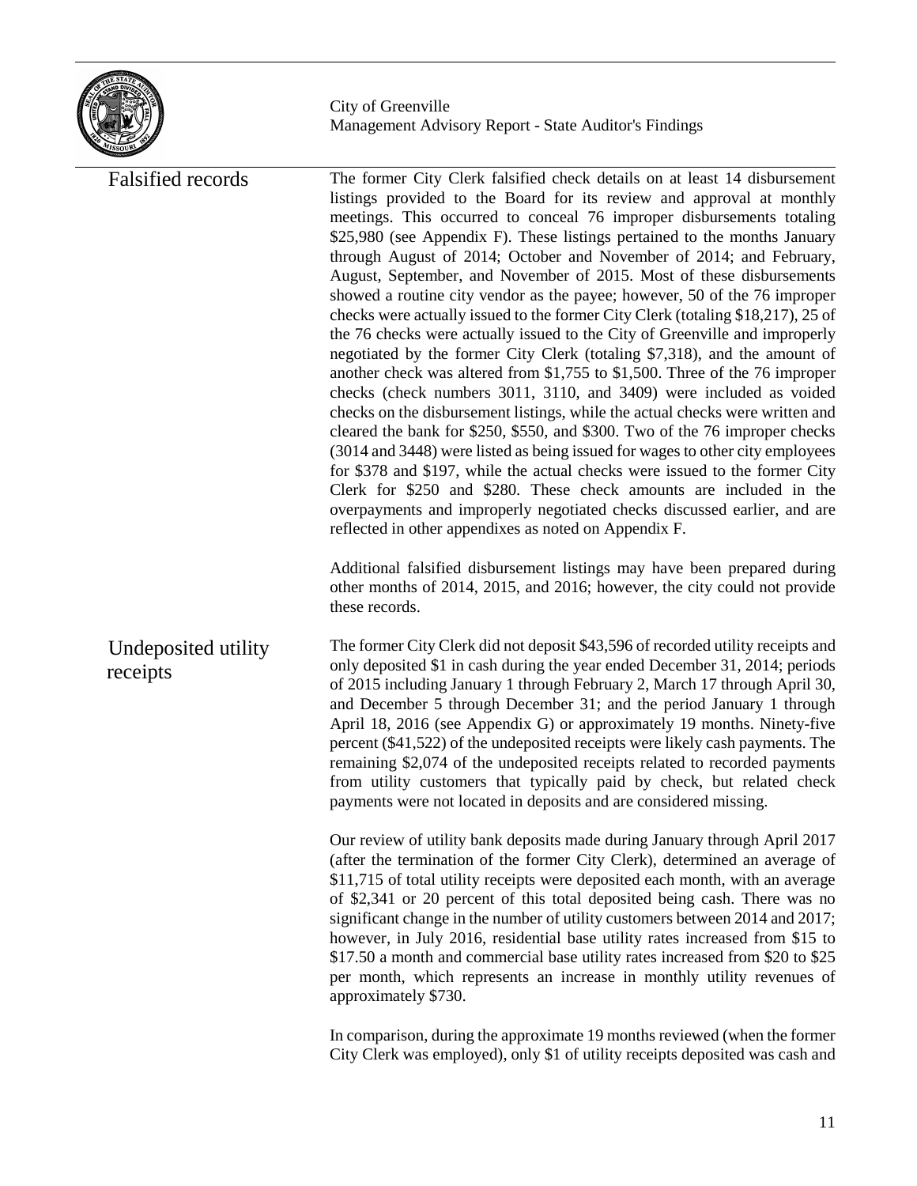### Falsified records

The former City Clerk falsified check details on at least 14 disbursement listings provided to the Board for its review and approval at monthly meetings. This occurred to conceal 76 improper disbursements totaling $25,980 (see Appendix F). These listings pertained to the months January through August of 2014; October and November of 2014; and February, August, September, and November of 2015. Most of these disbursements showed a routine city vendor as the payee; however, 50 of the 76 improper checks were actually issued to the former City Clerk (totaling $18,217), 25 of the 76 checks were actually issued to the City of Greenville and improperly negotiated by the former City Clerk (totaling $7,318), and the amount of another check was altered from $1,755 to $1,500. Three of the 76 improper checks (check numbers 3011, 3110, and 3409) were included as voided checks on the disbursement listings, while the actual checks were written and cleared the bank for $250, $550, and $300. Two of the 76 improper checks (3014 and 3448) were listed as being issued for wages to other city employees for $378 and $197, while the actual checks were issued to the former City Clerk for $250 and $280. These check amounts are included in the overpayments and improperly negotiated checks discussed earlier, and are reflected in other appendixes as noted on Appendix F.

Additional falsified disbursement listings may have been prepared during other months of 2014, 2015, and 2016; however, the city could not provide these records.

### Undeposited utility receipts

The former City Clerk did not deposit $43,596 of recorded utility receipts and only deposited $1 in cash during the year ended December 31, 2014; periods of 2015 including January 1 through February 2, March 17 through April 30, and December 5 through December 31; and the period January 1 through April 18, 2016 (see Appendix G) or approximately 19 months. Ninety-five percent ($41,522) of the undeposited receipts were likely cash payments. The remaining $2,074 of the undeposited receipts related to recorded payments from utility customers that typically paid by check, but related check payments were not located in deposits and are considered missing.

Our review of utility bank deposits made during January through April 2017 (after the termination of the former City Clerk), determined an average of $11,715 of total utility receipts were deposited each month, with an average of $2,341 or 20 percent of this total deposited being cash. There was no significant change in the number of utility customers between 2014 and 2017; however, in July 2016, residential base utility rates increased from $15 to $17.50 a month and commercial base utility rates increased from $20 to $25 per month, which represents an increase in monthly utility revenues of approximately $730.

In comparison, during the approximate 19 months reviewed (when the former City Clerk was employed), only $1 of utility receipts deposited was cash and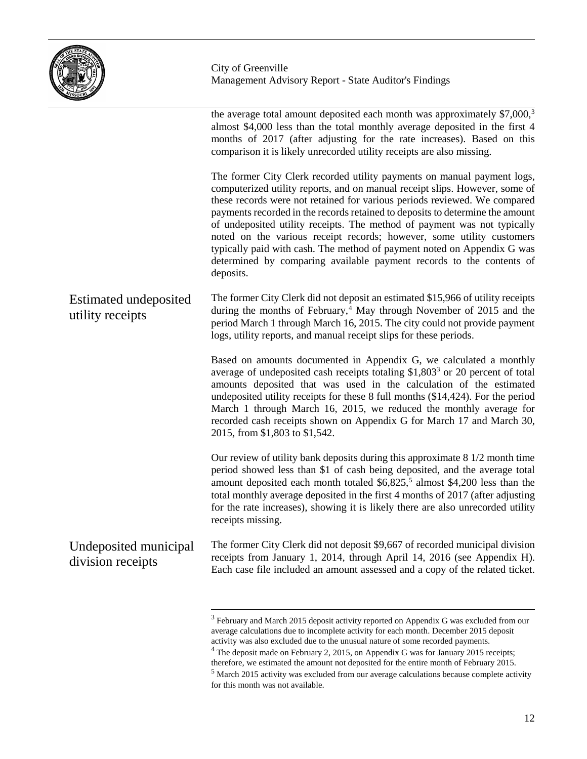the average total amount deposited each month was approximately $7,000,[3] almost $4,000 less than the total monthly average deposited in the first 4 months of 2017 (after adjusting for the rate increases). Based on this comparison it is likely unrecorded utility receipts are also missing.

The former City Clerk recorded utility payments on manual payment logs, computerized utility reports, and on manual receipt slips. However, some of these records were not retained for various periods reviewed. We compared payments recorded in the records retained to deposits to determine the amount of undeposited utility receipts. The method of payment was not typically noted on the various receipt records; however, some utility customers typically paid with cash. The method of payment noted on Appendix G was determined by comparing available payment records to the contents of deposits.

## Estimated undeposited utility receipts

The former City Clerk did not deposit an estimated $15,966 of utility receipts during the months of February,[4] May through November of 2015 and the period March 1 through March 16, 2015. The city could not provide payment logs, utility reports, and manual receipt slips for these periods.

Based on amounts documented in Appendix G, we calculated a monthly average of undeposited cash receipts totaling $1,803[3] or 20 percent of total amounts deposited that was used in the calculation of the estimated undeposited utility receipts for these 8 full months ($14,424). For the period March 1 through March 16, 2015, we reduced the monthly average for recorded cash receipts shown on Appendix G for March 17 and March 30, 2015, from $1,803 to $1,542.

Our review of utility bank deposits during this approximate 8 1/2 month time period showed less than $1 of cash being deposited, and the average total amount deposited each month totaled $6,825,[5] almost $4,200 less than the total monthly average deposited in the first 4 months of 2017 (after adjusting for the rate increases), showing it is likely there are also unrecorded utility receipts missing.

## Undeposited municipal division receipts

The former City Clerk did not deposit $9,667 of recorded municipal division receipts from January 1, 2014, through April 14, 2016 (see Appendix H). Each case file included an amount assessed and a copy of the related ticket.

---

[3] February and March 2015 deposit activity reported on Appendix G was excluded from our average calculations due to incomplete activity for each month. December 2015 deposit activity was also excluded due to the unusual nature of some recorded payments.

[4] The deposit made on February 2, 2015, on Appendix G was for January 2015 receipts; therefore, we estimated the amount not deposited for the entire month of February 2015.

[5] March 2015 activity was excluded from our average calculations because complete activity for this month was not available.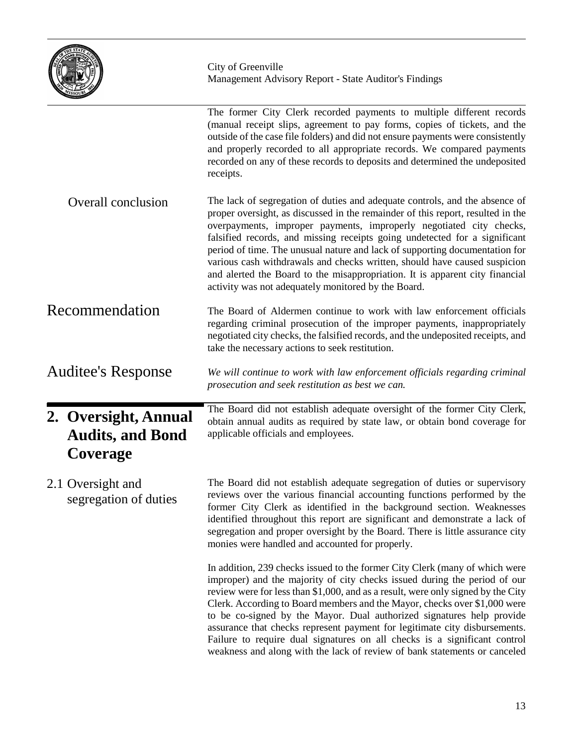The former City Clerk recorded payments to multiple different records (manual receipt slips, agreement to pay forms, copies of tickets, and the outside of the case file folders) and did not ensure payments were consistently and properly recorded to all appropriate records. We compared payments recorded on any of these records to deposits and determined the undeposited receipts.

Overall conclusion

The lack of segregation of duties and adequate controls, and the absence of proper oversight, as discussed in the remainder of this report, resulted in the overpayments, improper payments, improperly negotiated city checks, falsified records, and missing receipts going undetected for a significant period of time. The unusual nature and lack of supporting documentation for various cash withdrawals and checks written, should have caused suspicion and alerted the Board to the misappropriation. It is apparent city financial activity was not adequately monitored by the Board.

## Recommendation

The Board of Aldermen continue to work with law enforcement officials regarding criminal prosecution of the improper payments, inappropriately negotiated city checks, the falsified records, and the undeposited receipts, and take the necessary actions to seek restitution.

## Auditee's Response

*We will continue to work with law enforcement officials regarding criminal prosecution and seek restitution as best we can.*

# 2. Oversight, Annual Audits, and Bond Coverage

The Board did not establish adequate oversight of the former City Clerk, obtain annual audits as required by state law, or obtain bond coverage for applicable officials and employees.

### 2.1 Oversight and segregation of duties

The Board did not establish adequate segregation of duties or supervisory reviews over the various financial accounting functions performed by the former City Clerk as identified in the background section. Weaknesses identified throughout this report are significant and demonstrate a lack of segregation and proper oversight by the Board. There is little assurance city monies were handled and accounted for properly.

In addition, 239 checks issued to the former City Clerk (many of which were improper) and the majority of city checks issued during the period of our review were for less than $1,000, and as a result, were only signed by the City Clerk. According to Board members and the Mayor, checks over $1,000 were to be co-signed by the Mayor. Dual authorized signatures help provide assurance that checks represent payment for legitimate city disbursements. Failure to require dual signatures on all checks is a significant control weakness and along with the lack of review of bank statements or canceled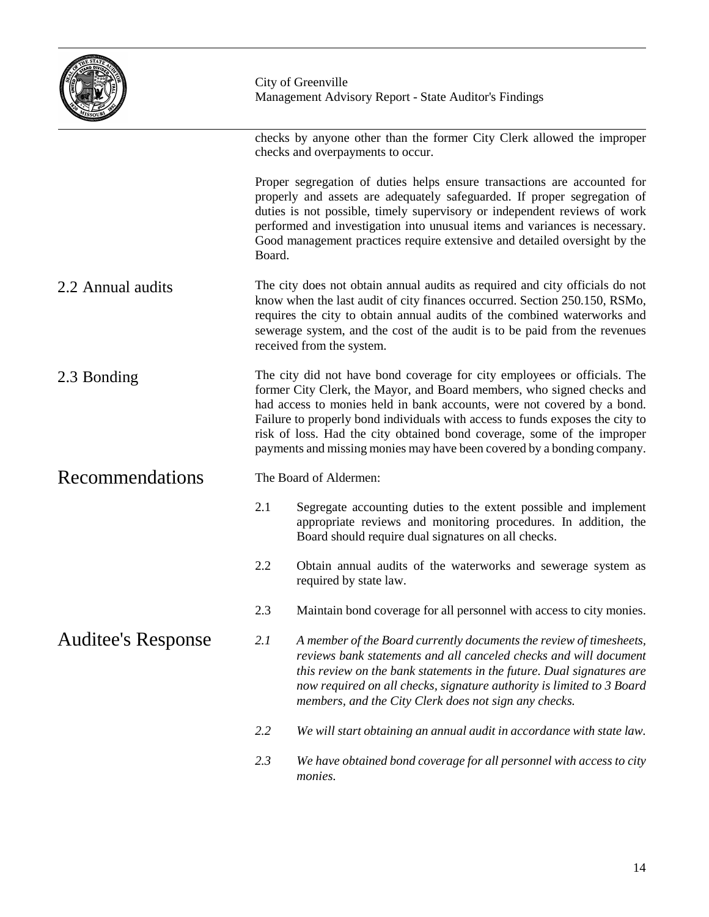checks by anyone other than the former City Clerk allowed the improper checks and overpayments to occur.

Proper segregation of duties helps ensure transactions are accounted for properly and assets are adequately safeguarded. If proper segregation of duties is not possible, timely supervisory or independent reviews of work performed and investigation into unusual items and variances is necessary. Good management practices require extensive and detailed oversight by the Board.

## 2.2 Annual audits

The city does not obtain annual audits as required and city officials do not know when the last audit of city finances occurred. Section 250.150, RSMo, requires the city to obtain annual audits of the combined waterworks and sewerage system, and the cost of the audit is to be paid from the revenues received from the system.

## 2.3 Bonding

The city did not have bond coverage for city employees or officials. The former City Clerk, the Mayor, and Board members, who signed checks and had access to monies held in bank accounts, were not covered by a bond. Failure to properly bond individuals with access to funds exposes the city to risk of loss. Had the city obtained bond coverage, some of the improper payments and missing monies may have been covered by a bonding company.

# Recommendations

The Board of Aldermen:

2.1 Segregate accounting duties to the extent possible and implement appropriate reviews and monitoring procedures. In addition, the Board should require dual signatures on all checks.

2.2 Obtain annual audits of the waterworks and sewerage system as required by state law.

2.3 Maintain bond coverage for all personnel with access to city monies.

# Auditee's Response

*2.1 A member of the Board currently documents the review of timesheets, reviews bank statements and all canceled checks and will document this review on the bank statements in the future. Dual signatures are now required on all checks, signature authority is limited to 3 Board members, and the City Clerk does not sign any checks.*

*2.2 We will start obtaining an annual audit in accordance with state law.*

*2.3 We have obtained bond coverage for all personnel with access to city monies.*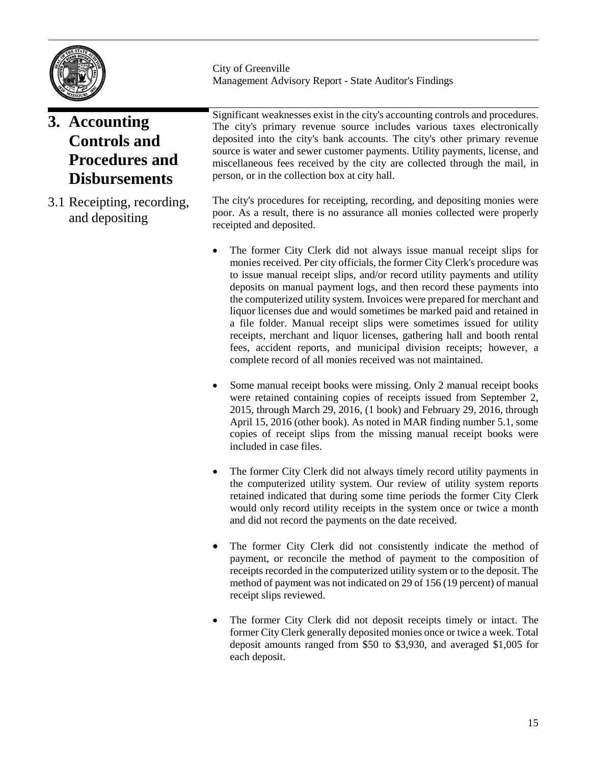## 3. Accounting Controls and Procedures and Disbursements

Significant weaknesses exist in the city's accounting controls and procedures. The city's primary revenue source includes various taxes electronically deposited into the city's bank accounts. The city's other primary revenue source is water and sewer customer payments. Utility payments, license, and miscellaneous fees received by the city are collected through the mail, in person, or in the collection box at city hall.

### 3.1 Receipting, recording, and depositing

The city's procedures for receipting, recording, and depositing monies were poor. As a result, there is no assurance all monies collected were properly receipted and deposited.

- The former City Clerk did not always issue manual receipt slips for monies received. Per city officials, the former City Clerk's procedure was to issue manual receipt slips, and/or record utility payments and utility deposits on manual payment logs, and then record these payments into the computerized utility system. Invoices were prepared for merchant and liquor licenses due and would sometimes be marked paid and retained in a file folder. Manual receipt slips were sometimes issued for utility receipts, merchant and liquor licenses, gathering hall and booth rental fees, accident reports, and municipal division receipts; however, a complete record of all monies received was not maintained.

- Some manual receipt books were missing. Only 2 manual receipt books were retained containing copies of receipts issued from September 2, 2015, through March 29, 2016, (1 book) and February 29, 2016, through April 15, 2016 (other book). As noted in MAR finding number 5.1, some copies of receipt slips from the missing manual receipt books were included in case files.

- The former City Clerk did not always timely record utility payments in the computerized utility system. Our review of utility system reports retained indicated that during some time periods the former City Clerk would only record utility receipts in the system once or twice a month and did not record the payments on the date received.

- The former City Clerk did not consistently indicate the method of payment, or reconcile the method of payment to the composition of receipts recorded in the computerized utility system or to the deposit. The method of payment was not indicated on 29 of 156 (19 percent) of manual receipt slips reviewed.

- The former City Clerk did not deposit receipts timely or intact. The former City Clerk generally deposited monies once or twice a week. Total deposit amounts ranged from $50 to $3,930, and averaged $1,005 for each deposit.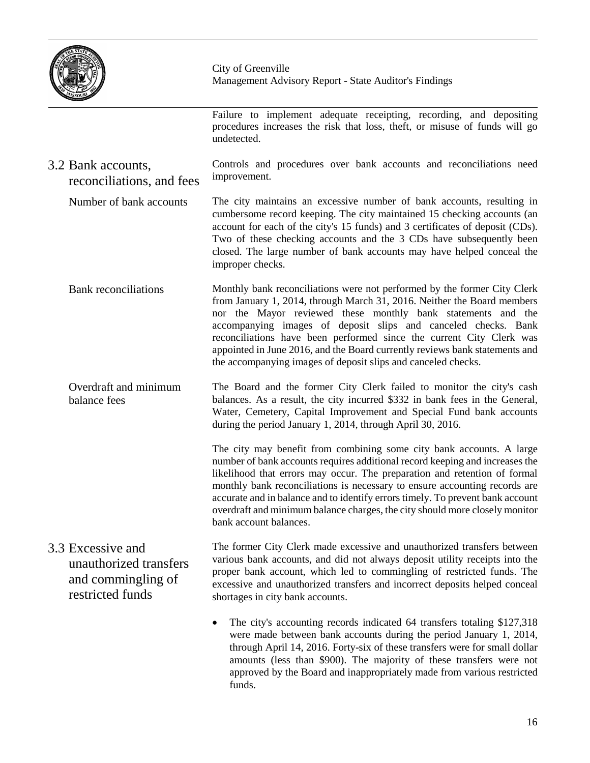Failure to implement adequate receipting, recording, and depositing procedures increases the risk that loss, theft, or misuse of funds will go undetected.

## 3.2 Bank accounts, reconciliations, and fees

Controls and procedures over bank accounts and reconciliations need improvement.

### Number of bank accounts

The city maintains an excessive number of bank accounts, resulting in cumbersome record keeping. The city maintained 15 checking accounts (an account for each of the city's 15 funds) and 3 certificates of deposit (CDs). Two of these checking accounts and the 3 CDs have subsequently been closed. The large number of bank accounts may have helped conceal the improper checks.

### Bank reconciliations

Monthly bank reconciliations were not performed by the former City Clerk from January 1, 2014, through March 31, 2016. Neither the Board members nor the Mayor reviewed these monthly bank statements and the accompanying images of deposit slips and canceled checks. Bank reconciliations have been performed since the current City Clerk was appointed in June 2016, and the Board currently reviews bank statements and the accompanying images of deposit slips and canceled checks.

### Overdraft and minimum balance fees

The Board and the former City Clerk failed to monitor the city's cash balances. As a result, the city incurred $332 in bank fees in the General, Water, Cemetery, Capital Improvement and Special Fund bank accounts during the period January 1, 2014, through April 30, 2016.

The city may benefit from combining some city bank accounts. A large number of bank accounts requires additional record keeping and increases the likelihood that errors may occur. The preparation and retention of formal monthly bank reconciliations is necessary to ensure accounting records are accurate and in balance and to identify errors timely. To prevent bank account overdraft and minimum balance charges, the city should more closely monitor bank account balances.

## 3.3 Excessive and unauthorized transfers and commingling of restricted funds

The former City Clerk made excessive and unauthorized transfers between various bank accounts, and did not always deposit utility receipts into the proper bank account, which led to commingling of restricted funds. The excessive and unauthorized transfers and incorrect deposits helped conceal shortages in city bank accounts.

- The city's accounting records indicated 64 transfers totaling $127,318 were made between bank accounts during the period January 1, 2014, through April 14, 2016. Forty-six of these transfers were for small dollar amounts (less than $900). The majority of these transfers were not approved by the Board and inappropriately made from various restricted funds.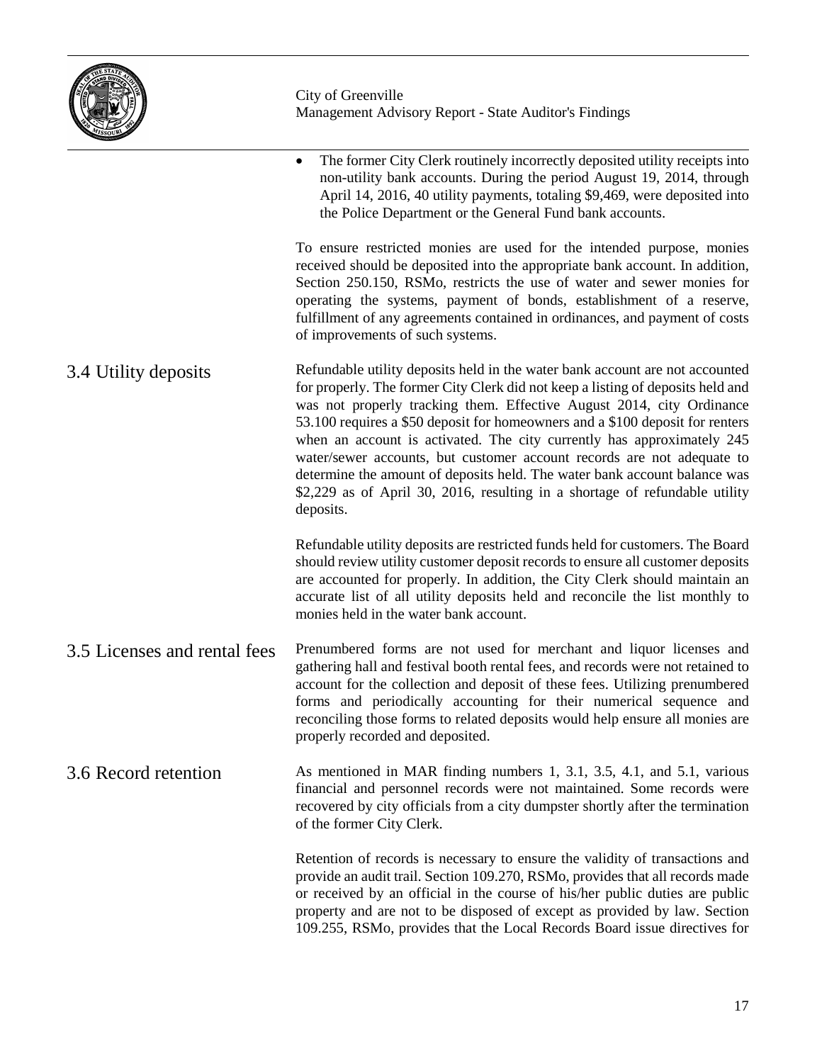- The former City Clerk routinely incorrectly deposited utility receipts into non-utility bank accounts. During the period August 19, 2014, through April 14, 2016, 40 utility payments, totaling $9,469, were deposited into the Police Department or the General Fund bank accounts.

To ensure restricted monies are used for the intended purpose, monies received should be deposited into the appropriate bank account. In addition, Section 250.150, RSMo, restricts the use of water and sewer monies for operating the systems, payment of bonds, establishment of a reserve, fulfillment of any agreements contained in ordinances, and payment of costs of improvements of such systems.

## 3.4 Utility deposits

Refundable utility deposits held in the water bank account are not accounted for properly. The former City Clerk did not keep a listing of deposits held and was not properly tracking them. Effective August 2014, city Ordinance 53.100 requires a $50 deposit for homeowners and a $100 deposit for renters when an account is activated. The city currently has approximately 245 water/sewer accounts, but customer account records are not adequate to determine the amount of deposits held. The water bank account balance was $2,229 as of April 30, 2016, resulting in a shortage of refundable utility deposits.

Refundable utility deposits are restricted funds held for customers. The Board should review utility customer deposit records to ensure all customer deposits are accounted for properly. In addition, the City Clerk should maintain an accurate list of all utility deposits held and reconcile the list monthly to monies held in the water bank account.

## 3.5 Licenses and rental fees

Prenumbered forms are not used for merchant and liquor licenses and gathering hall and festival booth rental fees, and records were not retained to account for the collection and deposit of these fees. Utilizing prenumbered forms and periodically accounting for their numerical sequence and reconciling those forms to related deposits would help ensure all monies are properly recorded and deposited.

## 3.6 Record retention

As mentioned in MAR finding numbers 1, 3.1, 3.5, 4.1, and 5.1, various financial and personnel records were not maintained. Some records were recovered by city officials from a city dumpster shortly after the termination of the former City Clerk.

Retention of records is necessary to ensure the validity of transactions and provide an audit trail. Section 109.270, RSMo, provides that all records made or received by an official in the course of his/her public duties are public property and are not to be disposed of except as provided by law. Section 109.255, RSMo, provides that the Local Records Board issue directives for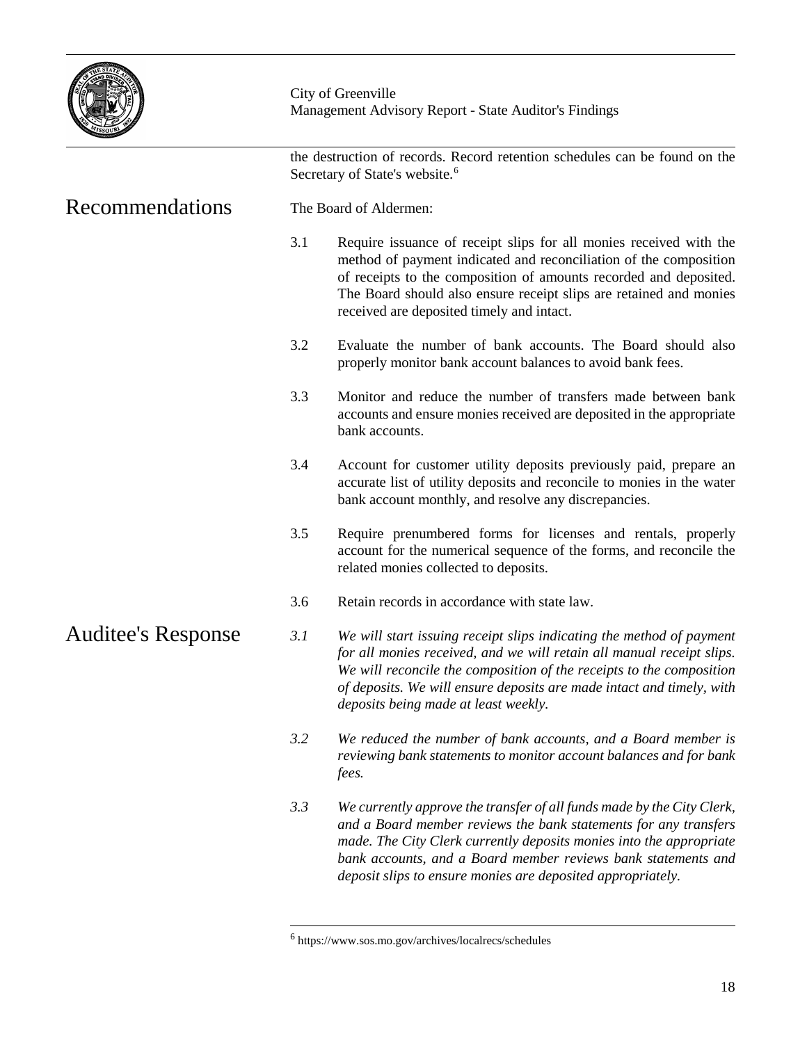the destruction of records. Record retention schedules can be found on the Secretary of State's website.[6]

## Recommendations

The Board of Aldermen:

3.1 Require issuance of receipt slips for all monies received with the method of payment indicated and reconciliation of the composition of receipts to the composition of amounts recorded and deposited. The Board should also ensure receipt slips are retained and monies received are deposited timely and intact.

3.2 Evaluate the number of bank accounts. The Board should also properly monitor bank account balances to avoid bank fees.

3.3 Monitor and reduce the number of transfers made between bank accounts and ensure monies received are deposited in the appropriate bank accounts.

3.4 Account for customer utility deposits previously paid, prepare an accurate list of utility deposits and reconcile to monies in the water bank account monthly, and resolve any discrepancies.

3.5 Require prenumbered forms for licenses and rentals, properly account for the numerical sequence of the forms, and reconcile the related monies collected to deposits.

3.6 Retain records in accordance with state law.

## Auditee's Response

*3.1 We will start issuing receipt slips indicating the method of payment for all monies received, and we will retain all manual receipt slips. We will reconcile the composition of the receipts to the composition of deposits. We will ensure deposits are made intact and timely, with deposits being made at least weekly.*

*3.2 We reduced the number of bank accounts, and a Board member is reviewing bank statements to monitor account balances and for bank fees.*

*3.3 We currently approve the transfer of all funds made by the City Clerk, and a Board member reviews the bank statements for any transfers made. The City Clerk currently deposits monies into the appropriate bank accounts, and a Board member reviews bank statements and deposit slips to ensure monies are deposited appropriately.*

---

[6] https://www.sos.mo.gov/archives/localrecs/schedules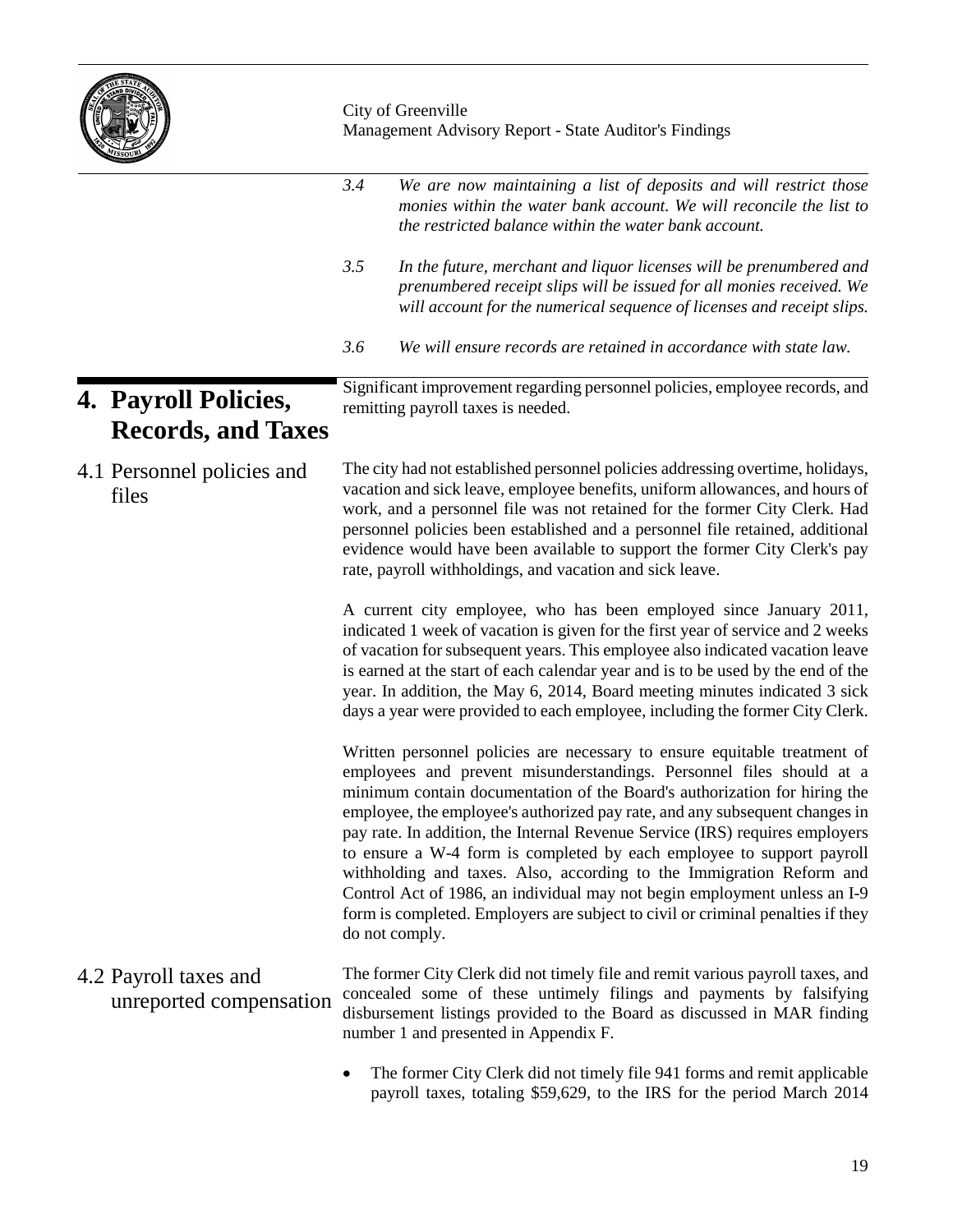*3.4 We are now maintaining a list of deposits and will restrict those monies within the water bank account. We will reconcile the list to the restricted balance within the water bank account.*

*3.5 In the future, merchant and liquor licenses will be prenumbered and prenumbered receipt slips will be issued for all monies received. We will account for the numerical sequence of licenses and receipt slips.*

*3.6 We will ensure records are retained in accordance with state law.*

# 4. Payroll Policies, Records, and Taxes

Significant improvement regarding personnel policies, employee records, and remitting payroll taxes is needed.

## 4.1 Personnel policies and files

The city had not established personnel policies addressing overtime, holidays, vacation and sick leave, employee benefits, uniform allowances, and hours of work, and a personnel file was not retained for the former City Clerk. Had personnel policies been established and a personnel file retained, additional evidence would have been available to support the former City Clerk's pay rate, payroll withholdings, and vacation and sick leave.

A current city employee, who has been employed since January 2011, indicated 1 week of vacation is given for the first year of service and 2 weeks of vacation for subsequent years. This employee also indicated vacation leave is earned at the start of each calendar year and is to be used by the end of the year. In addition, the May 6, 2014, Board meeting minutes indicated 3 sick days a year were provided to each employee, including the former City Clerk.

Written personnel policies are necessary to ensure equitable treatment of employees and prevent misunderstandings. Personnel files should at a minimum contain documentation of the Board's authorization for hiring the employee, the employee's authorized pay rate, and any subsequent changes in pay rate. In addition, the Internal Revenue Service (IRS) requires employers to ensure a W-4 form is completed by each employee to support payroll withholding and taxes. Also, according to the Immigration Reform and Control Act of 1986, an individual may not begin employment unless an I-9 form is completed. Employers are subject to civil or criminal penalties if they do not comply.

## 4.2 Payroll taxes and unreported compensation

The former City Clerk did not timely file and remit various payroll taxes, and concealed some of these untimely filings and payments by falsifying disbursement listings provided to the Board as discussed in MAR finding number 1 and presented in Appendix F.

- The former City Clerk did not timely file 941 forms and remit applicable payroll taxes, totaling $59,629, to the IRS for the period March 2014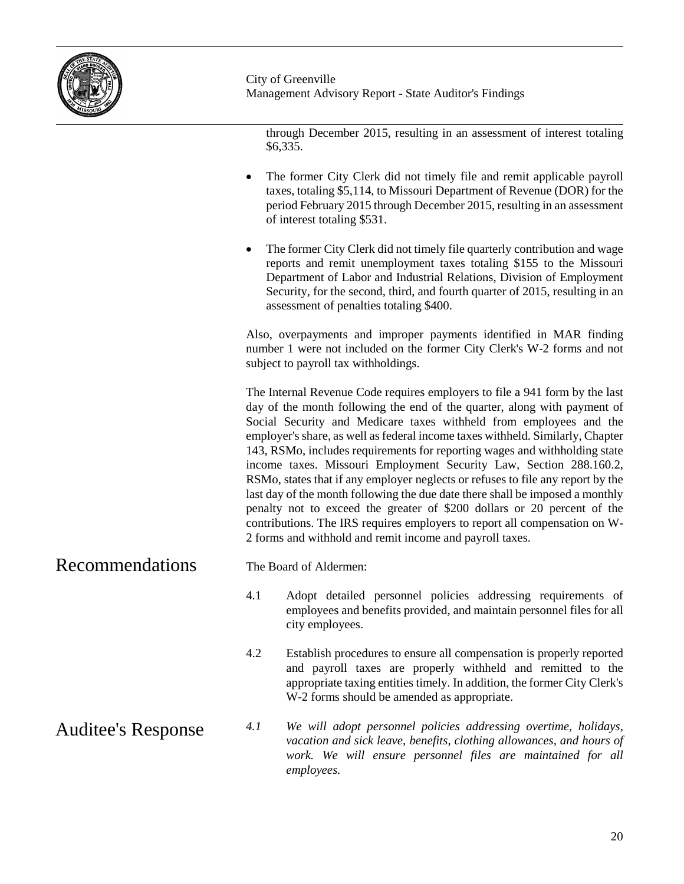through December 2015, resulting in an assessment of interest totaling $6,335.

- The former City Clerk did not timely file and remit applicable payroll taxes, totaling $5,114, to Missouri Department of Revenue (DOR) for the period February 2015 through December 2015, resulting in an assessment of interest totaling $531.
- The former City Clerk did not timely file quarterly contribution and wage reports and remit unemployment taxes totaling $155 to the Missouri Department of Labor and Industrial Relations, Division of Employment Security, for the second, third, and fourth quarter of 2015, resulting in an assessment of penalties totaling $400.

Also, overpayments and improper payments identified in MAR finding number 1 were not included on the former City Clerk's W-2 forms and not subject to payroll tax withholdings.

The Internal Revenue Code requires employers to file a 941 form by the last day of the month following the end of the quarter, along with payment of Social Security and Medicare taxes withheld from employees and the employer's share, as well as federal income taxes withheld. Similarly, Chapter 143, RSMo, includes requirements for reporting wages and withholding state income taxes. Missouri Employment Security Law, Section 288.160.2, RSMo, states that if any employer neglects or refuses to file any report by the last day of the month following the due date there shall be imposed a monthly penalty not to exceed the greater of $200 dollars or 20 percent of the contributions. The IRS requires employers to report all compensation on W-2 forms and withhold and remit income and payroll taxes.

## Recommendations

The Board of Aldermen:

4.1 Adopt detailed personnel policies addressing requirements of employees and benefits provided, and maintain personnel files for all city employees.

4.2 Establish procedures to ensure all compensation is properly reported and payroll taxes are properly withheld and remitted to the appropriate taxing entities timely. In addition, the former City Clerk's W-2 forms should be amended as appropriate.

## Auditee's Response

*4.1 We will adopt personnel policies addressing overtime, holidays, vacation and sick leave, benefits, clothing allowances, and hours of work. We will ensure personnel files are maintained for all employees.*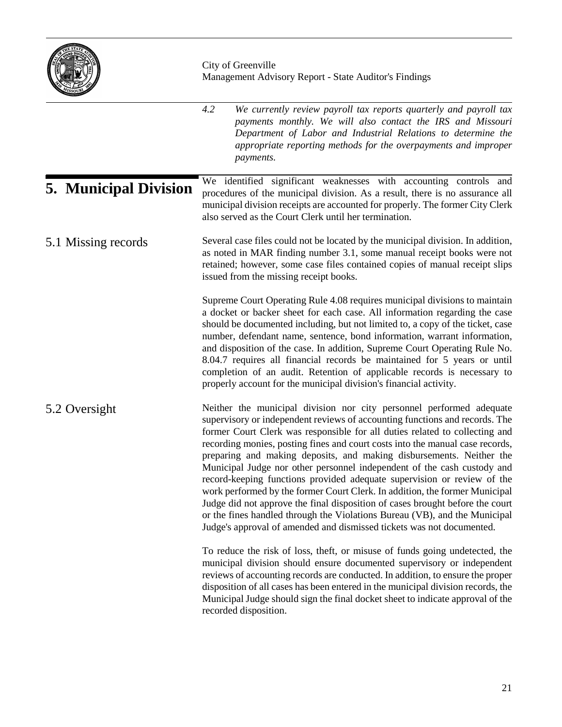*4.2 We currently review payroll tax reports quarterly and payroll tax payments monthly. We will also contact the IRS and Missouri Department of Labor and Industrial Relations to determine the appropriate reporting methods for the overpayments and improper payments.*

## 5. Municipal Division

We identified significant weaknesses with accounting controls and procedures of the municipal division. As a result, there is no assurance all municipal division receipts are accounted for properly. The former City Clerk also served as the Court Clerk until her termination.

### 5.1 Missing records

Several case files could not be located by the municipal division. In addition, as noted in MAR finding number 3.1, some manual receipt books were not retained; however, some case files contained copies of manual receipt slips issued from the missing receipt books.

Supreme Court Operating Rule 4.08 requires municipal divisions to maintain a docket or backer sheet for each case. All information regarding the case should be documented including, but not limited to, a copy of the ticket, case number, defendant name, sentence, bond information, warrant information, and disposition of the case. In addition, Supreme Court Operating Rule No. 8.04.7 requires all financial records be maintained for 5 years or until completion of an audit. Retention of applicable records is necessary to properly account for the municipal division's financial activity.

### 5.2 Oversight

Neither the municipal division nor city personnel performed adequate supervisory or independent reviews of accounting functions and records. The former Court Clerk was responsible for all duties related to collecting and recording monies, posting fines and court costs into the manual case records, preparing and making deposits, and making disbursements. Neither the Municipal Judge nor other personnel independent of the cash custody and record-keeping functions provided adequate supervision or review of the work performed by the former Court Clerk. In addition, the former Municipal Judge did not approve the final disposition of cases brought before the court or the fines handled through the Violations Bureau (VB), and the Municipal Judge's approval of amended and dismissed tickets was not documented.

To reduce the risk of loss, theft, or misuse of funds going undetected, the municipal division should ensure documented supervisory or independent reviews of accounting records are conducted. In addition, to ensure the proper disposition of all cases has been entered in the municipal division records, the Municipal Judge should sign the final docket sheet to indicate approval of the recorded disposition.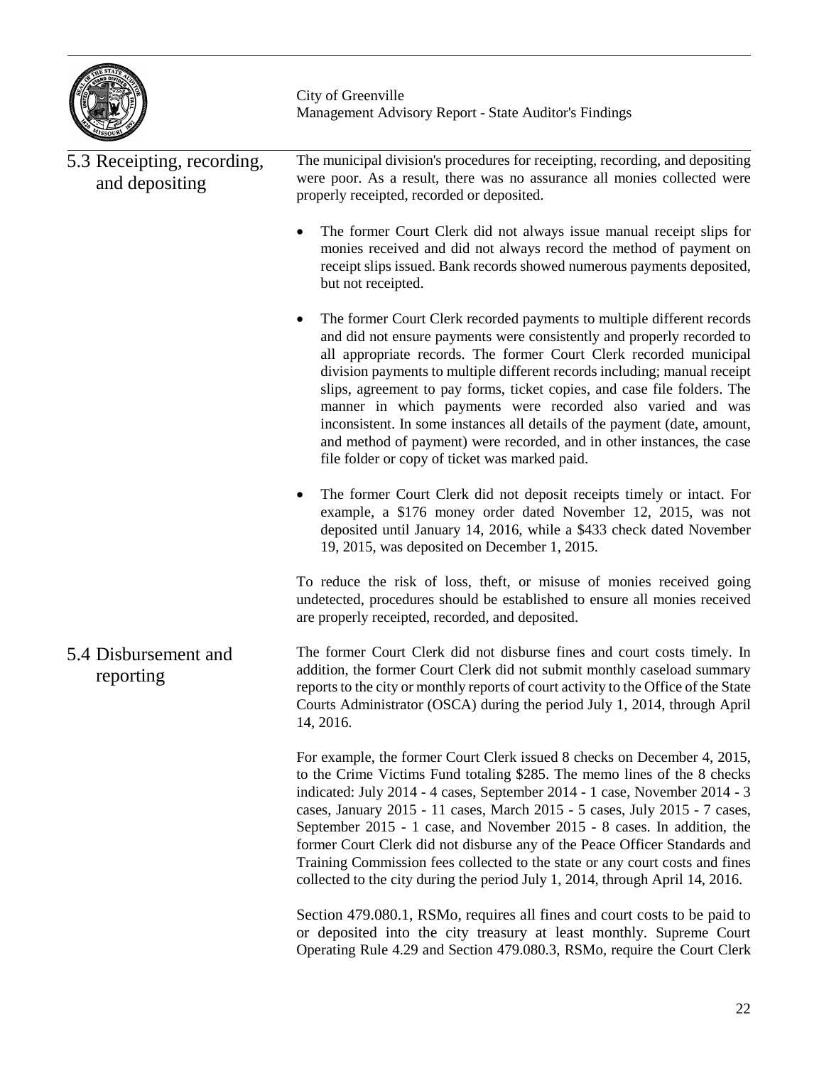### 5.3 Receipting, recording, and depositing

The municipal division's procedures for receipting, recording, and depositing were poor. As a result, there was no assurance all monies collected were properly receipted, recorded or deposited.

- The former Court Clerk did not always issue manual receipt slips for monies received and did not always record the method of payment on receipt slips issued. Bank records showed numerous payments deposited, but not receipted.
- The former Court Clerk recorded payments to multiple different records and did not ensure payments were consistently and properly recorded to all appropriate records. The former Court Clerk recorded municipal division payments to multiple different records including; manual receipt slips, agreement to pay forms, ticket copies, and case file folders. The manner in which payments were recorded also varied and was inconsistent. In some instances all details of the payment (date, amount, and method of payment) were recorded, and in other instances, the case file folder or copy of ticket was marked paid.
- The former Court Clerk did not deposit receipts timely or intact. For example, a $176 money order dated November 12, 2015, was not deposited until January 14, 2016, while a $433 check dated November 19, 2015, was deposited on December 1, 2015.

To reduce the risk of loss, theft, or misuse of monies received going undetected, procedures should be established to ensure all monies received are properly receipted, recorded, and deposited.

### 5.4 Disbursement and reporting

The former Court Clerk did not disburse fines and court costs timely. In addition, the former Court Clerk did not submit monthly caseload summary reports to the city or monthly reports of court activity to the Office of the State Courts Administrator (OSCA) during the period July 1, 2014, through April 14, 2016.

For example, the former Court Clerk issued 8 checks on December 4, 2015, to the Crime Victims Fund totaling $285. The memo lines of the 8 checks indicated: July 2014 - 4 cases, September 2014 - 1 case, November 2014 - 3 cases, January 2015 - 11 cases, March 2015 - 5 cases, July 2015 - 7 cases, September 2015 - 1 case, and November 2015 - 8 cases. In addition, the former Court Clerk did not disburse any of the Peace Officer Standards and Training Commission fees collected to the state or any court costs and fines collected to the city during the period July 1, 2014, through April 14, 2016.

Section 479.080.1, RSMo, requires all fines and court costs to be paid to or deposited into the city treasury at least monthly. Supreme Court Operating Rule 4.29 and Section 479.080.3, RSMo, require the Court Clerk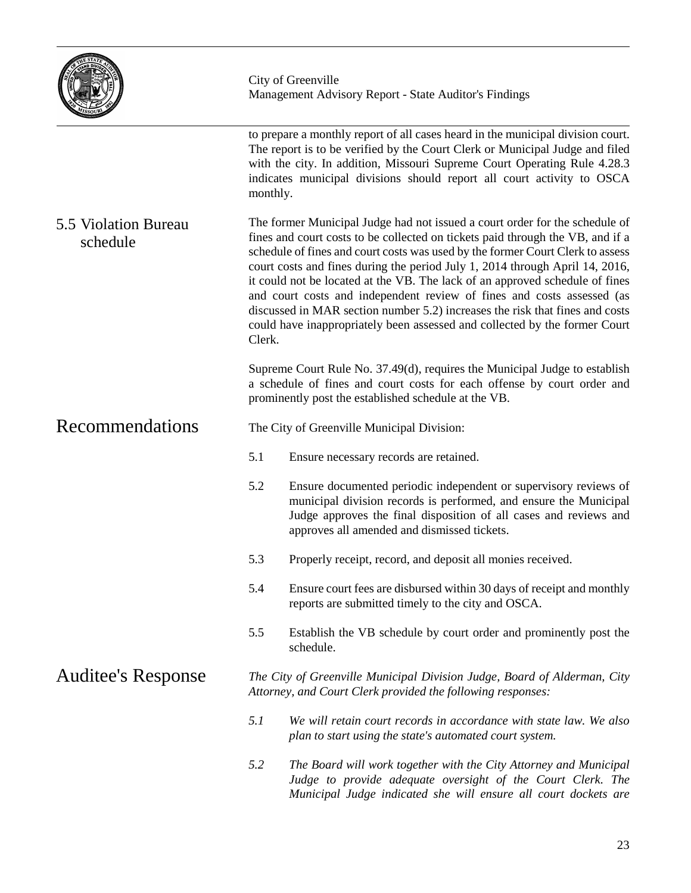to prepare a monthly report of all cases heard in the municipal division court. The report is to be verified by the Court Clerk or Municipal Judge and filed with the city. In addition, Missouri Supreme Court Operating Rule 4.28.3 indicates municipal divisions should report all court activity to OSCA monthly.

## 5.5 Violation Bureau schedule

The former Municipal Judge had not issued a court order for the schedule of fines and court costs to be collected on tickets paid through the VB, and if a schedule of fines and court costs was used by the former Court Clerk to assess court costs and fines during the period July 1, 2014 through April 14, 2016, it could not be located at the VB. The lack of an approved schedule of fines and court costs and independent review of fines and costs assessed (as discussed in MAR section number 5.2) increases the risk that fines and costs could have inappropriately been assessed and collected by the former Court Clerk.

Supreme Court Rule No. 37.49(d), requires the Municipal Judge to establish a schedule of fines and court costs for each offense by court order and prominently post the established schedule at the VB.

# Recommendations

The City of Greenville Municipal Division:

5.1 Ensure necessary records are retained.

5.2 Ensure documented periodic independent or supervisory reviews of municipal division records is performed, and ensure the Municipal Judge approves the final disposition of all cases and reviews and approves all amended and dismissed tickets.

5.3 Properly receipt, record, and deposit all monies received.

5.4 Ensure court fees are disbursed within 30 days of receipt and monthly reports are submitted timely to the city and OSCA.

5.5 Establish the VB schedule by court order and prominently post the schedule.

# Auditee's Response

*The City of Greenville Municipal Division Judge, Board of Alderman, City Attorney, and Court Clerk provided the following responses:*

*5.1 We will retain court records in accordance with state law. We also plan to start using the state's automated court system.*

*5.2 The Board will work together with the City Attorney and Municipal Judge to provide adequate oversight of the Court Clerk. The Municipal Judge indicated she will ensure all court dockets are*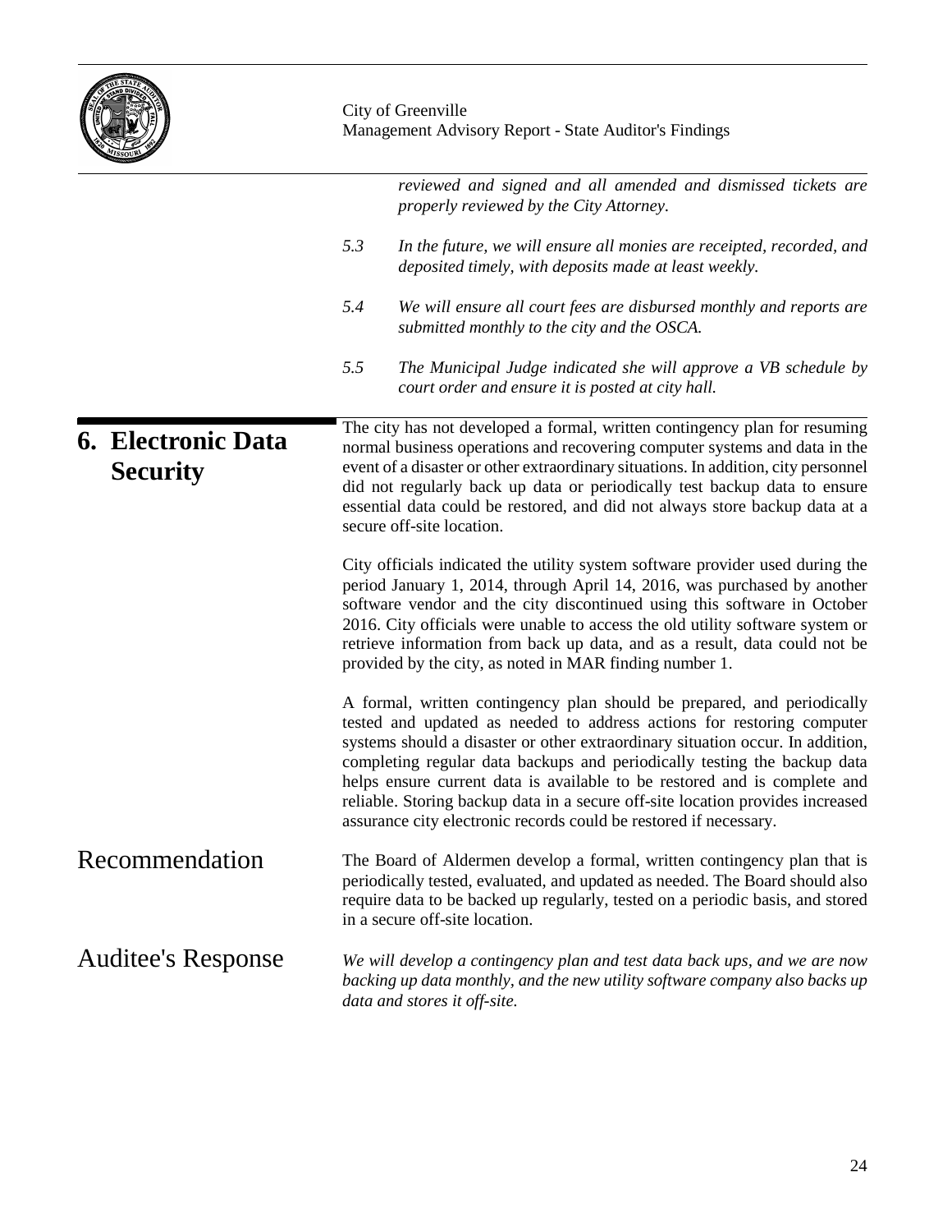*reviewed and signed and all amended and dismissed tickets are properly reviewed by the City Attorney.*

5.3 *In the future, we will ensure all monies are receipted, recorded, and deposited timely, with deposits made at least weekly.*

5.4 *We will ensure all court fees are disbursed monthly and reports are submitted monthly to the city and the OSCA.*

5.5 *The Municipal Judge indicated she will approve a VB schedule by court order and ensure it is posted at city hall.*

## 6. Electronic Data Security

The city has not developed a formal, written contingency plan for resuming normal business operations and recovering computer systems and data in the event of a disaster or other extraordinary situations. In addition, city personnel did not regularly back up data or periodically test backup data to ensure essential data could be restored, and did not always store backup data at a secure off-site location.

City officials indicated the utility system software provider used during the period January 1, 2014, through April 14, 2016, was purchased by another software vendor and the city discontinued using this software in October 2016. City officials were unable to access the old utility software system or retrieve information from back up data, and as a result, data could not be provided by the city, as noted in MAR finding number 1.

A formal, written contingency plan should be prepared, and periodically tested and updated as needed to address actions for restoring computer systems should a disaster or other extraordinary situation occur. In addition, completing regular data backups and periodically testing the backup data helps ensure current data is available to be restored and is complete and reliable. Storing backup data in a secure off-site location provides increased assurance city electronic records could be restored if necessary.

### Recommendation

The Board of Aldermen develop a formal, written contingency plan that is periodically tested, evaluated, and updated as needed. The Board should also require data to be backed up regularly, tested on a periodic basis, and stored in a secure off-site location.

### Auditee's Response

*We will develop a contingency plan and test data back ups, and we are now backing up data monthly, and the new utility software company also backs up data and stores it off-site.*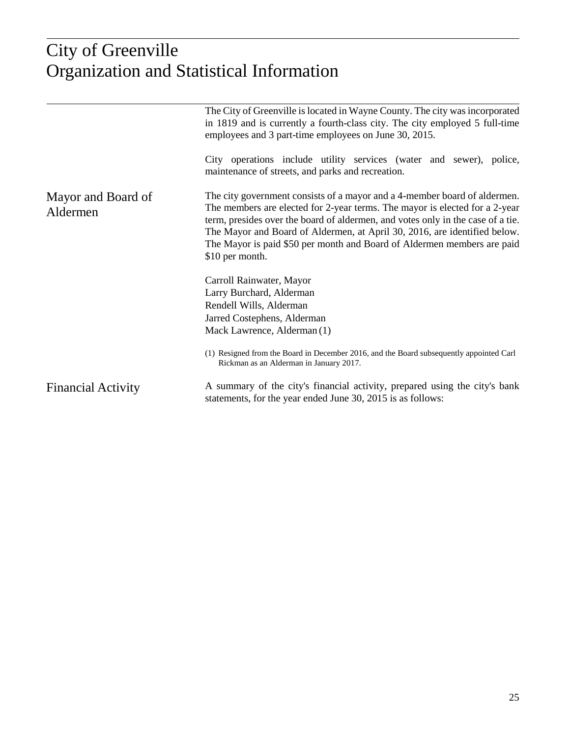# City of Greenville
# Organization and Statistical Information

The City of Greenville is located in Wayne County. The city was incorporated in 1819 and is currently a fourth-class city. The city employed 5 full-time employees and 3 part-time employees on June 30, 2015.

City operations include utility services (water and sewer), police, maintenance of streets, and parks and recreation.

## Mayor and Board of Aldermen

The city government consists of a mayor and a 4-member board of aldermen. The members are elected for 2-year terms. The mayor is elected for a 2-year term, presides over the board of aldermen, and votes only in the case of a tie. The Mayor and Board of Aldermen, at April 30, 2016, are identified below. The Mayor is paid $50 per month and Board of Aldermen members are paid $10 per month.

Carroll Rainwater, Mayor
Larry Burchard, Alderman
Rendell Wills, Alderman
Jarred Costephens, Alderman
Mack Lawrence, Alderman (1)

(1) Resigned from the Board in December 2016, and the Board subsequently appointed Carl Rickman as an Alderman in January 2017.

## Financial Activity

A summary of the city's financial activity, prepared using the city's bank statements, for the year ended June 30, 2015 is as follows: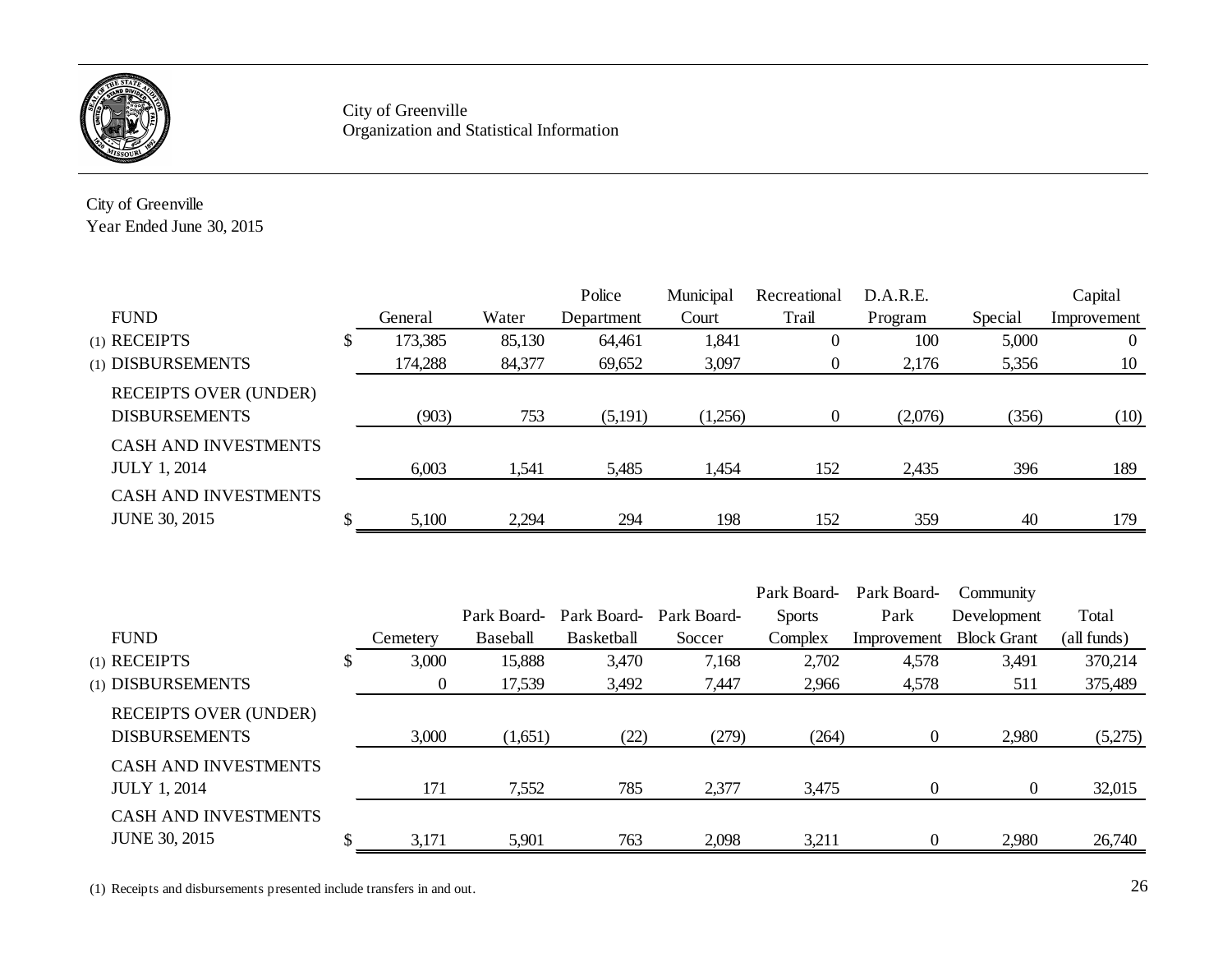City of Greenville
Organization and Statistical Information

City of Greenville
Year Ended June 30, 2015

| FUND | General | Water | Police Department | Municipal Court | Recreational Trail | D.A.R.E. Program | Special | Capital Improvement |
|---|---|---|---|---|---|---|---|---|
| (1) RECEIPTS | $ 173,385 | 85,130 | 64,461 | 1,841 | 0 | 100 | 5,000 | 0 |
| (1) DISBURSEMENTS | 174,288 | 84,377 | 69,652 | 3,097 | 0 | 2,176 | 5,356 | 10 |
| RECEIPTS OVER (UNDER) DISBURSEMENTS | (903) | 753 | (5,191) | (1,256) | 0 | (2,076) | (356) | (10) |
| CASH AND INVESTMENTS JULY 1, 2014 | 6,003 | 1,541 | 5,485 | 1,454 | 152 | 2,435 | 396 | 189 |
| CASH AND INVESTMENTS JUNE 30, 2015 | $ 5,100 | 2,294 | 294 | 198 | 152 | 359 | 40 | 179 |

| FUND | Cemetery | Park Board-Baseball | Park Board-Basketball | Park Board-Soccer | Park Board-Sports Complex | Park Board-Park Improvement | Community Development Block Grant | Total (all funds) |
|---|---|---|---|---|---|---|---|---|
| (1) RECEIPTS | $ 3,000 | 15,888 | 3,470 | 7,168 | 2,702 | 4,578 | 3,491 | 370,214 |
| (1) DISBURSEMENTS | 0 | 17,539 | 3,492 | 7,447 | 2,966 | 4,578 | 511 | 375,489 |
| RECEIPTS OVER (UNDER) DISBURSEMENTS | 3,000 | (1,651) | (22) | (279) | (264) | 0 | 2,980 | (5,275) |
| CASH AND INVESTMENTS JULY 1, 2014 | 171 | 7,552 | 785 | 2,377 | 3,475 | 0 | 0 | 32,015 |
| CASH AND INVESTMENTS JUNE 30, 2015 | $ 3,171 | 5,901 | 763 | 2,098 | 3,211 | 0 | 2,980 | 26,740 |

(1) Receipts and disbursements presented include transfers in and out.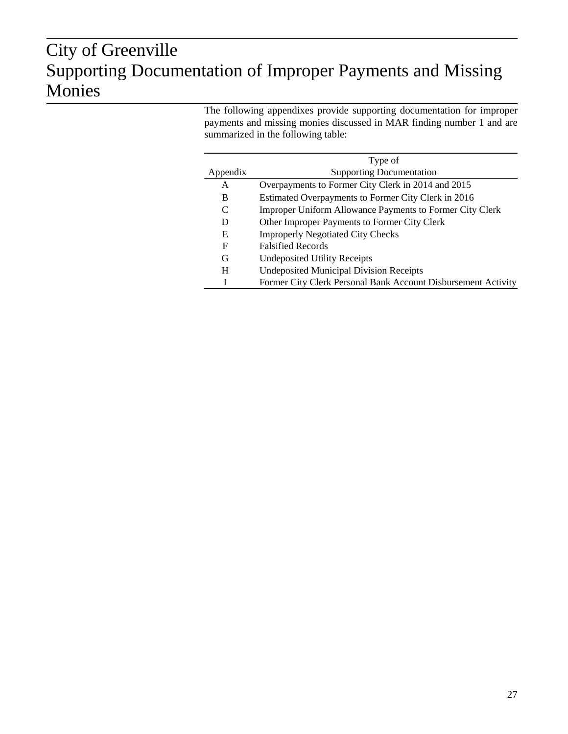# City of Greenville
# Supporting Documentation of Improper Payments and Missing Monies

The following appendixes provide supporting documentation for improper payments and missing monies discussed in MAR finding number 1 and are summarized in the following table:

| Appendix | Type of Supporting Documentation |
|---|---|
| A | Overpayments to Former City Clerk in 2014 and 2015 |
| B | Estimated Overpayments to Former City Clerk in 2016 |
| C | Improper Uniform Allowance Payments to Former City Clerk |
| D | Other Improper Payments to Former City Clerk |
| E | Improperly Negotiated City Checks |
| F | Falsified Records |
| G | Undeposited Utility Receipts |
| H | Undeposited Municipal Division Receipts |
| I | Former City Clerk Personal Bank Account Disbursement Activity |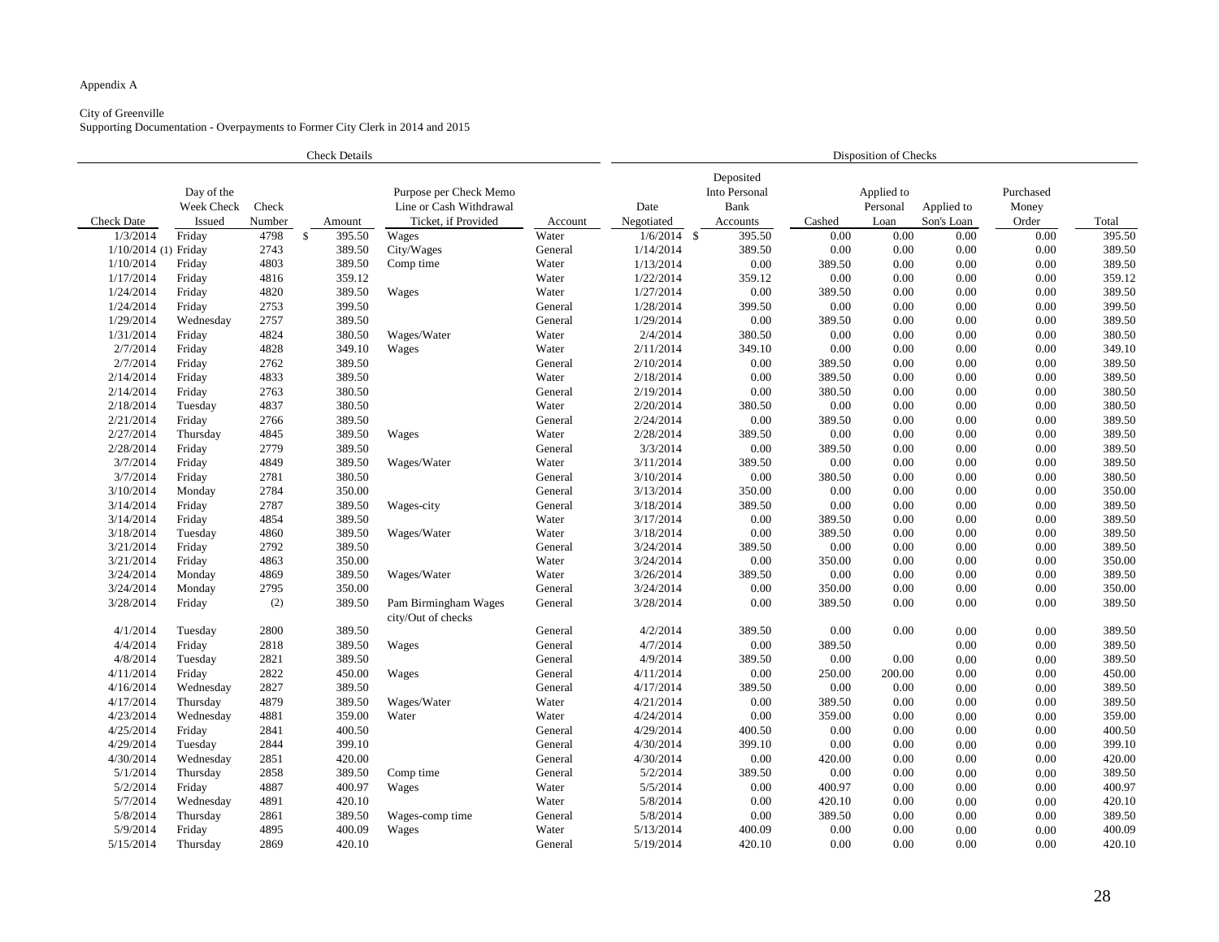Appendix A

City of Greenville
Supporting Documentation - Overpayments to Former City Clerk in 2014 and 2015

| Check Details | | | | | | Disposition of Checks | | | | | | |
|---|---|---|---|---|---|---|---|---|---|---|---|---|
| Check Date | Day of the Week Check Issued | Check Number | Amount | Purpose per Check Memo Line or Cash Withdrawal Ticket, if Provided | Account | Date Negotiated | Deposited Into Personal Bank Accounts | Cashed | Applied to Personal Loan | Applied to Son's Loan | Purchased Money Order | Total |
| 1/3/2014 | Friday | 4798 | $ 395.50 | Wages | Water | 1/6/2014 | $ 395.50 | 0.00 | 0.00 | 0.00 | 0.00 | 395.50 |
| 1/10/2014 (1) | Friday | 2743 | 389.50 | City/Wages | General | 1/14/2014 | 389.50 | 0.00 | 0.00 | 0.00 | 0.00 | 389.50 |
| 1/10/2014 | Friday | 4803 | 389.50 | Comp time | Water | 1/13/2014 | 0.00 | 389.50 | 0.00 | 0.00 | 0.00 | 389.50 |
| 1/17/2014 | Friday | 4816 | 359.12 | | Water | 1/22/2014 | 359.12 | 0.00 | 0.00 | 0.00 | 0.00 | 359.12 |
| 1/24/2014 | Friday | 4820 | 389.50 | Wages | Water | 1/27/2014 | 0.00 | 389.50 | 0.00 | 0.00 | 0.00 | 389.50 |
| 1/24/2014 | Friday | 2753 | 399.50 | | General | 1/28/2014 | 399.50 | 0.00 | 0.00 | 0.00 | 0.00 | 399.50 |
| 1/29/2014 | Wednesday | 2757 | 389.50 | | General | 1/29/2014 | 0.00 | 389.50 | 0.00 | 0.00 | 0.00 | 389.50 |
| 1/31/2014 | Friday | 4824 | 380.50 | Wages/Water | Water | 2/4/2014 | 380.50 | 0.00 | 0.00 | 0.00 | 0.00 | 380.50 |
| 2/7/2014 | Friday | 4828 | 349.10 | Wages | Water | 2/11/2014 | 349.10 | 0.00 | 0.00 | 0.00 | 0.00 | 349.10 |
| 2/7/2014 | Friday | 2762 | 389.50 | | General | 2/10/2014 | 0.00 | 389.50 | 0.00 | 0.00 | 0.00 | 389.50 |
| 2/14/2014 | Friday | 4833 | 389.50 | | Water | 2/18/2014 | 0.00 | 389.50 | 0.00 | 0.00 | 0.00 | 389.50 |
| 2/14/2014 | Friday | 2763 | 380.50 | | General | 2/19/2014 | 0.00 | 380.50 | 0.00 | 0.00 | 0.00 | 380.50 |
| 2/18/2014 | Tuesday | 4837 | 380.50 | | Water | 2/20/2014 | 380.50 | 0.00 | 0.00 | 0.00 | 0.00 | 380.50 |
| 2/21/2014 | Friday | 2766 | 389.50 | | General | 2/24/2014 | 0.00 | 389.50 | 0.00 | 0.00 | 0.00 | 389.50 |
| 2/27/2014 | Thursday | 4845 | 389.50 | Wages | Water | 2/28/2014 | 389.50 | 0.00 | 0.00 | 0.00 | 0.00 | 389.50 |
| 2/28/2014 | Friday | 2779 | 389.50 | | General | 3/3/2014 | 0.00 | 389.50 | 0.00 | 0.00 | 0.00 | 389.50 |
| 3/7/2014 | Friday | 4849 | 389.50 | Wages/Water | Water | 3/11/2014 | 389.50 | 0.00 | 0.00 | 0.00 | 0.00 | 389.50 |
| 3/7/2014 | Friday | 2781 | 380.50 | | General | 3/10/2014 | 0.00 | 380.50 | 0.00 | 0.00 | 0.00 | 380.50 |
| 3/10/2014 | Monday | 2784 | 350.00 | | General | 3/13/2014 | 350.00 | 0.00 | 0.00 | 0.00 | 0.00 | 350.00 |
| 3/14/2014 | Friday | 2787 | 389.50 | Wages-city | General | 3/18/2014 | 389.50 | 0.00 | 0.00 | 0.00 | 0.00 | 389.50 |
| 3/14/2014 | Friday | 4854 | 389.50 | | Water | 3/17/2014 | 0.00 | 389.50 | 0.00 | 0.00 | 0.00 | 389.50 |
| 3/18/2014 | Tuesday | 4860 | 389.50 | Wages/Water | Water | 3/18/2014 | 0.00 | 389.50 | 0.00 | 0.00 | 0.00 | 389.50 |
| 3/21/2014 | Friday | 2792 | 389.50 | | General | 3/24/2014 | 389.50 | 0.00 | 0.00 | 0.00 | 0.00 | 389.50 |
| 3/21/2014 | Friday | 4863 | 350.00 | | Water | 3/24/2014 | 0.00 | 350.00 | 0.00 | 0.00 | 0.00 | 350.00 |
| 3/24/2014 | Monday | 4869 | 389.50 | Wages/Water | Water | 3/26/2014 | 389.50 | 0.00 | 0.00 | 0.00 | 0.00 | 389.50 |
| 3/24/2014 | Monday | 2795 | 350.00 | | General | 3/24/2014 | 0.00 | 350.00 | 0.00 | 0.00 | 0.00 | 350.00 |
| 3/28/2014 | Friday | (2) | 389.50 | Pam Birmingham Wages city/Out of checks | General | 3/28/2014 | 0.00 | 389.50 | 0.00 | 0.00 | 0.00 | 389.50 |
| 4/1/2014 | Tuesday | 2800 | 389.50 | | General | 4/2/2014 | 389.50 | 0.00 | 0.00 | 0.00 | 0.00 | 389.50 |
| 4/4/2014 | Friday | 2818 | 389.50 | Wages | General | 4/7/2014 | 0.00 | 389.50 | | 0.00 | 0.00 | 389.50 |
| 4/8/2014 | Tuesday | 2821 | 389.50 | | General | 4/9/2014 | 389.50 | 0.00 | 0.00 | 0.00 | 0.00 | 389.50 |
| 4/11/2014 | Friday | 2822 | 450.00 | Wages | General | 4/11/2014 | 0.00 | 250.00 | 200.00 | 0.00 | 0.00 | 450.00 |
| 4/16/2014 | Wednesday | 2827 | 389.50 | | General | 4/17/2014 | 389.50 | 0.00 | 0.00 | 0.00 | 0.00 | 389.50 |
| 4/17/2014 | Thursday | 4879 | 389.50 | Wages/Water | Water | 4/21/2014 | 0.00 | 389.50 | 0.00 | 0.00 | 0.00 | 389.50 |
| 4/23/2014 | Wednesday | 4881 | 359.00 | Water | Water | 4/24/2014 | 0.00 | 359.00 | 0.00 | 0.00 | 0.00 | 359.00 |
| 4/25/2014 | Friday | 2841 | 400.50 | | General | 4/29/2014 | 400.50 | 0.00 | 0.00 | 0.00 | 0.00 | 400.50 |
| 4/29/2014 | Tuesday | 2844 | 399.10 | | General | 4/30/2014 | 399.10 | 0.00 | 0.00 | 0.00 | 0.00 | 399.10 |
| 4/30/2014 | Wednesday | 2851 | 420.00 | | General | 4/30/2014 | 0.00 | 420.00 | 0.00 | 0.00 | 0.00 | 420.00 |
| 5/1/2014 | Thursday | 2858 | 389.50 | Comp time | General | 5/2/2014 | 389.50 | 0.00 | 0.00 | 0.00 | 0.00 | 389.50 |
| 5/2/2014 | Friday | 4887 | 400.97 | Wages | Water | 5/5/2014 | 0.00 | 400.97 | 0.00 | 0.00 | 0.00 | 400.97 |
| 5/7/2014 | Wednesday | 4891 | 420.10 | | Water | 5/8/2014 | 0.00 | 420.10 | 0.00 | 0.00 | 0.00 | 420.10 |
| 5/8/2014 | Thursday | 2861 | 389.50 | Wages-comp time | General | 5/8/2014 | 0.00 | 389.50 | 0.00 | 0.00 | 0.00 | 389.50 |
| 5/9/2014 | Friday | 4895 | 400.09 | Wages | Water | 5/13/2014 | 400.09 | 0.00 | 0.00 | 0.00 | 0.00 | 400.09 |
| 5/15/2014 | Thursday | 2869 | 420.10 | | General | 5/19/2014 | 420.10 | 0.00 | 0.00 | 0.00 | 0.00 | 420.10 |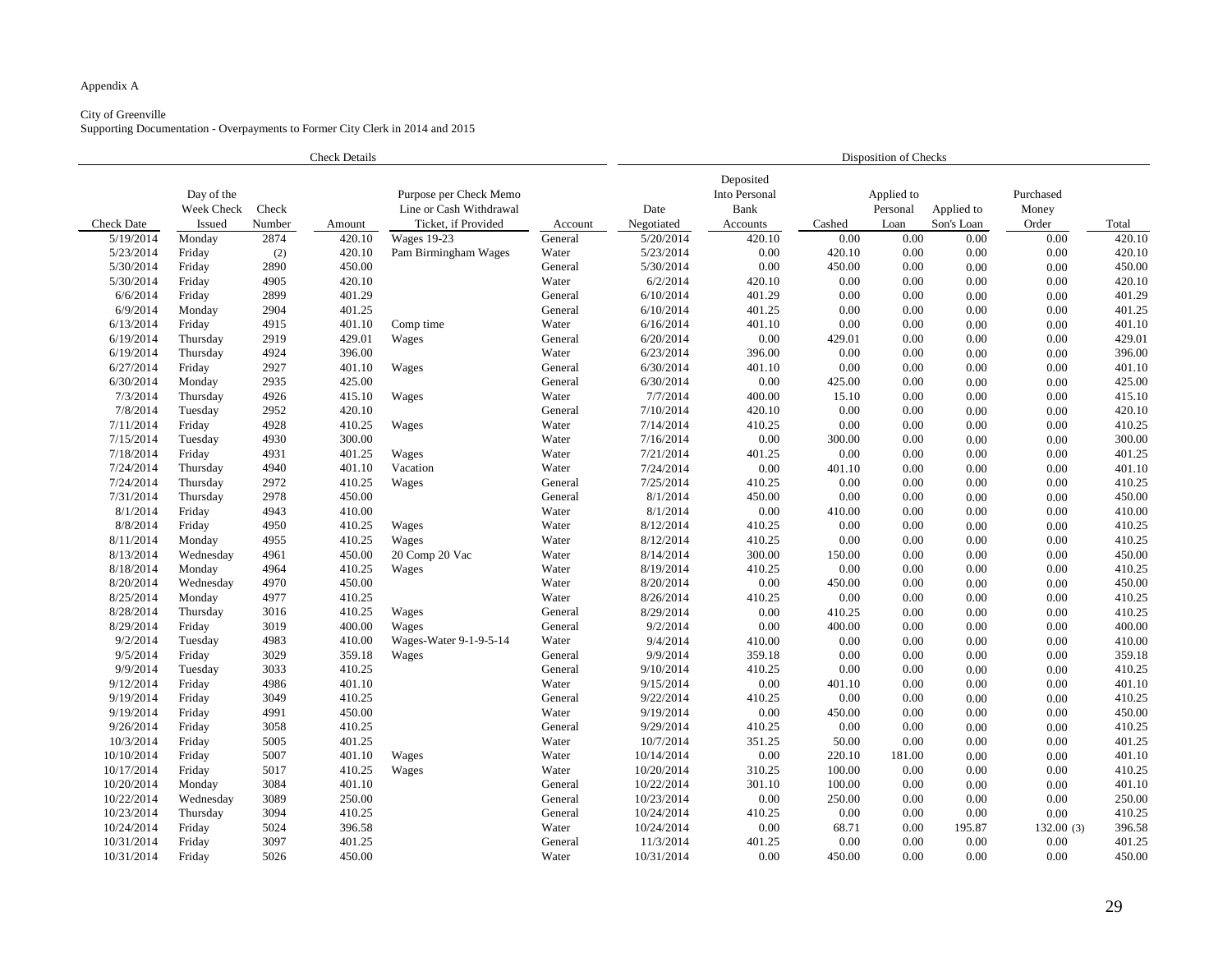Appendix A

City of Greenville
Supporting Documentation - Overpayments to Former City Clerk in 2014 and 2015

| Check Details | | | | | | Disposition of Checks | | | | | | | |
|---|---|---|---|---|---|---|---|---|---|---|---|---|---|
| Check Date | Day of the Week Check Issued | Check Number | Amount | Purpose per Check Memo Line or Cash Withdrawal Ticket, if Provided | Account | Date Negotiated | Deposited Into Personal Bank Accounts | Cashed | Applied to Personal Loan | Applied to Son's Loan | Purchased Money Order | Total |
| 5/19/2014 | Monday | 2874 | 420.10 | Wages 19-23 | General | 5/20/2014 | 420.10 | 0.00 | 0.00 | 0.00 | 0.00 | 420.10 |
| 5/23/2014 | Friday | (2) | 420.10 | Pam Birmingham Wages | Water | 5/23/2014 | 0.00 | 420.10 | 0.00 | 0.00 | 0.00 | 420.10 |
| 5/30/2014 | Friday | 2890 | 450.00 | | General | 5/30/2014 | 0.00 | 450.00 | 0.00 | 0.00 | 0.00 | 450.00 |
| 5/30/2014 | Friday | 4905 | 420.10 | | Water | 6/2/2014 | 420.10 | 0.00 | 0.00 | 0.00 | 0.00 | 420.10 |
| 6/6/2014 | Friday | 2899 | 401.29 | | General | 6/10/2014 | 401.29 | 0.00 | 0.00 | 0.00 | 0.00 | 401.29 |
| 6/9/2014 | Monday | 2904 | 401.25 | | General | 6/10/2014 | 401.25 | 0.00 | 0.00 | 0.00 | 0.00 | 401.25 |
| 6/13/2014 | Friday | 4915 | 401.10 | Comp time | Water | 6/16/2014 | 401.10 | 0.00 | 0.00 | 0.00 | 0.00 | 401.10 |
| 6/19/2014 | Thursday | 2919 | 429.01 | Wages | General | 6/20/2014 | 0.00 | 429.01 | 0.00 | 0.00 | 0.00 | 429.01 |
| 6/19/2014 | Thursday | 4924 | 396.00 | | Water | 6/23/2014 | 396.00 | 0.00 | 0.00 | 0.00 | 0.00 | 396.00 |
| 6/27/2014 | Friday | 2927 | 401.10 | Wages | General | 6/30/2014 | 401.10 | 0.00 | 0.00 | 0.00 | 0.00 | 401.10 |
| 6/30/2014 | Monday | 2935 | 425.00 | | General | 6/30/2014 | 0.00 | 425.00 | 0.00 | 0.00 | 0.00 | 425.00 |
| 7/3/2014 | Thursday | 4926 | 415.10 | Wages | Water | 7/7/2014 | 400.00 | 15.10 | 0.00 | 0.00 | 0.00 | 415.10 |
| 7/8/2014 | Tuesday | 2952 | 420.10 | | General | 7/10/2014 | 420.10 | 0.00 | 0.00 | 0.00 | 0.00 | 420.10 |
| 7/11/2014 | Friday | 4928 | 410.25 | Wages | Water | 7/14/2014 | 410.25 | 0.00 | 0.00 | 0.00 | 0.00 | 410.25 |
| 7/15/2014 | Tuesday | 4930 | 300.00 | | Water | 7/16/2014 | 0.00 | 300.00 | 0.00 | 0.00 | 0.00 | 300.00 |
| 7/18/2014 | Friday | 4931 | 401.25 | Wages | Water | 7/21/2014 | 401.25 | 0.00 | 0.00 | 0.00 | 0.00 | 401.25 |
| 7/24/2014 | Thursday | 4940 | 401.10 | Vacation | Water | 7/24/2014 | 0.00 | 401.10 | 0.00 | 0.00 | 0.00 | 401.10 |
| 7/24/2014 | Thursday | 2972 | 410.25 | Wages | General | 7/25/2014 | 410.25 | 0.00 | 0.00 | 0.00 | 0.00 | 410.25 |
| 7/31/2014 | Thursday | 2978 | 450.00 | | General | 8/1/2014 | 450.00 | 0.00 | 0.00 | 0.00 | 0.00 | 450.00 |
| 8/1/2014 | Friday | 4943 | 410.00 | | Water | 8/1/2014 | 0.00 | 410.00 | 0.00 | 0.00 | 0.00 | 410.00 |
| 8/8/2014 | Friday | 4950 | 410.25 | Wages | Water | 8/12/2014 | 410.25 | 0.00 | 0.00 | 0.00 | 0.00 | 410.25 |
| 8/11/2014 | Monday | 4955 | 410.25 | Wages | Water | 8/12/2014 | 410.25 | 0.00 | 0.00 | 0.00 | 0.00 | 410.25 |
| 8/13/2014 | Wednesday | 4961 | 450.00 | 20 Comp 20 Vac | Water | 8/14/2014 | 300.00 | 150.00 | 0.00 | 0.00 | 0.00 | 450.00 |
| 8/18/2014 | Monday | 4964 | 410.25 | Wages | Water | 8/19/2014 | 410.25 | 0.00 | 0.00 | 0.00 | 0.00 | 410.25 |
| 8/20/2014 | Wednesday | 4970 | 450.00 | | Water | 8/20/2014 | 0.00 | 450.00 | 0.00 | 0.00 | 0.00 | 450.00 |
| 8/25/2014 | Monday | 4977 | 410.25 | | Water | 8/26/2014 | 410.25 | 0.00 | 0.00 | 0.00 | 0.00 | 410.25 |
| 8/28/2014 | Thursday | 3016 | 410.25 | Wages | General | 8/29/2014 | 0.00 | 410.25 | 0.00 | 0.00 | 0.00 | 410.25 |
| 8/29/2014 | Friday | 3019 | 400.00 | Wages | General | 9/2/2014 | 0.00 | 400.00 | 0.00 | 0.00 | 0.00 | 400.00 |
| 9/2/2014 | Tuesday | 4983 | 410.00 | Wages-Water 9-1-9-5-14 | Water | 9/4/2014 | 410.00 | 0.00 | 0.00 | 0.00 | 0.00 | 410.00 |
| 9/5/2014 | Friday | 3029 | 359.18 | Wages | General | 9/9/2014 | 359.18 | 0.00 | 0.00 | 0.00 | 0.00 | 359.18 |
| 9/9/2014 | Tuesday | 3033 | 410.25 | | General | 9/10/2014 | 410.25 | 0.00 | 0.00 | 0.00 | 0.00 | 410.25 |
| 9/12/2014 | Friday | 4986 | 401.10 | | Water | 9/15/2014 | 0.00 | 401.10 | 0.00 | 0.00 | 0.00 | 401.10 |
| 9/19/2014 | Friday | 3049 | 410.25 | | General | 9/22/2014 | 410.25 | 0.00 | 0.00 | 0.00 | 0.00 | 410.25 |
| 9/19/2014 | Friday | 4991 | 450.00 | | Water | 9/19/2014 | 0.00 | 450.00 | 0.00 | 0.00 | 0.00 | 450.00 |
| 9/26/2014 | Friday | 3058 | 410.25 | | General | 9/29/2014 | 410.25 | 0.00 | 0.00 | 0.00 | 0.00 | 410.25 |
| 10/3/2014 | Friday | 5005 | 401.25 | | Water | 10/7/2014 | 351.25 | 50.00 | 0.00 | 0.00 | 0.00 | 401.25 |
| 10/10/2014 | Friday | 5007 | 401.10 | Wages | Water | 10/14/2014 | 0.00 | 220.10 | 181.00 | 0.00 | 0.00 | 401.10 |
| 10/17/2014 | Friday | 5017 | 410.25 | Wages | Water | 10/20/2014 | 310.25 | 100.00 | 0.00 | 0.00 | 0.00 | 410.25 |
| 10/20/2014 | Monday | 3084 | 401.10 | | General | 10/22/2014 | 301.10 | 100.00 | 0.00 | 0.00 | 0.00 | 401.10 |
| 10/22/2014 | Wednesday | 3089 | 250.00 | | General | 10/23/2014 | 0.00 | 250.00 | 0.00 | 0.00 | 0.00 | 250.00 |
| 10/23/2014 | Thursday | 3094 | 410.25 | | General | 10/24/2014 | 410.25 | 0.00 | 0.00 | 0.00 | 0.00 | 410.25 |
| 10/24/2014 | Friday | 5024 | 396.58 | | Water | 10/24/2014 | 0.00 | 68.71 | 0.00 | 195.87 | 132.00 (3) | 396.58 |
| 10/31/2014 | Friday | 3097 | 401.25 | | General | 11/3/2014 | 401.25 | 0.00 | 0.00 | 0.00 | 0.00 | 401.25 |
| 10/31/2014 | Friday | 5026 | 450.00 | | Water | 10/31/2014 | 0.00 | 450.00 | 0.00 | 0.00 | 0.00 | 450.00 |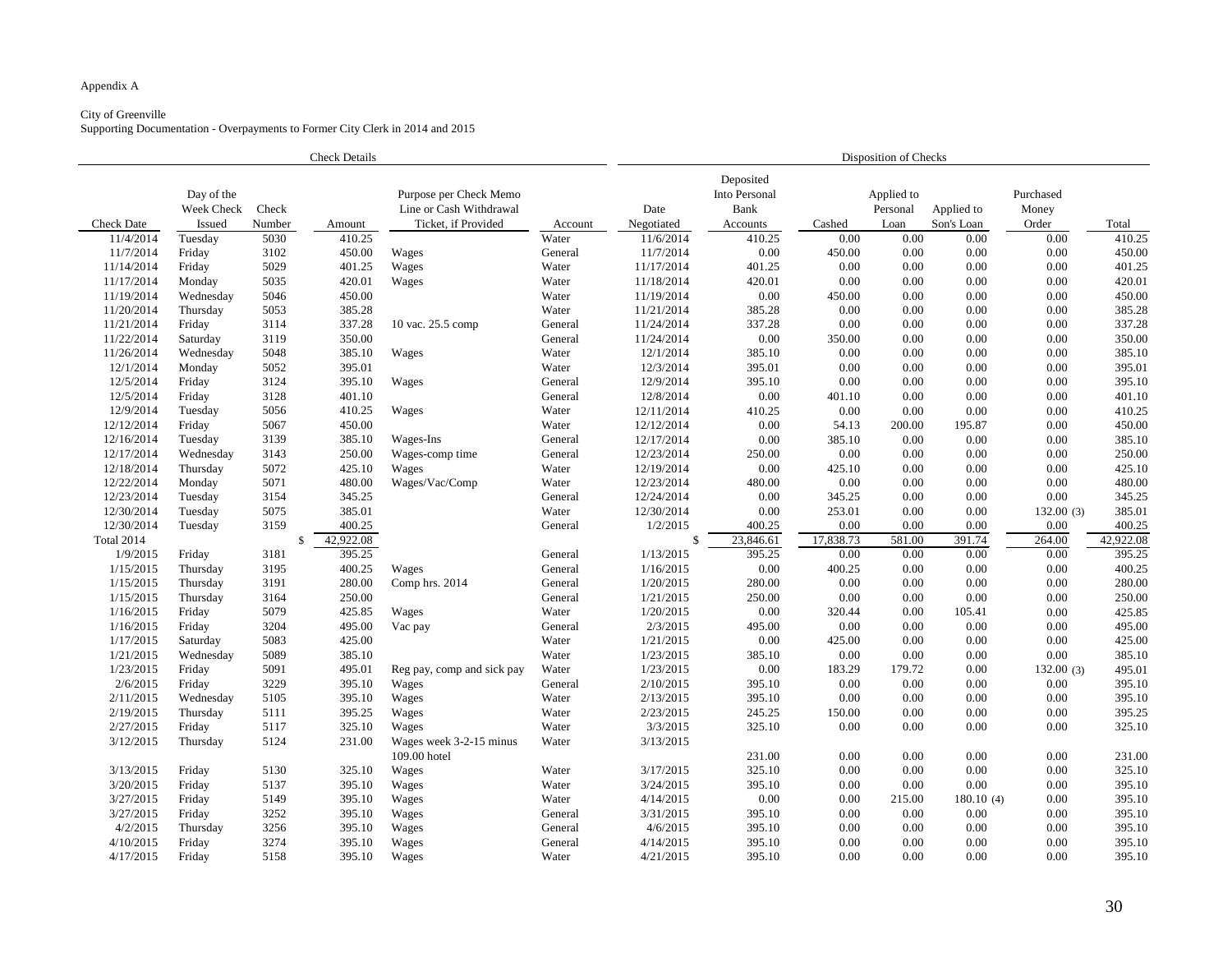Appendix A

City of Greenville
Supporting Documentation - Overpayments to Former City Clerk in 2014 and 2015

| Check Details | | | | | | Disposition of Checks | | | | | | |
|---|---|---|---|---|---|---|---|---|---|---|---|---|
| Check Date | Day of the Week Check Issued | Check Number | Amount | Purpose per Check Memo Line or Cash Withdrawal Ticket, if Provided | Account | Date Negotiated | Deposited Into Personal Bank Accounts | Cashed | Applied to Personal Loan | Applied to Son's Loan | Purchased Money Order | Total |
| 11/4/2014 | Tuesday | 5030 | 410.25 | | Water | 11/6/2014 | 410.25 | 0.00 | 0.00 | 0.00 | 0.00 | 410.25 |
| 11/7/2014 | Friday | 3102 | 450.00 | Wages | General | 11/7/2014 | 0.00 | 450.00 | 0.00 | 0.00 | 0.00 | 450.00 |
| 11/14/2014 | Friday | 5029 | 401.25 | Wages | Water | 11/17/2014 | 401.25 | 0.00 | 0.00 | 0.00 | 0.00 | 401.25 |
| 11/17/2014 | Monday | 5035 | 420.01 | Wages | Water | 11/18/2014 | 420.01 | 0.00 | 0.00 | 0.00 | 0.00 | 420.01 |
| 11/19/2014 | Wednesday | 5046 | 450.00 | | Water | 11/19/2014 | 0.00 | 450.00 | 0.00 | 0.00 | 0.00 | 450.00 |
| 11/20/2014 | Thursday | 5053 | 385.28 | | Water | 11/21/2014 | 385.28 | 0.00 | 0.00 | 0.00 | 0.00 | 385.28 |
| 11/21/2014 | Friday | 3114 | 337.28 | 10 vac. 25.5 comp | General | 11/24/2014 | 337.28 | 0.00 | 0.00 | 0.00 | 0.00 | 337.28 |
| 11/22/2014 | Saturday | 3119 | 350.00 | | General | 11/24/2014 | 0.00 | 350.00 | 0.00 | 0.00 | 0.00 | 350.00 |
| 11/26/2014 | Wednesday | 5048 | 385.10 | Wages | Water | 12/1/2014 | 385.10 | 0.00 | 0.00 | 0.00 | 0.00 | 385.10 |
| 12/1/2014 | Monday | 5052 | 395.01 | | Water | 12/3/2014 | 395.01 | 0.00 | 0.00 | 0.00 | 0.00 | 395.01 |
| 12/5/2014 | Friday | 3124 | 395.10 | Wages | General | 12/9/2014 | 395.10 | 0.00 | 0.00 | 0.00 | 0.00 | 395.10 |
| 12/5/2014 | Friday | 3128 | 401.10 | | General | 12/8/2014 | 0.00 | 401.10 | 0.00 | 0.00 | 0.00 | 401.10 |
| 12/9/2014 | Tuesday | 5056 | 410.25 | Wages | Water | 12/11/2014 | 410.25 | 0.00 | 0.00 | 0.00 | 0.00 | 410.25 |
| 12/12/2014 | Friday | 5067 | 450.00 | | Water | 12/12/2014 | 0.00 | 54.13 | 200.00 | 195.87 | 0.00 | 450.00 |
| 12/16/2014 | Tuesday | 3139 | 385.10 | Wages-Ins | General | 12/17/2014 | 0.00 | 385.10 | 0.00 | 0.00 | 0.00 | 385.10 |
| 12/17/2014 | Wednesday | 3143 | 250.00 | Wages-comp time | General | 12/23/2014 | 250.00 | 0.00 | 0.00 | 0.00 | 0.00 | 250.00 |
| 12/18/2014 | Thursday | 5072 | 425.10 | Wages | Water | 12/19/2014 | 0.00 | 425.10 | 0.00 | 0.00 | 0.00 | 425.10 |
| 12/22/2014 | Monday | 5071 | 480.00 | Wages/Vac/Comp | Water | 12/23/2014 | 480.00 | 0.00 | 0.00 | 0.00 | 0.00 | 480.00 |
| 12/23/2014 | Tuesday | 3154 | 345.25 | | General | 12/24/2014 | 0.00 | 345.25 | 0.00 | 0.00 | 0.00 | 345.25 |
| 12/30/2014 | Tuesday | 5075 | 385.01 | | Water | 12/30/2014 | 0.00 | 253.01 | 0.00 | 0.00 | 132.00 (3) | 385.01 |
| 12/30/2014 | Tuesday | 3159 | 400.25 | | General | 1/2/2015 | 400.25 | 0.00 | 0.00 | 0.00 | 0.00 | 400.25 |
| Total 2014 | | | $ 42,922.08 | | | | $ 23,846.61 | 17,838.73 | 581.00 | 391.74 | 264.00 | 42,922.08 |
| 1/9/2015 | Friday | 3181 | 395.25 | | General | 1/13/2015 | 395.25 | 0.00 | 0.00 | 0.00 | 0.00 | 395.25 |
| 1/15/2015 | Thursday | 3195 | 400.25 | Wages | General | 1/16/2015 | 0.00 | 400.25 | 0.00 | 0.00 | 0.00 | 400.25 |
| 1/15/2015 | Thursday | 3191 | 280.00 | Comp hrs. 2014 | General | 1/20/2015 | 280.00 | 0.00 | 0.00 | 0.00 | 0.00 | 280.00 |
| 1/15/2015 | Thursday | 3164 | 250.00 | | General | 1/21/2015 | 250.00 | 0.00 | 0.00 | 0.00 | 0.00 | 250.00 |
| 1/16/2015 | Friday | 5079 | 425.85 | Wages | Water | 1/20/2015 | 0.00 | 320.44 | 0.00 | 105.41 | 0.00 | 425.85 |
| 1/16/2015 | Friday | 3204 | 495.00 | Vac pay | General | 2/3/2015 | 495.00 | 0.00 | 0.00 | 0.00 | 0.00 | 495.00 |
| 1/17/2015 | Saturday | 5083 | 425.00 | | Water | 1/21/2015 | 0.00 | 425.00 | 0.00 | 0.00 | 0.00 | 425.00 |
| 1/21/2015 | Wednesday | 5089 | 385.10 | | Water | 1/23/2015 | 385.10 | 0.00 | 0.00 | 0.00 | 0.00 | 385.10 |
| 1/23/2015 | Friday | 5091 | 495.01 | Reg pay, comp and sick pay | Water | 1/23/2015 | 0.00 | 183.29 | 179.72 | 0.00 | 132.00 (3) | 495.01 |
| 2/6/2015 | Friday | 3229 | 395.10 | Wages | General | 2/10/2015 | 395.10 | 0.00 | 0.00 | 0.00 | 0.00 | 395.10 |
| 2/11/2015 | Wednesday | 5105 | 395.10 | Wages | Water | 2/13/2015 | 395.10 | 0.00 | 0.00 | 0.00 | 0.00 | 395.10 |
| 2/19/2015 | Thursday | 5111 | 395.25 | Wages | Water | 2/23/2015 | 245.25 | 150.00 | 0.00 | 0.00 | 0.00 | 395.25 |
| 2/27/2015 | Friday | 5117 | 325.10 | Wages | Water | 3/3/2015 | 325.10 | 0.00 | 0.00 | 0.00 | 0.00 | 325.10 |
| 3/12/2015 | Thursday | 5124 | 231.00 | Wages week 3-2-15 minus 109.00 hotel | Water | 3/13/2015 | 231.00 | 0.00 | 0.00 | 0.00 | 0.00 | 231.00 |
| 3/13/2015 | Friday | 5130 | 325.10 | Wages | Water | 3/17/2015 | 325.10 | 0.00 | 0.00 | 0.00 | 0.00 | 325.10 |
| 3/20/2015 | Friday | 5137 | 395.10 | Wages | Water | 3/24/2015 | 395.10 | 0.00 | 0.00 | 0.00 | 0.00 | 395.10 |
| 3/27/2015 | Friday | 5149 | 395.10 | Wages | Water | 4/14/2015 | 0.00 | 0.00 | 215.00 | 180.10 (4) | 0.00 | 395.10 |
| 3/27/2015 | Friday | 3252 | 395.10 | Wages | General | 3/31/2015 | 395.10 | 0.00 | 0.00 | 0.00 | 0.00 | 395.10 |
| 4/2/2015 | Thursday | 3256 | 395.10 | Wages | General | 4/6/2015 | 395.10 | 0.00 | 0.00 | 0.00 | 0.00 | 395.10 |
| 4/10/2015 | Friday | 3274 | 395.10 | Wages | General | 4/14/2015 | 395.10 | 0.00 | 0.00 | 0.00 | 0.00 | 395.10 |
| 4/17/2015 | Friday | 5158 | 395.10 | Wages | Water | 4/21/2015 | 395.10 | 0.00 | 0.00 | 0.00 | 0.00 | 395.10 |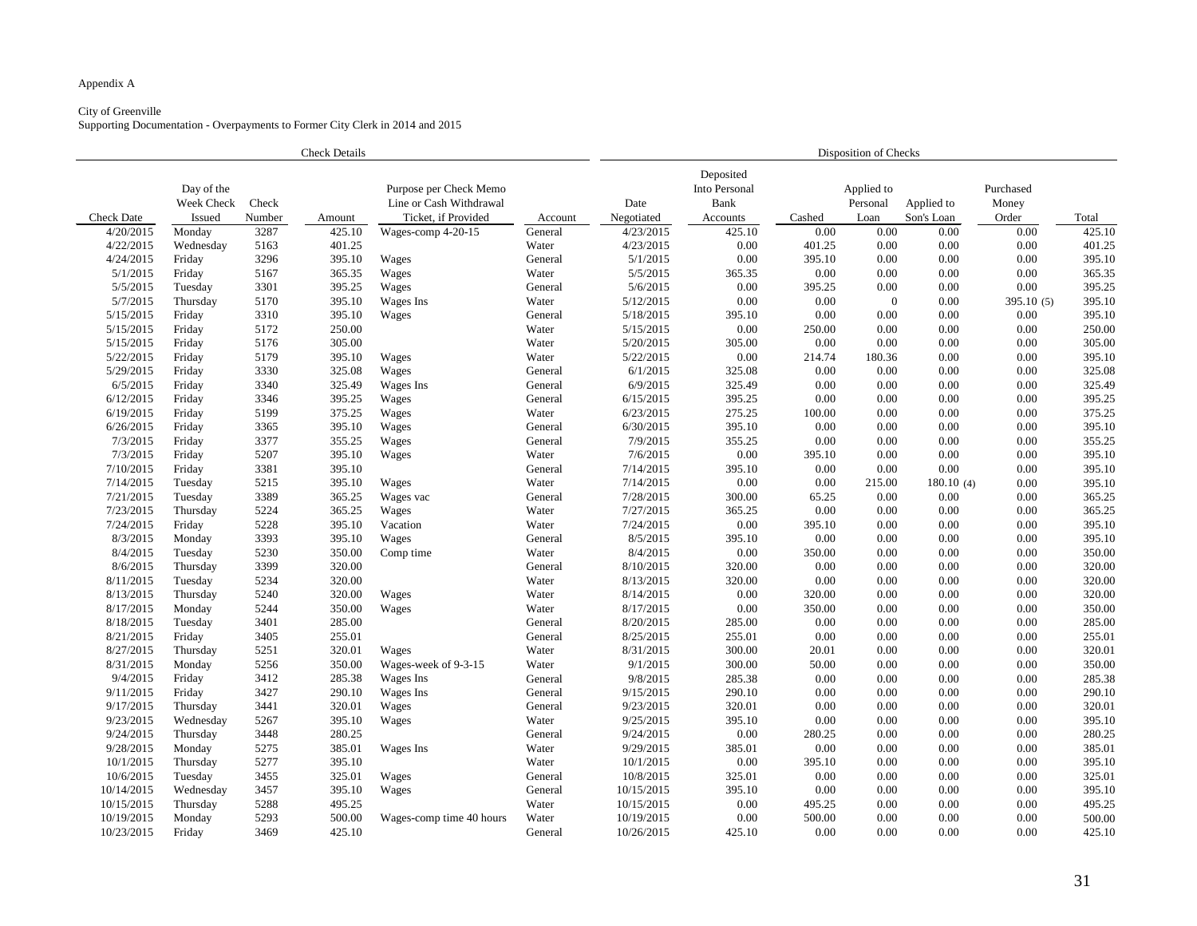Appendix A

City of Greenville
Supporting Documentation - Overpayments to Former City Clerk in 2014 and 2015

| Check Details | | | | | | Disposition of Checks | | | | | | |
|---|---|---|---|---|---|---|---|---|---|---|---|---|
| Check Date | Day of the Week Check Issued | Check Number | Amount | Purpose per Check Memo Line or Cash Withdrawal Ticket, if Provided | Account | Date Negotiated | Deposited Into Personal Bank Accounts | Cashed | Applied to Personal Loan | Applied to Son's Loan | Purchased Money Order | Total |
| 4/20/2015 | Monday | 3287 | 425.10 | Wages-comp 4-20-15 | General | 4/23/2015 | 425.10 | 0.00 | 0.00 | 0.00 | 0.00 | 425.10 |
| 4/22/2015 | Wednesday | 5163 | 401.25 | | Water | 4/23/2015 | 0.00 | 401.25 | 0.00 | 0.00 | 0.00 | 401.25 |
| 4/24/2015 | Friday | 3296 | 395.10 | Wages | General | 5/1/2015 | 0.00 | 395.10 | 0.00 | 0.00 | 0.00 | 395.10 |
| 5/1/2015 | Friday | 5167 | 365.35 | Wages | Water | 5/5/2015 | 365.35 | 0.00 | 0.00 | 0.00 | 0.00 | 365.35 |
| 5/5/2015 | Tuesday | 3301 | 395.25 | Wages | General | 5/6/2015 | 0.00 | 395.25 | 0.00 | 0.00 | 0.00 | 395.25 |
| 5/7/2015 | Thursday | 5170 | 395.10 | Wages Ins | Water | 5/12/2015 | 0.00 | 0.00 | 0 | 0.00 | 395.10 (5) | 395.10 |
| 5/15/2015 | Friday | 3310 | 395.10 | Wages | General | 5/18/2015 | 395.10 | 0.00 | 0.00 | 0.00 | 0.00 | 395.10 |
| 5/15/2015 | Friday | 5172 | 250.00 | | Water | 5/15/2015 | 0.00 | 250.00 | 0.00 | 0.00 | 0.00 | 250.00 |
| 5/15/2015 | Friday | 5176 | 305.00 | | Water | 5/20/2015 | 305.00 | 0.00 | 0.00 | 0.00 | 0.00 | 305.00 |
| 5/22/2015 | Friday | 5179 | 395.10 | Wages | Water | 5/22/2015 | 0.00 | 214.74 | 180.36 | 0.00 | 0.00 | 395.10 |
| 5/29/2015 | Friday | 3330 | 325.08 | Wages | General | 6/1/2015 | 325.08 | 0.00 | 0.00 | 0.00 | 0.00 | 325.08 |
| 6/5/2015 | Friday | 3340 | 325.49 | Wages Ins | General | 6/9/2015 | 325.49 | 0.00 | 0.00 | 0.00 | 0.00 | 325.49 |
| 6/12/2015 | Friday | 3346 | 395.25 | Wages | General | 6/15/2015 | 395.25 | 0.00 | 0.00 | 0.00 | 0.00 | 395.25 |
| 6/19/2015 | Friday | 5199 | 375.25 | Wages | Water | 6/23/2015 | 275.25 | 100.00 | 0.00 | 0.00 | 0.00 | 375.25 |
| 6/26/2015 | Friday | 3365 | 395.10 | Wages | General | 6/30/2015 | 395.10 | 0.00 | 0.00 | 0.00 | 0.00 | 395.10 |
| 7/3/2015 | Friday | 3377 | 355.25 | Wages | General | 7/9/2015 | 355.25 | 0.00 | 0.00 | 0.00 | 0.00 | 355.25 |
| 7/3/2015 | Friday | 5207 | 395.10 | Wages | Water | 7/6/2015 | 0.00 | 395.10 | 0.00 | 0.00 | 0.00 | 395.10 |
| 7/10/2015 | Friday | 3381 | 395.10 | | General | 7/14/2015 | 395.10 | 0.00 | 0.00 | 0.00 | 0.00 | 395.10 |
| 7/14/2015 | Tuesday | 5215 | 395.10 | Wages | Water | 7/14/2015 | 0.00 | 0.00 | 215.00 | 180.10 (4) | 0.00 | 395.10 |
| 7/21/2015 | Tuesday | 3389 | 365.25 | Wages vac | General | 7/28/2015 | 300.00 | 65.25 | 0.00 | 0.00 | 0.00 | 365.25 |
| 7/23/2015 | Thursday | 5224 | 365.25 | Wages | Water | 7/27/2015 | 365.25 | 0.00 | 0.00 | 0.00 | 0.00 | 365.25 |
| 7/24/2015 | Friday | 5228 | 395.10 | Vacation | Water | 7/24/2015 | 0.00 | 395.10 | 0.00 | 0.00 | 0.00 | 395.10 |
| 8/3/2015 | Monday | 3393 | 395.10 | Wages | General | 8/5/2015 | 395.10 | 0.00 | 0.00 | 0.00 | 0.00 | 395.10 |
| 8/4/2015 | Tuesday | 5230 | 350.00 | Comp time | Water | 8/4/2015 | 0.00 | 350.00 | 0.00 | 0.00 | 0.00 | 350.00 |
| 8/6/2015 | Thursday | 3399 | 320.00 | | General | 8/10/2015 | 320.00 | 0.00 | 0.00 | 0.00 | 0.00 | 320.00 |
| 8/11/2015 | Tuesday | 5234 | 320.00 | | Water | 8/13/2015 | 320.00 | 0.00 | 0.00 | 0.00 | 0.00 | 320.00 |
| 8/13/2015 | Thursday | 5240 | 320.00 | Wages | Water | 8/14/2015 | 0.00 | 320.00 | 0.00 | 0.00 | 0.00 | 320.00 |
| 8/17/2015 | Monday | 5244 | 350.00 | Wages | Water | 8/17/2015 | 0.00 | 350.00 | 0.00 | 0.00 | 0.00 | 350.00 |
| 8/18/2015 | Tuesday | 3401 | 285.00 | | General | 8/20/2015 | 285.00 | 0.00 | 0.00 | 0.00 | 0.00 | 285.00 |
| 8/21/2015 | Friday | 3405 | 255.01 | | General | 8/25/2015 | 255.01 | 0.00 | 0.00 | 0.00 | 0.00 | 255.01 |
| 8/27/2015 | Thursday | 5251 | 320.01 | Wages | Water | 8/31/2015 | 300.00 | 20.01 | 0.00 | 0.00 | 0.00 | 320.01 |
| 8/31/2015 | Monday | 5256 | 350.00 | Wages-week of 9-3-15 | Water | 9/1/2015 | 300.00 | 50.00 | 0.00 | 0.00 | 0.00 | 350.00 |
| 9/4/2015 | Friday | 3412 | 285.38 | Wages Ins | General | 9/8/2015 | 285.38 | 0.00 | 0.00 | 0.00 | 0.00 | 285.38 |
| 9/11/2015 | Friday | 3427 | 290.10 | Wages Ins | General | 9/15/2015 | 290.10 | 0.00 | 0.00 | 0.00 | 0.00 | 290.10 |
| 9/17/2015 | Thursday | 3441 | 320.01 | Wages | General | 9/23/2015 | 320.01 | 0.00 | 0.00 | 0.00 | 0.00 | 320.01 |
| 9/23/2015 | Wednesday | 5267 | 395.10 | Wages | Water | 9/25/2015 | 395.10 | 0.00 | 0.00 | 0.00 | 0.00 | 395.10 |
| 9/24/2015 | Thursday | 3448 | 280.25 | | General | 9/24/2015 | 0.00 | 280.25 | 0.00 | 0.00 | 0.00 | 280.25 |
| 9/28/2015 | Monday | 5275 | 385.01 | Wages Ins | Water | 9/29/2015 | 385.01 | 0.00 | 0.00 | 0.00 | 0.00 | 385.01 |
| 10/1/2015 | Thursday | 5277 | 395.10 | | Water | 10/1/2015 | 0.00 | 395.10 | 0.00 | 0.00 | 0.00 | 395.10 |
| 10/6/2015 | Tuesday | 3455 | 325.01 | Wages | General | 10/8/2015 | 325.01 | 0.00 | 0.00 | 0.00 | 0.00 | 325.01 |
| 10/14/2015 | Wednesday | 3457 | 395.10 | Wages | General | 10/15/2015 | 395.10 | 0.00 | 0.00 | 0.00 | 0.00 | 395.10 |
| 10/15/2015 | Thursday | 5288 | 495.25 | | Water | 10/15/2015 | 0.00 | 495.25 | 0.00 | 0.00 | 0.00 | 495.25 |
| 10/19/2015 | Monday | 5293 | 500.00 | Wages-comp time 40 hours | Water | 10/19/2015 | 0.00 | 500.00 | 0.00 | 0.00 | 0.00 | 500.00 |
| 10/23/2015 | Friday | 3469 | 425.10 | | General | 10/26/2015 | 425.10 | 0.00 | 0.00 | 0.00 | 0.00 | 425.10 |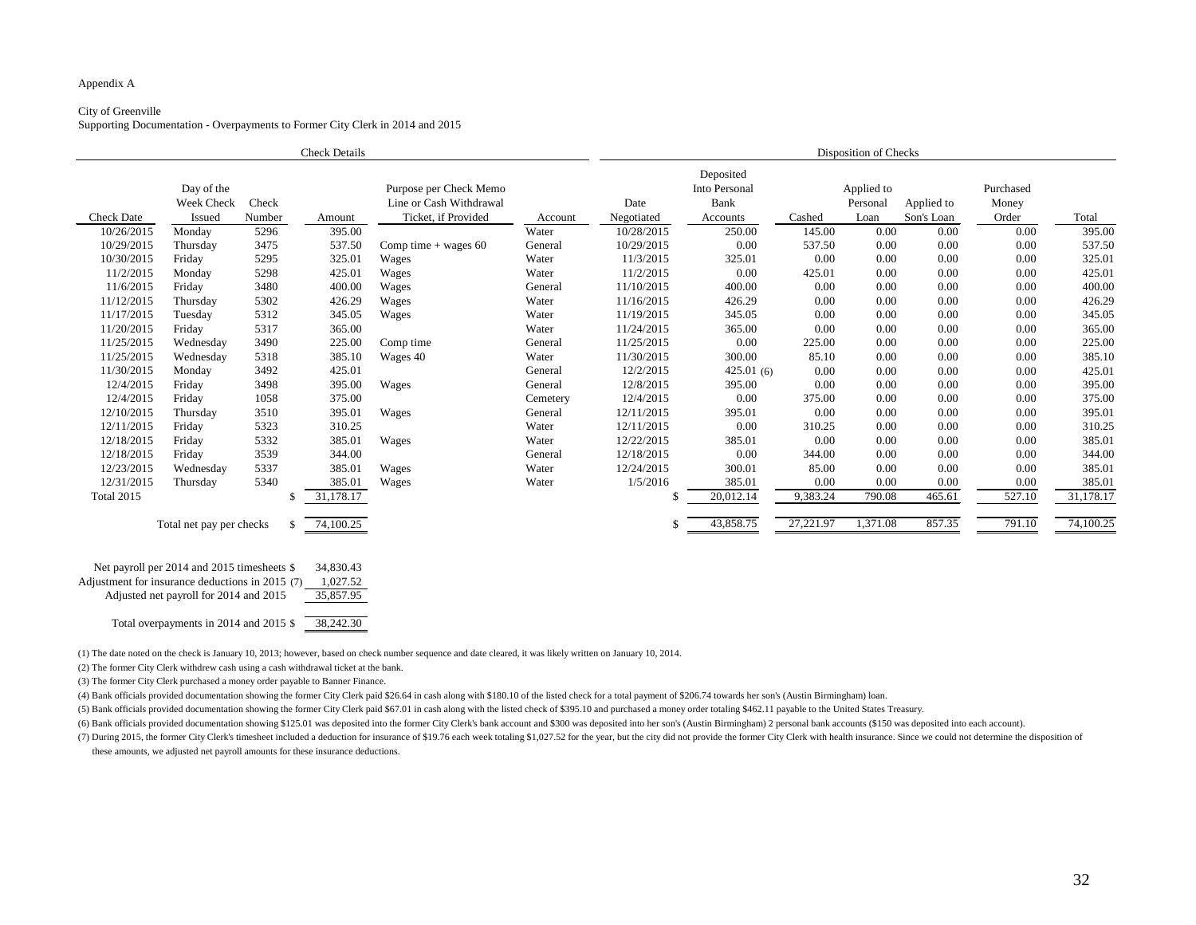Appendix A

City of Greenville

Supporting Documentation - Overpayments to Former City Clerk in 2014 and 2015

| Check Details | | | | | | Disposition of Checks | | | | | | |
|---|---|---|---|---|---|---|---|---|---|---|---|---|
| Check Date | Day of the Week Check Issued | Check Number | Amount | Purpose per Check Memo Line or Cash Withdrawal Ticket, if Provided | Account | Date Negotiated | Deposited Into Personal Bank Accounts | Cashed | Applied to Personal Loan | Applied to Son's Loan | Purchased Money Order | Total |
| 10/26/2015 | Monday | 5296 | 395.00 | | Water | 10/28/2015 | 250.00 | 145.00 | 0.00 | 0.00 | 0.00 | 395.00 |
| 10/29/2015 | Thursday | 3475 | 537.50 | Comp time + wages 60 | General | 10/29/2015 | 0.00 | 537.50 | 0.00 | 0.00 | 0.00 | 537.50 |
| 10/30/2015 | Friday | 5295 | 325.01 | Wages | Water | 11/3/2015 | 325.01 | 0.00 | 0.00 | 0.00 | 0.00 | 325.01 |
| 11/2/2015 | Monday | 5298 | 425.01 | Wages | Water | 11/2/2015 | 0.00 | 425.01 | 0.00 | 0.00 | 0.00 | 425.01 |
| 11/6/2015 | Friday | 3480 | 400.00 | Wages | General | 11/10/2015 | 400.00 | 0.00 | 0.00 | 0.00 | 0.00 | 400.00 |
| 11/12/2015 | Thursday | 5302 | 426.29 | Wages | Water | 11/16/2015 | 426.29 | 0.00 | 0.00 | 0.00 | 0.00 | 426.29 |
| 11/17/2015 | Tuesday | 5312 | 345.05 | Wages | Water | 11/19/2015 | 345.05 | 0.00 | 0.00 | 0.00 | 0.00 | 345.05 |
| 11/20/2015 | Friday | 5317 | 365.00 | | Water | 11/24/2015 | 365.00 | 0.00 | 0.00 | 0.00 | 0.00 | 365.00 |
| 11/25/2015 | Wednesday | 3490 | 225.00 | Comp time | General | 11/25/2015 | 0.00 | 225.00 | 0.00 | 0.00 | 0.00 | 225.00 |
| 11/25/2015 | Wednesday | 5318 | 385.10 | Wages 40 | Water | 11/30/2015 | 300.00 | 85.10 | 0.00 | 0.00 | 0.00 | 385.10 |
| 11/30/2015 | Monday | 3492 | 425.01 | | General | 12/2/2015 | 425.01 (6) | 0.00 | 0.00 | 0.00 | 0.00 | 425.01 |
| 12/4/2015 | Friday | 3498 | 395.00 | Wages | General | 12/8/2015 | 395.00 | 0.00 | 0.00 | 0.00 | 0.00 | 395.00 |
| 12/4/2015 | Friday | 1058 | 375.00 | | Cemetery | 12/4/2015 | 0.00 | 375.00 | 0.00 | 0.00 | 0.00 | 375.00 |
| 12/10/2015 | Thursday | 3510 | 395.01 | Wages | General | 12/11/2015 | 395.01 | 0.00 | 0.00 | 0.00 | 0.00 | 395.01 |
| 12/11/2015 | Friday | 5323 | 310.25 | | Water | 12/11/2015 | 0.00 | 310.25 | 0.00 | 0.00 | 0.00 | 310.25 |
| 12/18/2015 | Friday | 5332 | 385.01 | Wages | Water | 12/22/2015 | 385.01 | 0.00 | 0.00 | 0.00 | 0.00 | 385.01 |
| 12/18/2015 | Friday | 3539 | 344.00 | | General | 12/18/2015 | 0.00 | 344.00 | 0.00 | 0.00 | 0.00 | 344.00 |
| 12/23/2015 | Wednesday | 5337 | 385.01 | Wages | Water | 12/24/2015 | 300.01 | 85.00 | 0.00 | 0.00 | 0.00 | 385.01 |
| 12/31/2015 | Thursday | 5340 | 385.01 | Wages | Water | 1/5/2016 | 385.01 | 0.00 | 0.00 | 0.00 | 0.00 | 385.01 |
| Total 2015 | | | $ 31,178.17 | | | | $ 20,012.14 | 9,383.24 | 790.08 | 465.61 | 527.10 | 31,178.17 |
| Total net pay per checks | | | $ 74,100.25 | | | | $ 43,858.75 | 27,221.97 | 1,371.08 | 857.35 | 791.10 | 74,100.25 |

| | |
|---|---|
| Net payroll per 2014 and 2015 timesheets | $ 34,830.43 |
| Adjustment for insurance deductions in 2015 (7) | 1,027.52 |
| Adjusted net payroll for 2014 and 2015 | 35,857.95 |
| Total overpayments in 2014 and 2015 | $ 38,242.30 |

(1) The date noted on the check is January 10, 2013; however, based on check number sequence and date cleared, it was likely written on January 10, 2014.

(2) The former City Clerk withdrew cash using a cash withdrawal ticket at the bank.

(3) The former City Clerk purchased a money order payable to Banner Finance.

(4) Bank officials provided documentation showing the former City Clerk paid $26.64 in cash along with $180.10 of the listed check for a total payment of $206.74 towards her son's (Austin Birmingham) loan.

(5) Bank officials provided documentation showing the former City Clerk paid $67.01 in cash along with the listed check of $395.10 and purchased a money order totaling $462.11 payable to the United States Treasury.

(6) Bank officials provided documentation showing $125.01 was deposited into the former City Clerk's bank account and $300 was deposited into her son's (Austin Birmingham) 2 personal bank accounts ($150 was deposited into each account).

(7) During 2015, the former City Clerk's timesheet included a deduction for insurance of $19.76 each week totaling $1,027.52 for the year, but the city did not provide the former City Clerk with health insurance. Since we could not determine the disposition of these amounts, we adjusted net payroll amounts for these insurance deductions.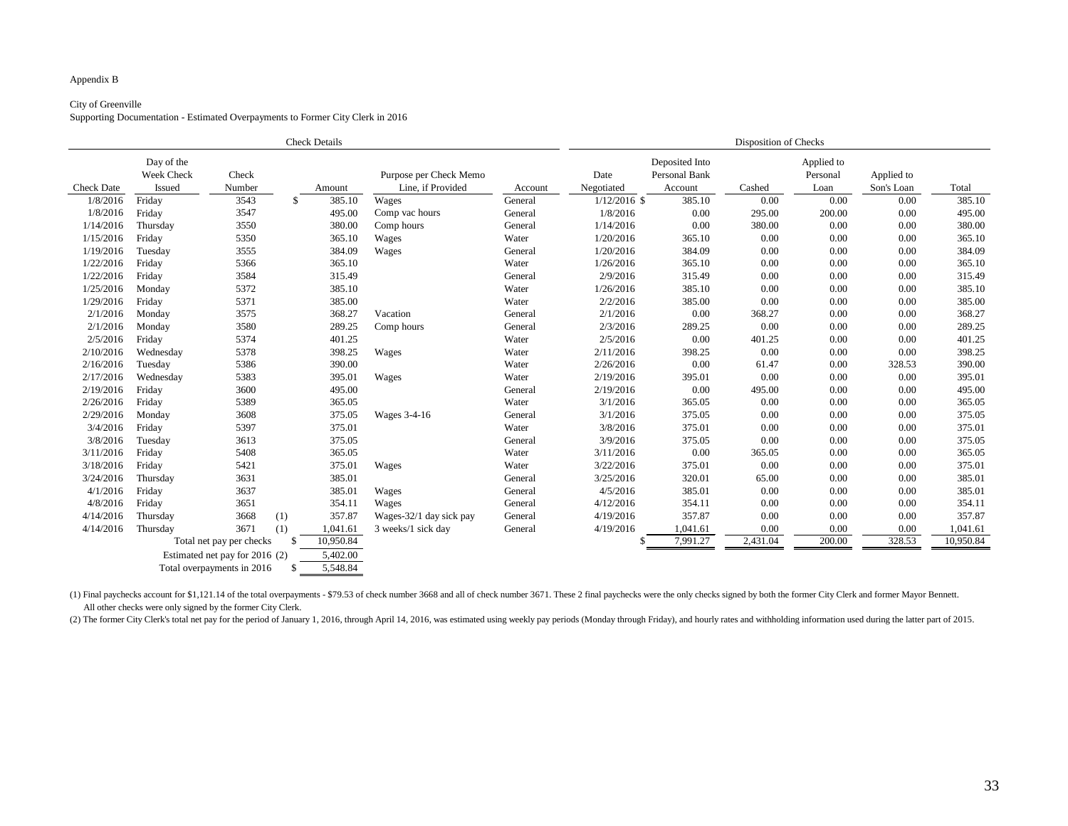Appendix B

City of Greenville
Supporting Documentation - Estimated Overpayments to Former City Clerk in 2016

| Check Details | | | | | | | Disposition of Checks | | | | | |
|---|---|---|---|---|---|---|---|---|---|---|---|---|
| Check Date | Day of the Week Check Issued | Check Number | | Amount | Purpose per Check Memo Line, if Provided | Account | Date Negotiated | Deposited Into Personal Bank Account | Cashed | Applied to Personal Loan | Applied to Son's Loan | Total |
| 1/8/2016 | Friday | 3543 | | $ 385.10 | Wages | General | 1/12/2016 | $ 385.10 | 0.00 | 0.00 | 0.00 | 385.10 |
| 1/8/2016 | Friday | 3547 | | 495.00 | Comp vac hours | General | 1/8/2016 | 0.00 | 295.00 | 200.00 | 0.00 | 495.00 |
| 1/14/2016 | Thursday | 3550 | | 380.00 | Comp hours | General | 1/14/2016 | 0.00 | 380.00 | 0.00 | 0.00 | 380.00 |
| 1/15/2016 | Friday | 5350 | | 365.10 | Wages | Water | 1/20/2016 | 365.10 | 0.00 | 0.00 | 0.00 | 365.10 |
| 1/19/2016 | Tuesday | 3555 | | 384.09 | Wages | General | 1/20/2016 | 384.09 | 0.00 | 0.00 | 0.00 | 384.09 |
| 1/22/2016 | Friday | 5366 | | 365.10 | | Water | 1/26/2016 | 365.10 | 0.00 | 0.00 | 0.00 | 365.10 |
| 1/22/2016 | Friday | 3584 | | 315.49 | | General | 2/9/2016 | 315.49 | 0.00 | 0.00 | 0.00 | 315.49 |
| 1/25/2016 | Monday | 5372 | | 385.10 | | Water | 1/26/2016 | 385.10 | 0.00 | 0.00 | 0.00 | 385.10 |
| 1/29/2016 | Friday | 5371 | | 385.00 | | Water | 2/2/2016 | 385.00 | 0.00 | 0.00 | 0.00 | 385.00 |
| 2/1/2016 | Monday | 3575 | | 368.27 | Vacation | General | 2/1/2016 | 0.00 | 368.27 | 0.00 | 0.00 | 368.27 |
| 2/1/2016 | Monday | 3580 | | 289.25 | Comp hours | General | 2/3/2016 | 289.25 | 0.00 | 0.00 | 0.00 | 289.25 |
| 2/5/2016 | Friday | 5374 | | 401.25 | | Water | 2/5/2016 | 0.00 | 401.25 | 0.00 | 0.00 | 401.25 |
| 2/10/2016 | Wednesday | 5378 | | 398.25 | Wages | Water | 2/11/2016 | 398.25 | 0.00 | 0.00 | 0.00 | 398.25 |
| 2/16/2016 | Tuesday | 5386 | | 390.00 | | Water | 2/26/2016 | 0.00 | 61.47 | 0.00 | 328.53 | 390.00 |
| 2/17/2016 | Wednesday | 5383 | | 395.01 | Wages | Water | 2/19/2016 | 395.01 | 0.00 | 0.00 | 0.00 | 395.01 |
| 2/19/2016 | Friday | 3600 | | 495.00 | | General | 2/19/2016 | 0.00 | 495.00 | 0.00 | 0.00 | 495.00 |
| 2/26/2016 | Friday | 5389 | | 365.05 | | Water | 3/1/2016 | 365.05 | 0.00 | 0.00 | 0.00 | 365.05 |
| 2/29/2016 | Monday | 3608 | | 375.05 | Wages 3-4-16 | General | 3/1/2016 | 375.05 | 0.00 | 0.00 | 0.00 | 375.05 |
| 3/4/2016 | Friday | 5397 | | 375.01 | | Water | 3/8/2016 | 375.01 | 0.00 | 0.00 | 0.00 | 375.01 |
| 3/8/2016 | Tuesday | 3613 | | 375.05 | | General | 3/9/2016 | 375.05 | 0.00 | 0.00 | 0.00 | 375.05 |
| 3/11/2016 | Friday | 5408 | | 365.05 | | Water | 3/11/2016 | 0.00 | 365.05 | 0.00 | 0.00 | 365.05 |
| 3/18/2016 | Friday | 5421 | | 375.01 | Wages | Water | 3/22/2016 | 375.01 | 0.00 | 0.00 | 0.00 | 375.01 |
| 3/24/2016 | Thursday | 3631 | | 385.01 | | General | 3/25/2016 | 320.01 | 65.00 | 0.00 | 0.00 | 385.01 |
| 4/1/2016 | Friday | 3637 | | 385.01 | Wages | General | 4/5/2016 | 385.01 | 0.00 | 0.00 | 0.00 | 385.01 |
| 4/8/2016 | Friday | 3651 | | 354.11 | Wages | General | 4/12/2016 | 354.11 | 0.00 | 0.00 | 0.00 | 354.11 |
| 4/14/2016 | Thursday | 3668 | (1) | 357.87 | Wages-32/1 day sick pay | General | 4/19/2016 | 357.87 | 0.00 | 0.00 | 0.00 | 357.87 |
| 4/14/2016 | Thursday | 3671 | (1) | 1,041.61 | 3 weeks/1 sick day | General | 4/19/2016 | 1,041.61 | 0.00 | 0.00 | 0.00 | 1,041.61 |
| | Total net pay per checks | | | $ 10,950.84 | | | | $ 7,991.27 | 2,431.04 | 200.00 | 328.53 | 10,950.84 |
| | Estimated net pay for 2016 (2) | | | 5,402.00 | | | | | | | | |
| | Total overpayments in 2016 | | | $ 5,548.84 | | | | | | | | |

(1) Final paychecks account for $1,121.14 of the total overpayments - $79.53 of check number 3668 and all of check number 3671. These 2 final paychecks were the only checks signed by both the former City Clerk and former Mayor Bennett. All other checks were only signed by the former City Clerk.

(2) The former City Clerk's total net pay for the period of January 1, 2016, through April 14, 2016, was estimated using weekly pay periods (Monday through Friday), and hourly rates and withholding information used during the latter part of 2015.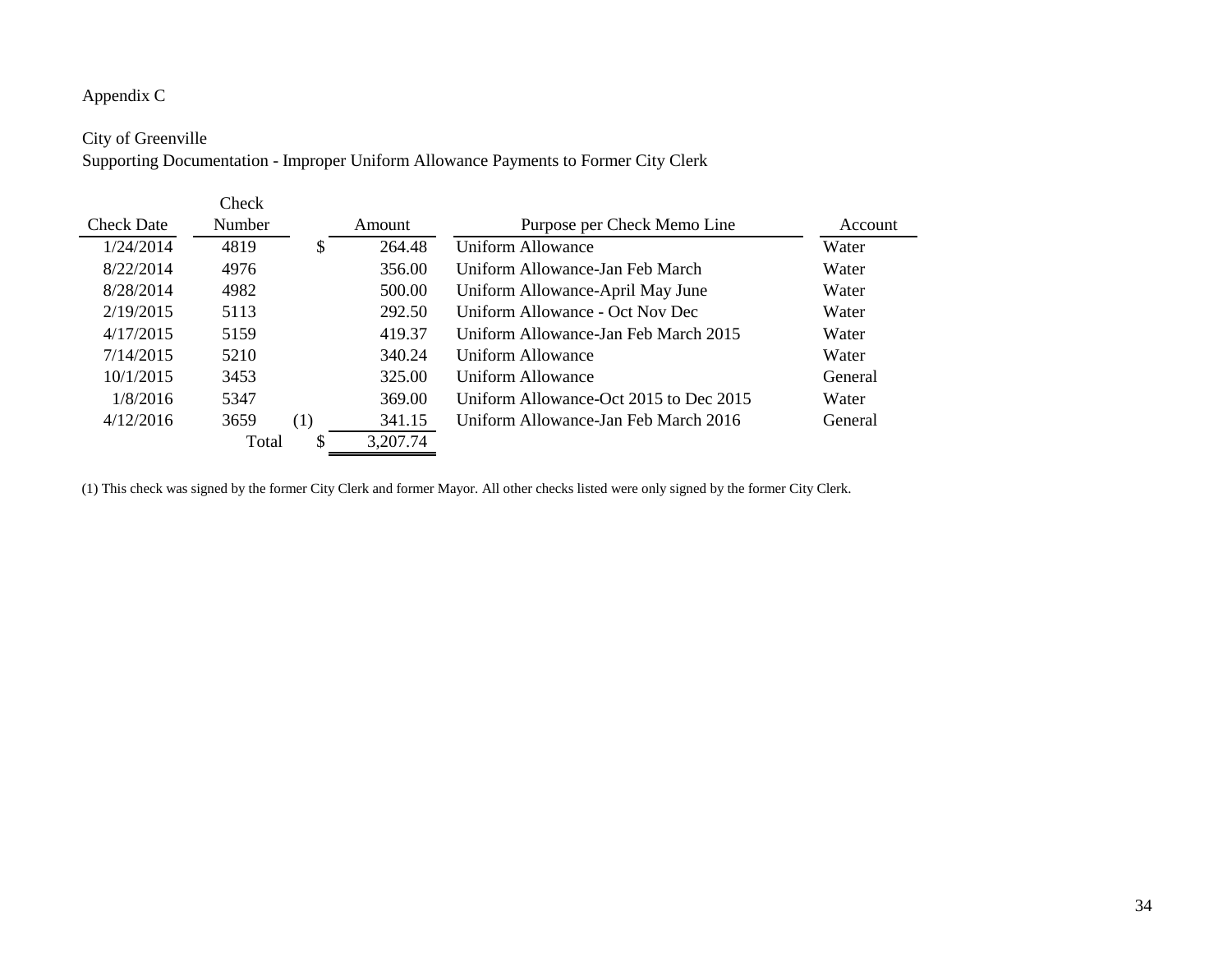Appendix C

City of Greenville
Supporting Documentation - Improper Uniform Allowance Payments to Former City Clerk

| Check Date | Check Number | | Amount | Purpose per Check Memo Line | Account |
|---|---|---|---|---|---|
| 1/24/2014 | 4819 | | $ 264.48 | Uniform Allowance | Water |
| 8/22/2014 | 4976 | | 356.00 | Uniform Allowance-Jan Feb March | Water |
| 8/28/2014 | 4982 | | 500.00 | Uniform Allowance-April May June | Water |
| 2/19/2015 | 5113 | | 292.50 | Uniform Allowance - Oct Nov Dec | Water |
| 4/17/2015 | 5159 | | 419.37 | Uniform Allowance-Jan Feb March 2015 | Water |
| 7/14/2015 | 5210 | | 340.24 | Uniform Allowance | Water |
| 10/1/2015 | 3453 | | 325.00 | Uniform Allowance | General |
| 1/8/2016 | 5347 | | 369.00 | Uniform Allowance-Oct 2015 to Dec 2015 | Water |
| 4/12/2016 | 3659 | (1) | 341.15 | Uniform Allowance-Jan Feb March 2016 | General |
| | Total | | $ 3,207.74 | | |

(1) This check was signed by the former City Clerk and former Mayor. All other checks listed were only signed by the former City Clerk.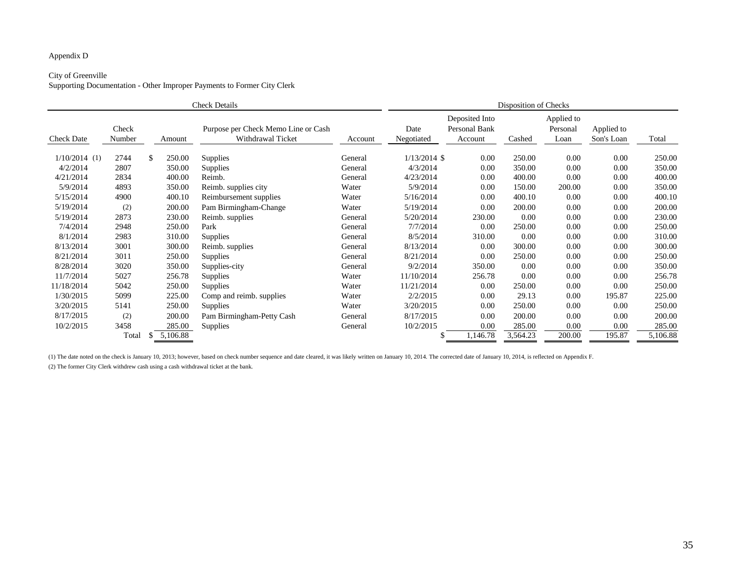Appendix D

City of Greenville
Supporting Documentation - Other Improper Payments to Former City Clerk

| Check Details | | | | | Disposition of Checks | | | | | |
|---|---|---|---|---|---|---|---|---|---|---|
| Check Date | Check Number | Amount | Purpose per Check Memo Line or Cash Withdrawal Ticket | Account | Date Negotiated | Deposited Into Personal Bank Account | Cashed | Applied to Personal Loan | Applied to Son's Loan | Total |
| 1/10/2014 (1) | 2744 | $ 250.00 | Supplies | General | 1/13/2014 | $ 0.00 | 250.00 | 0.00 | 0.00 | 250.00 |
| 4/2/2014 | 2807 | 350.00 | Supplies | General | 4/3/2014 | 0.00 | 350.00 | 0.00 | 0.00 | 350.00 |
| 4/21/2014 | 2834 | 400.00 | Reimb. | General | 4/23/2014 | 0.00 | 400.00 | 0.00 | 0.00 | 400.00 |
| 5/9/2014 | 4893 | 350.00 | Reimb. supplies city | Water | 5/9/2014 | 0.00 | 150.00 | 200.00 | 0.00 | 350.00 |
| 5/15/2014 | 4900 | 400.10 | Reimbursement supplies | Water | 5/16/2014 | 0.00 | 400.10 | 0.00 | 0.00 | 400.10 |
| 5/19/2014 | (2) | 200.00 | Pam Birmingham-Change | Water | 5/19/2014 | 0.00 | 200.00 | 0.00 | 0.00 | 200.00 |
| 5/19/2014 | 2873 | 230.00 | Reimb. supplies | General | 5/20/2014 | 230.00 | 0.00 | 0.00 | 0.00 | 230.00 |
| 7/4/2014 | 2948 | 250.00 | Park | General | 7/7/2014 | 0.00 | 250.00 | 0.00 | 0.00 | 250.00 |
| 8/1/2014 | 2983 | 310.00 | Supplies | General | 8/5/2014 | 310.00 | 0.00 | 0.00 | 0.00 | 310.00 |
| 8/13/2014 | 3001 | 300.00 | Reimb. supplies | General | 8/13/2014 | 0.00 | 300.00 | 0.00 | 0.00 | 300.00 |
| 8/21/2014 | 3011 | 250.00 | Supplies | General | 8/21/2014 | 0.00 | 250.00 | 0.00 | 0.00 | 250.00 |
| 8/28/2014 | 3020 | 350.00 | Supplies-city | General | 9/2/2014 | 350.00 | 0.00 | 0.00 | 0.00 | 350.00 |
| 11/7/2014 | 5027 | 256.78 | Supplies | Water | 11/10/2014 | 256.78 | 0.00 | 0.00 | 0.00 | 256.78 |
| 11/18/2014 | 5042 | 250.00 | Supplies | Water | 11/21/2014 | 0.00 | 250.00 | 0.00 | 0.00 | 250.00 |
| 1/30/2015 | 5099 | 225.00 | Comp and reimb. supplies | Water | 2/2/2015 | 0.00 | 29.13 | 0.00 | 195.87 | 225.00 |
| 3/20/2015 | 5141 | 250.00 | Supplies | Water | 3/20/2015 | 0.00 | 250.00 | 0.00 | 0.00 | 250.00 |
| 8/17/2015 | (2) | 200.00 | Pam Birmingham-Petty Cash | General | 8/17/2015 | 0.00 | 200.00 | 0.00 | 0.00 | 200.00 |
| 10/2/2015 | 3458 | 285.00 | Supplies | General | 10/2/2015 | 0.00 | 285.00 | 0.00 | 0.00 | 285.00 |
| | Total | $ 5,106.88 | | | | $ 1,146.78 | 3,564.23 | 200.00 | 195.87 | 5,106.88 |

(1) The date noted on the check is January 10, 2013; however, based on check number sequence and date cleared, it was likely written on January 10, 2014. The corrected date of January 10, 2014, is reflected on Appendix F.

(2) The former City Clerk withdrew cash using a cash withdrawal ticket at the bank.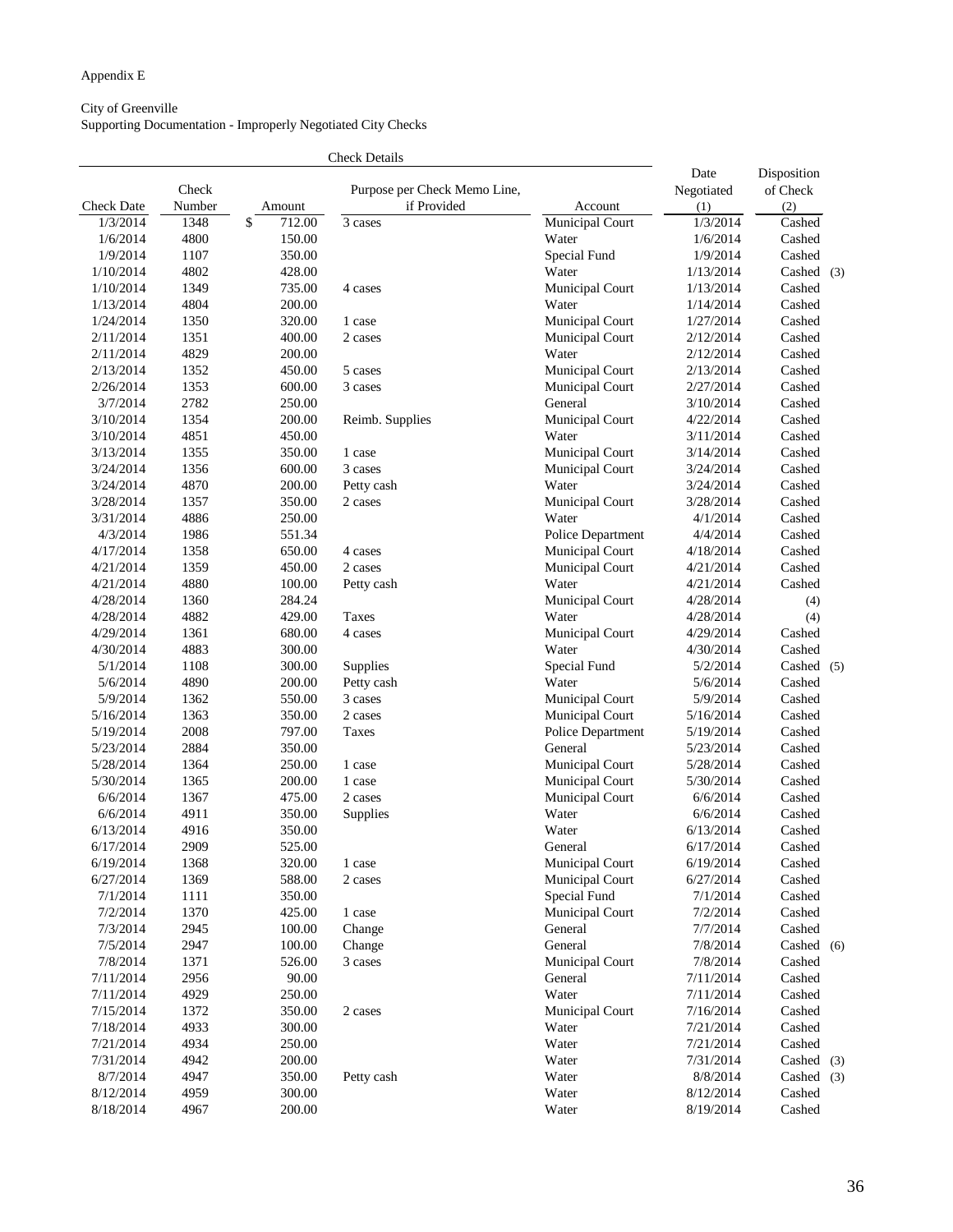Appendix E

City of Greenville
Supporting Documentation - Improperly Negotiated City Checks

| Check Details | | | | | | |
|---|---|---|---|---|---|---|
| Check Date | Check Number | Amount | Purpose per Check Memo Line, if Provided | Account | Date Negotiated (1) | Disposition of Check (2) |
| 1/3/2014 | 1348 | $ 712.00 | 3 cases | Municipal Court | 1/3/2014 | Cashed |
| 1/6/2014 | 4800 | 150.00 | | Water | 1/6/2014 | Cashed |
| 1/9/2014 | 1107 | 350.00 | | Special Fund | 1/9/2014 | Cashed |
| 1/10/2014 | 4802 | 428.00 | | Water | 1/13/2014 | Cashed (3) |
| 1/10/2014 | 1349 | 735.00 | 4 cases | Municipal Court | 1/13/2014 | Cashed |
| 1/13/2014 | 4804 | 200.00 | | Water | 1/14/2014 | Cashed |
| 1/24/2014 | 1350 | 320.00 | 1 case | Municipal Court | 1/27/2014 | Cashed |
| 2/11/2014 | 1351 | 400.00 | 2 cases | Municipal Court | 2/12/2014 | Cashed |
| 2/11/2014 | 4829 | 200.00 | | Water | 2/12/2014 | Cashed |
| 2/13/2014 | 1352 | 450.00 | 5 cases | Municipal Court | 2/13/2014 | Cashed |
| 2/26/2014 | 1353 | 600.00 | 3 cases | Municipal Court | 2/27/2014 | Cashed |
| 3/7/2014 | 2782 | 250.00 | | General | 3/10/2014 | Cashed |
| 3/10/2014 | 1354 | 200.00 | Reimb. Supplies | Municipal Court | 4/22/2014 | Cashed |
| 3/10/2014 | 4851 | 450.00 | | Water | 3/11/2014 | Cashed |
| 3/13/2014 | 1355 | 350.00 | 1 case | Municipal Court | 3/14/2014 | Cashed |
| 3/24/2014 | 1356 | 600.00 | 3 cases | Municipal Court | 3/24/2014 | Cashed |
| 3/24/2014 | 4870 | 200.00 | Petty cash | Water | 3/24/2014 | Cashed |
| 3/28/2014 | 1357 | 350.00 | 2 cases | Municipal Court | 3/28/2014 | Cashed |
| 3/31/2014 | 4886 | 250.00 | | Water | 4/1/2014 | Cashed |
| 4/3/2014 | 1986 | 551.34 | | Police Department | 4/4/2014 | Cashed |
| 4/17/2014 | 1358 | 650.00 | 4 cases | Municipal Court | 4/18/2014 | Cashed |
| 4/21/2014 | 1359 | 450.00 | 2 cases | Municipal Court | 4/21/2014 | Cashed |
| 4/21/2014 | 4880 | 100.00 | Petty cash | Water | 4/21/2014 | Cashed |
| 4/28/2014 | 1360 | 284.24 | | Municipal Court | 4/28/2014 | (4) |
| 4/28/2014 | 4882 | 429.00 | Taxes | Water | 4/28/2014 | (4) |
| 4/29/2014 | 1361 | 680.00 | 4 cases | Municipal Court | 4/29/2014 | Cashed |
| 4/30/2014 | 4883 | 300.00 | | Water | 4/30/2014 | Cashed |
| 5/1/2014 | 1108 | 300.00 | Supplies | Special Fund | 5/2/2014 | Cashed (5) |
| 5/6/2014 | 4890 | 200.00 | Petty cash | Water | 5/6/2014 | Cashed |
| 5/9/2014 | 1362 | 550.00 | 3 cases | Municipal Court | 5/9/2014 | Cashed |
| 5/16/2014 | 1363 | 350.00 | 2 cases | Municipal Court | 5/16/2014 | Cashed |
| 5/19/2014 | 2008 | 797.00 | Taxes | Police Department | 5/19/2014 | Cashed |
| 5/23/2014 | 2884 | 350.00 | | General | 5/23/2014 | Cashed |
| 5/28/2014 | 1364 | 250.00 | 1 case | Municipal Court | 5/28/2014 | Cashed |
| 5/30/2014 | 1365 | 200.00 | 1 case | Municipal Court | 5/30/2014 | Cashed |
| 6/6/2014 | 1367 | 475.00 | 2 cases | Municipal Court | 6/6/2014 | Cashed |
| 6/6/2014 | 4911 | 350.00 | Supplies | Water | 6/6/2014 | Cashed |
| 6/13/2014 | 4916 | 350.00 | | Water | 6/13/2014 | Cashed |
| 6/17/2014 | 2909 | 525.00 | | General | 6/17/2014 | Cashed |
| 6/19/2014 | 1368 | 320.00 | 1 case | Municipal Court | 6/19/2014 | Cashed |
| 6/27/2014 | 1369 | 588.00 | 2 cases | Municipal Court | 6/27/2014 | Cashed |
| 7/1/2014 | 1111 | 350.00 | | Special Fund | 7/1/2014 | Cashed |
| 7/2/2014 | 1370 | 425.00 | 1 case | Municipal Court | 7/2/2014 | Cashed |
| 7/3/2014 | 2945 | 100.00 | Change | General | 7/7/2014 | Cashed |
| 7/5/2014 | 2947 | 100.00 | Change | General | 7/8/2014 | Cashed (6) |
| 7/8/2014 | 1371 | 526.00 | 3 cases | Municipal Court | 7/8/2014 | Cashed |
| 7/11/2014 | 2956 | 90.00 | | General | 7/11/2014 | Cashed |
| 7/11/2014 | 4929 | 250.00 | | Water | 7/11/2014 | Cashed |
| 7/15/2014 | 1372 | 350.00 | 2 cases | Municipal Court | 7/16/2014 | Cashed |
| 7/18/2014 | 4933 | 300.00 | | Water | 7/21/2014 | Cashed |
| 7/21/2014 | 4934 | 250.00 | | Water | 7/21/2014 | Cashed |
| 7/31/2014 | 4942 | 200.00 | | Water | 7/31/2014 | Cashed (3) |
| 8/7/2014 | 4947 | 350.00 | Petty cash | Water | 8/8/2014 | Cashed (3) |
| 8/12/2014 | 4959 | 300.00 | | Water | 8/12/2014 | Cashed |
| 8/18/2014 | 4967 | 200.00 | | Water | 8/19/2014 | Cashed |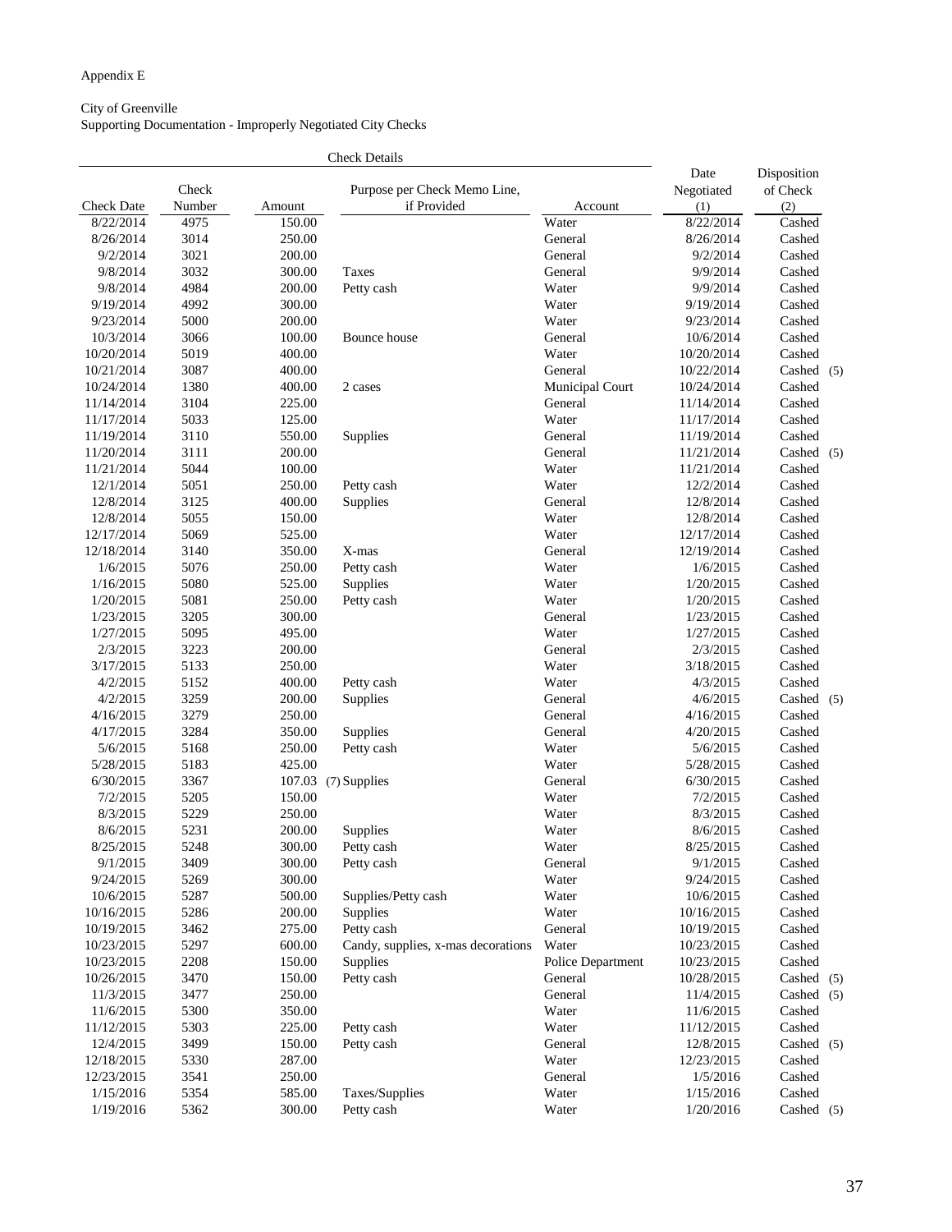Appendix E

City of Greenville
Supporting Documentation - Improperly Negotiated City Checks

| Check Details | | | | | | |
|---|---|---|---|---|---|---|
| Check Date | Check Number | Amount | Purpose per Check Memo Line, if Provided | Account | Date Negotiated (1) | Disposition of Check (2) |
| 8/22/2014 | 4975 | 150.00 | | Water | 8/22/2014 | Cashed |
| 8/26/2014 | 3014 | 250.00 | | General | 8/26/2014 | Cashed |
| 9/2/2014 | 3021 | 200.00 | | General | 9/2/2014 | Cashed |
| 9/8/2014 | 3032 | 300.00 | Taxes | General | 9/9/2014 | Cashed |
| 9/8/2014 | 4984 | 200.00 | Petty cash | Water | 9/9/2014 | Cashed |
| 9/19/2014 | 4992 | 300.00 | | Water | 9/19/2014 | Cashed |
| 9/23/2014 | 5000 | 200.00 | | Water | 9/23/2014 | Cashed |
| 10/3/2014 | 3066 | 100.00 | Bounce house | General | 10/6/2014 | Cashed |
| 10/20/2014 | 5019 | 400.00 | | Water | 10/20/2014 | Cashed |
| 10/21/2014 | 3087 | 400.00 | | General | 10/22/2014 | Cashed (5) |
| 10/24/2014 | 1380 | 400.00 | 2 cases | Municipal Court | 10/24/2014 | Cashed |
| 11/14/2014 | 3104 | 225.00 | | General | 11/14/2014 | Cashed |
| 11/17/2014 | 5033 | 125.00 | | Water | 11/17/2014 | Cashed |
| 11/19/2014 | 3110 | 550.00 | Supplies | General | 11/19/2014 | Cashed |
| 11/20/2014 | 3111 | 200.00 | | General | 11/21/2014 | Cashed (5) |
| 11/21/2014 | 5044 | 100.00 | | Water | 11/21/2014 | Cashed |
| 12/1/2014 | 5051 | 250.00 | Petty cash | Water | 12/2/2014 | Cashed |
| 12/8/2014 | 3125 | 400.00 | Supplies | General | 12/8/2014 | Cashed |
| 12/8/2014 | 5055 | 150.00 | | Water | 12/8/2014 | Cashed |
| 12/17/2014 | 5069 | 525.00 | | Water | 12/17/2014 | Cashed |
| 12/18/2014 | 3140 | 350.00 | X-mas | General | 12/19/2014 | Cashed |
| 1/6/2015 | 5076 | 250.00 | Petty cash | Water | 1/6/2015 | Cashed |
| 1/16/2015 | 5080 | 525.00 | Supplies | Water | 1/20/2015 | Cashed |
| 1/20/2015 | 5081 | 250.00 | Petty cash | Water | 1/20/2015 | Cashed |
| 1/23/2015 | 3205 | 300.00 | | General | 1/23/2015 | Cashed |
| 1/27/2015 | 5095 | 495.00 | | Water | 1/27/2015 | Cashed |
| 2/3/2015 | 3223 | 200.00 | | General | 2/3/2015 | Cashed |
| 3/17/2015 | 5133 | 250.00 | | Water | 3/18/2015 | Cashed |
| 4/2/2015 | 5152 | 400.00 | Petty cash | Water | 4/3/2015 | Cashed |
| 4/2/2015 | 3259 | 200.00 | Supplies | General | 4/6/2015 | Cashed (5) |
| 4/16/2015 | 3279 | 250.00 | | General | 4/16/2015 | Cashed |
| 4/17/2015 | 3284 | 350.00 | Supplies | General | 4/20/2015 | Cashed |
| 5/6/2015 | 5168 | 250.00 | Petty cash | Water | 5/6/2015 | Cashed |
| 5/28/2015 | 5183 | 425.00 | | Water | 5/28/2015 | Cashed |
| 6/30/2015 | 3367 | 107.03 (7) | Supplies | General | 6/30/2015 | Cashed |
| 7/2/2015 | 5205 | 150.00 | | Water | 7/2/2015 | Cashed |
| 8/3/2015 | 5229 | 250.00 | | Water | 8/3/2015 | Cashed |
| 8/6/2015 | 5231 | 200.00 | Supplies | Water | 8/6/2015 | Cashed |
| 8/25/2015 | 5248 | 300.00 | Petty cash | Water | 8/25/2015 | Cashed |
| 9/1/2015 | 3409 | 300.00 | Petty cash | General | 9/1/2015 | Cashed |
| 9/24/2015 | 5269 | 300.00 | | Water | 9/24/2015 | Cashed |
| 10/6/2015 | 5287 | 500.00 | Supplies/Petty cash | Water | 10/6/2015 | Cashed |
| 10/16/2015 | 5286 | 200.00 | Supplies | Water | 10/16/2015 | Cashed |
| 10/19/2015 | 3462 | 275.00 | Petty cash | General | 10/19/2015 | Cashed |
| 10/23/2015 | 5297 | 600.00 | Candy, supplies, x-mas decorations | Water | 10/23/2015 | Cashed |
| 10/23/2015 | 2208 | 150.00 | Supplies | Police Department | 10/23/2015 | Cashed |
| 10/26/2015 | 3470 | 150.00 | Petty cash | General | 10/28/2015 | Cashed (5) |
| 11/3/2015 | 3477 | 250.00 | | General | 11/4/2015 | Cashed (5) |
| 11/6/2015 | 5300 | 350.00 | | Water | 11/6/2015 | Cashed |
| 11/12/2015 | 5303 | 225.00 | Petty cash | Water | 11/12/2015 | Cashed |
| 12/4/2015 | 3499 | 150.00 | Petty cash | General | 12/8/2015 | Cashed (5) |
| 12/18/2015 | 5330 | 287.00 | | Water | 12/23/2015 | Cashed |
| 12/23/2015 | 3541 | 250.00 | | General | 1/5/2016 | Cashed |
| 1/15/2016 | 5354 | 585.00 | Taxes/Supplies | Water | 1/15/2016 | Cashed |
| 1/19/2016 | 5362 | 300.00 | Petty cash | Water | 1/20/2016 | Cashed (5) |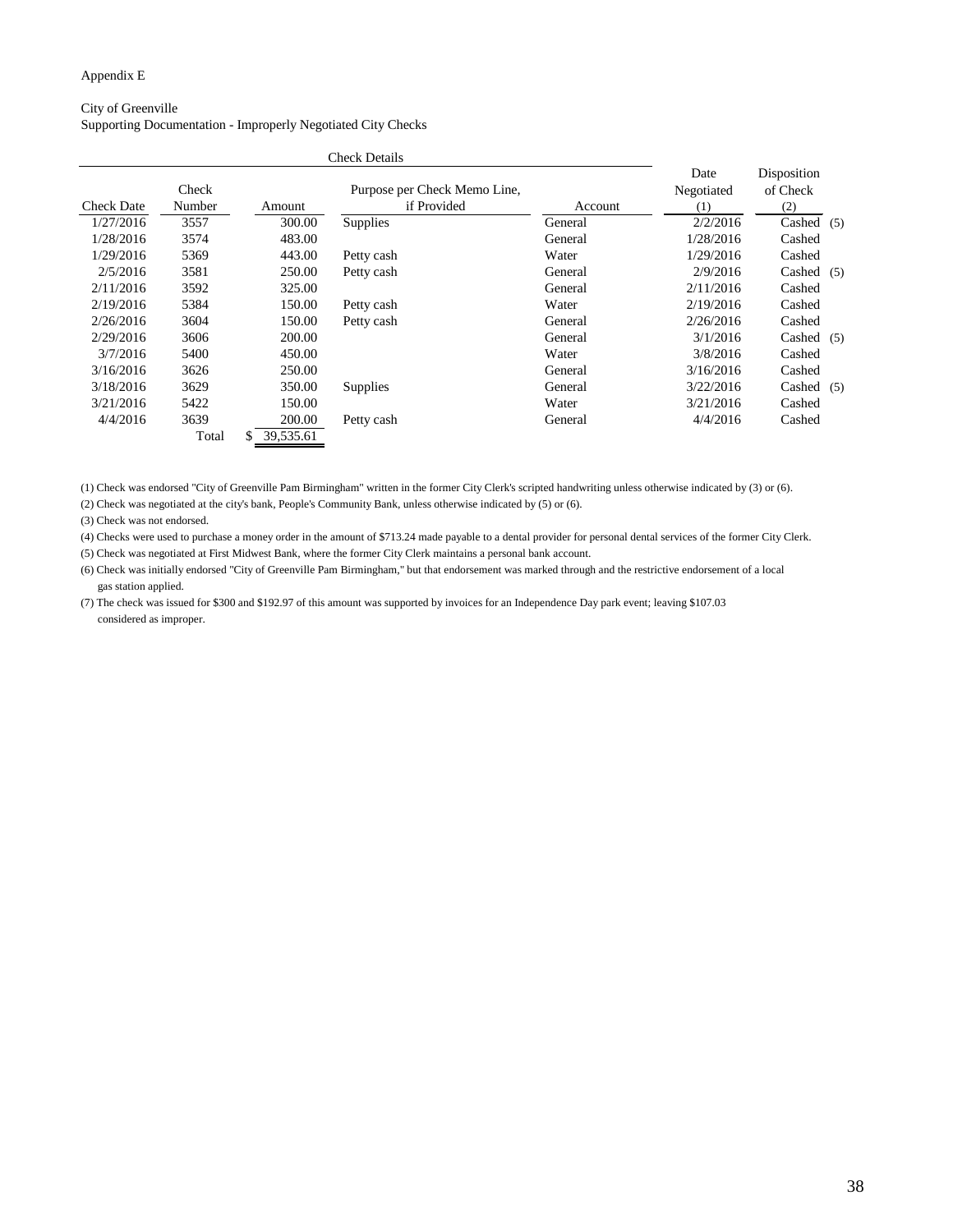Appendix E

City of Greenville
Supporting Documentation - Improperly Negotiated City Checks

| Check Details | | | | | Date | Disposition |
|---|---|---|---|---|---|---|
| Check Date | Check Number | Amount | Purpose per Check Memo Line, if Provided | Account | Date Negotiated (1) | Disposition of Check (2) |
| 1/27/2016 | 3557 | 300.00 | Supplies | General | 2/2/2016 | Cashed (5) |
| 1/28/2016 | 3574 | 483.00 | | General | 1/28/2016 | Cashed |
| 1/29/2016 | 5369 | 443.00 | Petty cash | Water | 1/29/2016 | Cashed |
| 2/5/2016 | 3581 | 250.00 | Petty cash | General | 2/9/2016 | Cashed (5) |
| 2/11/2016 | 3592 | 325.00 | | General | 2/11/2016 | Cashed |
| 2/19/2016 | 5384 | 150.00 | Petty cash | Water | 2/19/2016 | Cashed |
| 2/26/2016 | 3604 | 150.00 | Petty cash | General | 2/26/2016 | Cashed |
| 2/29/2016 | 3606 | 200.00 | | General | 3/1/2016 | Cashed (5) |
| 3/7/2016 | 5400 | 450.00 | | Water | 3/8/2016 | Cashed |
| 3/16/2016 | 3626 | 250.00 | | General | 3/16/2016 | Cashed |
| 3/18/2016 | 3629 | 350.00 | Supplies | General | 3/22/2016 | Cashed (5) |
| 3/21/2016 | 5422 | 150.00 | | Water | 3/21/2016 | Cashed |
| 4/4/2016 | 3639 | 200.00 | Petty cash | General | 4/4/2016 | Cashed |
| | Total | $ 39,535.61 | | | | |

(1) Check was endorsed "City of Greenville Pam Birmingham" written in the former City Clerk's scripted handwriting unless otherwise indicated by (3) or (6).

(2) Check was negotiated at the city's bank, People's Community Bank, unless otherwise indicated by (5) or (6).

(3) Check was not endorsed.

(4) Checks were used to purchase a money order in the amount of $713.24 made payable to a dental provider for personal dental services of the former City Clerk.

(5) Check was negotiated at First Midwest Bank, where the former City Clerk maintains a personal bank account.

(6) Check was initially endorsed "City of Greenville Pam Birmingham," but that endorsement was marked through and the restrictive endorsement of a local gas station applied.

(7) The check was issued for $300 and $192.97 of this amount was supported by invoices for an Independence Day park event; leaving $107.03 considered as improper.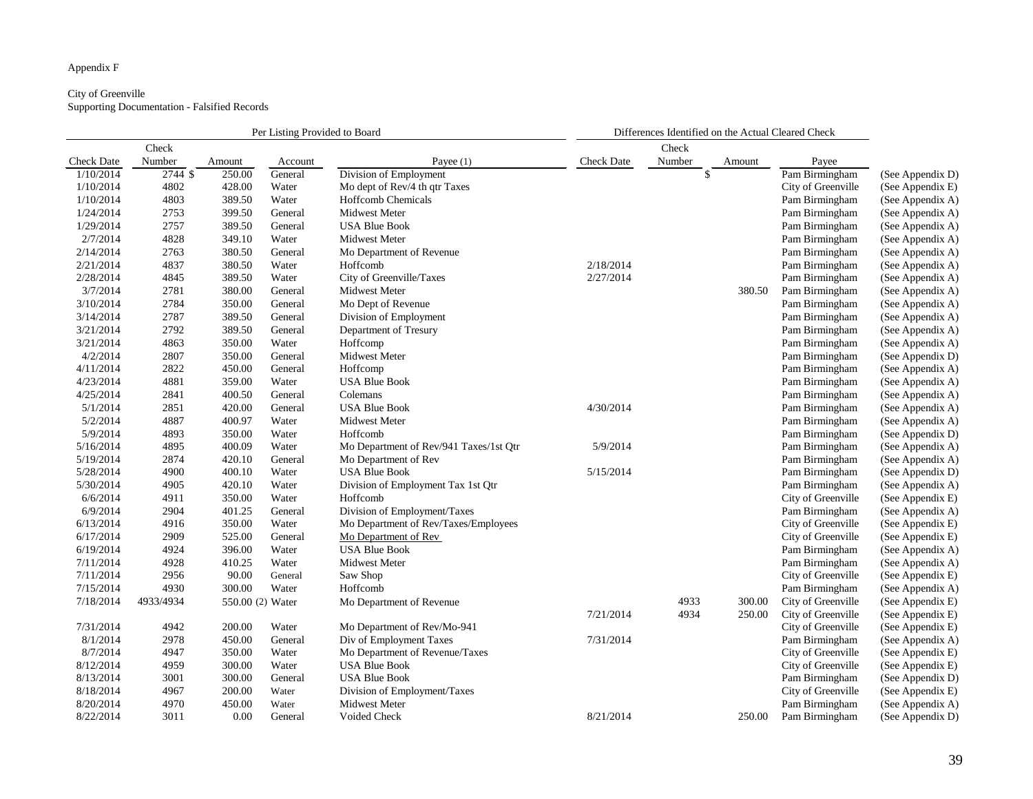Appendix F

City of Greenville
Supporting Documentation - Falsified Records

| Per Listing Provided to Board | | | | | Differences Identified on the Actual Cleared Check | | | | |
|---|---|---|---|---|---|---|---|---|---|
| Check Date | Check Number | Amount | Account | Payee (1) | Check Date | Check Number | Amount | Payee | |
| 1/10/2014 | 2744 | $ 250.00 | General | Division of Employment | | $ | | Pam Birmingham | (See Appendix D) |
| 1/10/2014 | 4802 | 428.00 | Water | Mo dept of Rev/4 th qtr Taxes | | | | City of Greenville | (See Appendix E) |
| 1/10/2014 | 4803 | 389.50 | Water | Hoffcomb Chemicals | | | | Pam Birmingham | (See Appendix A) |
| 1/24/2014 | 2753 | 399.50 | General | Midwest Meter | | | | Pam Birmingham | (See Appendix A) |
| 1/29/2014 | 2757 | 389.50 | General | USA Blue Book | | | | Pam Birmingham | (See Appendix A) |
| 2/7/2014 | 4828 | 349.10 | Water | Midwest Meter | | | | Pam Birmingham | (See Appendix A) |
| 2/14/2014 | 2763 | 380.50 | General | Mo Department of Revenue | | | | Pam Birmingham | (See Appendix A) |
| 2/21/2014 | 4837 | 380.50 | Water | Hoffcomb | 2/18/2014 | | | Pam Birmingham | (See Appendix A) |
| 2/28/2014 | 4845 | 389.50 | Water | City of Greenville/Taxes | 2/27/2014 | | | Pam Birmingham | (See Appendix A) |
| 3/7/2014 | 2781 | 380.00 | General | Midwest Meter | | | 380.50 | Pam Birmingham | (See Appendix A) |
| 3/10/2014 | 2784 | 350.00 | General | Mo Dept of Revenue | | | | Pam Birmingham | (See Appendix A) |
| 3/14/2014 | 2787 | 389.50 | General | Division of Employment | | | | Pam Birmingham | (See Appendix A) |
| 3/21/2014 | 2792 | 389.50 | General | Department of Tresury | | | | Pam Birmingham | (See Appendix A) |
| 3/21/2014 | 4863 | 350.00 | Water | Hoffcomp | | | | Pam Birmingham | (See Appendix A) |
| 4/2/2014 | 2807 | 350.00 | General | Midwest Meter | | | | Pam Birmingham | (See Appendix D) |
| 4/11/2014 | 2822 | 450.00 | General | Hoffcomp | | | | Pam Birmingham | (See Appendix A) |
| 4/23/2014 | 4881 | 359.00 | Water | USA Blue Book | | | | Pam Birmingham | (See Appendix A) |
| 4/25/2014 | 2841 | 400.50 | General | Colemans | | | | Pam Birmingham | (See Appendix A) |
| 5/1/2014 | 2851 | 420.00 | General | USA Blue Book | 4/30/2014 | | | Pam Birmingham | (See Appendix A) |
| 5/2/2014 | 4887 | 400.97 | Water | Midwest Meter | | | | Pam Birmingham | (See Appendix A) |
| 5/9/2014 | 4893 | 350.00 | Water | Hoffcomb | | | | Pam Birmingham | (See Appendix D) |
| 5/16/2014 | 4895 | 400.09 | Water | Mo Department of Rev/941 Taxes/1st Qtr | 5/9/2014 | | | Pam Birmingham | (See Appendix A) |
| 5/19/2014 | 2874 | 420.10 | General | Mo Department of Rev | | | | Pam Birmingham | (See Appendix A) |
| 5/28/2014 | 4900 | 400.10 | Water | USA Blue Book | 5/15/2014 | | | Pam Birmingham | (See Appendix D) |
| 5/30/2014 | 4905 | 420.10 | Water | Division of Employment Tax 1st Qtr | | | | Pam Birmingham | (See Appendix A) |
| 6/6/2014 | 4911 | 350.00 | Water | Hoffcomb | | | | City of Greenville | (See Appendix E) |
| 6/9/2014 | 2904 | 401.25 | General | Division of Employment/Taxes | | | | Pam Birmingham | (See Appendix A) |
| 6/13/2014 | 4916 | 350.00 | Water | Mo Department of Rev/Taxes/Employees | | | | City of Greenville | (See Appendix E) |
| 6/17/2014 | 2909 | 525.00 | General | Mo Department of Rev | | | | City of Greenville | (See Appendix E) |
| 6/19/2014 | 4924 | 396.00 | Water | USA Blue Book | | | | Pam Birmingham | (See Appendix A) |
| 7/11/2014 | 4928 | 410.25 | Water | Midwest Meter | | | | Pam Birmingham | (See Appendix A) |
| 7/11/2014 | 2956 | 90.00 | General | Saw Shop | | | | City of Greenville | (See Appendix E) |
| 7/15/2014 | 4930 | 300.00 | Water | Hoffcomb | | | | Pam Birmingham | (See Appendix A) |
| 7/18/2014 | 4933/4934 | 550.00 (2) | Water | Mo Department of Revenue | | 4933 | 300.00 | City of Greenville | (See Appendix E) |
| | | | | | 7/21/2014 | 4934 | 250.00 | City of Greenville | (See Appendix E) |
| 7/31/2014 | 4942 | 200.00 | Water | Mo Department of Rev/Mo-941 | | | | City of Greenville | (See Appendix E) |
| 8/1/2014 | 2978 | 450.00 | General | Div of Employment Taxes | 7/31/2014 | | | Pam Birmingham | (See Appendix A) |
| 8/7/2014 | 4947 | 350.00 | Water | Mo Department of Revenue/Taxes | | | | City of Greenville | (See Appendix E) |
| 8/12/2014 | 4959 | 300.00 | Water | USA Blue Book | | | | City of Greenville | (See Appendix E) |
| 8/13/2014 | 3001 | 300.00 | General | USA Blue Book | | | | Pam Birmingham | (See Appendix D) |
| 8/18/2014 | 4967 | 200.00 | Water | Division of Employment/Taxes | | | | City of Greenville | (See Appendix E) |
| 8/20/2014 | 4970 | 450.00 | Water | Midwest Meter | | | | Pam Birmingham | (See Appendix A) |
| 8/22/2014 | 3011 | 0.00 | General | Voided Check | 8/21/2014 | | 250.00 | Pam Birmingham | (See Appendix D) |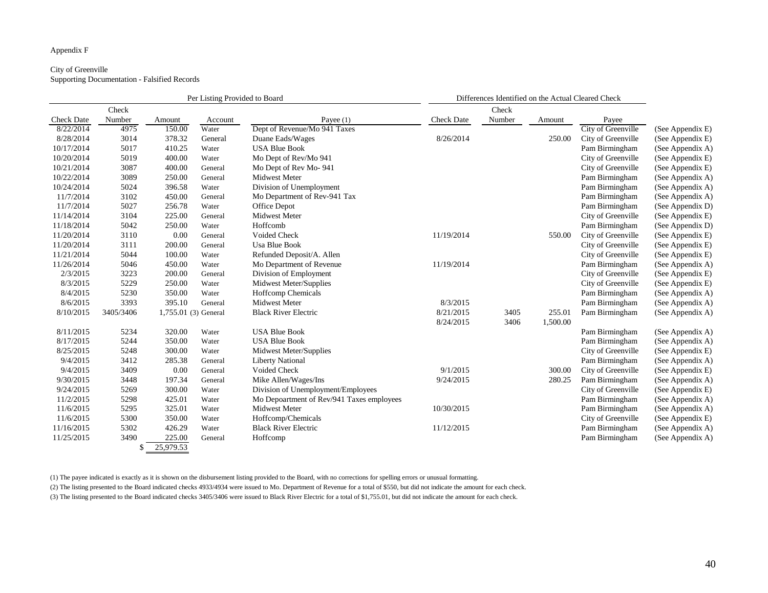Appendix F

City of Greenville
Supporting Documentation - Falsified Records

| Per Listing Provided to Board | | | | | Differences Identified on the Actual Cleared Check | | | | |
|---|---|---|---|---|---|---|---|---|---|
| Check Date | Check Number | Amount | Account | Payee (1) | Check Date | Check Number | Amount | Payee | |
| 8/22/2014 | 4975 | 150.00 | Water | Dept of Revenue/Mo 941 Taxes | | | | City of Greenville | (See Appendix E) |
| 8/28/2014 | 3014 | 378.32 | General | Duane Eads/Wages | 8/26/2014 | | 250.00 | City of Greenville | (See Appendix E) |
| 10/17/2014 | 5017 | 410.25 | Water | USA Blue Book | | | | Pam Birmingham | (See Appendix A) |
| 10/20/2014 | 5019 | 400.00 | Water | Mo Dept of Rev/Mo 941 | | | | City of Greenville | (See Appendix E) |
| 10/21/2014 | 3087 | 400.00 | General | Mo Dept of Rev Mo- 941 | | | | City of Greenville | (See Appendix E) |
| 10/22/2014 | 3089 | 250.00 | General | Midwest Meter | | | | Pam Birmingham | (See Appendix A) |
| 10/24/2014 | 5024 | 396.58 | Water | Division of Unemployment | | | | Pam Birmingham | (See Appendix A) |
| 11/7/2014 | 3102 | 450.00 | General | Mo Department of Rev-941 Tax | | | | Pam Birmingham | (See Appendix A) |
| 11/7/2014 | 5027 | 256.78 | Water | Office Depot | | | | Pam Birmingham | (See Appendix D) |
| 11/14/2014 | 3104 | 225.00 | General | Midwest Meter | | | | City of Greenville | (See Appendix E) |
| 11/18/2014 | 5042 | 250.00 | Water | Hoffcomb | | | | Pam Birmingham | (See Appendix D) |
| 11/20/2014 | 3110 | 0.00 | General | Voided Check | 11/19/2014 | | 550.00 | City of Greenville | (See Appendix E) |
| 11/20/2014 | 3111 | 200.00 | General | Usa Blue Book | | | | City of Greenville | (See Appendix E) |
| 11/21/2014 | 5044 | 100.00 | Water | Refunded Deposit/A. Allen | | | | City of Greenville | (See Appendix E) |
| 11/26/2014 | 5046 | 450.00 | Water | Mo Department of Revenue | 11/19/2014 | | | Pam Birmingham | (See Appendix A) |
| 2/3/2015 | 3223 | 200.00 | General | Division of Employment | | | | City of Greenville | (See Appendix E) |
| 8/3/2015 | 5229 | 250.00 | Water | Midwest Meter/Supplies | | | | City of Greenville | (See Appendix E) |
| 8/4/2015 | 5230 | 350.00 | Water | Hoffcomp Chemicals | | | | Pam Birmingham | (See Appendix A) |
| 8/6/2015 | 3393 | 395.10 | General | Midwest Meter | 8/3/2015 | | | Pam Birmingham | (See Appendix A) |
| 8/10/2015 | 3405/3406 | 1,755.01 (3) | General | Black River Electric | 8/21/2015 | 3405 | 255.01 | Pam Birmingham | (See Appendix A) |
| | | | | | 8/24/2015 | 3406 | 1,500.00 | | |
| 8/11/2015 | 5234 | 320.00 | Water | USA Blue Book | | | | Pam Birmingham | (See Appendix A) |
| 8/17/2015 | 5244 | 350.00 | Water | USA Blue Book | | | | Pam Birmingham | (See Appendix A) |
| 8/25/2015 | 5248 | 300.00 | Water | Midwest Meter/Supplies | | | | City of Greenville | (See Appendix E) |
| 9/4/2015 | 3412 | 285.38 | General | Liberty National | | | | Pam Birmingham | (See Appendix A) |
| 9/4/2015 | 3409 | 0.00 | General | Voided Check | 9/1/2015 | | 300.00 | City of Greenville | (See Appendix E) |
| 9/30/2015 | 3448 | 197.34 | General | Mike Allen/Wages/Ins | 9/24/2015 | | 280.25 | Pam Birmingham | (See Appendix A) |
| 9/24/2015 | 5269 | 300.00 | Water | Division of Unemployment/Employees | | | | City of Greenville | (See Appendix E) |
| 11/2/2015 | 5298 | 425.01 | Water | Mo Depoartment of Rev/941 Taxes employees | | | | Pam Birmingham | (See Appendix A) |
| 11/6/2015 | 5295 | 325.01 | Water | Midwest Meter | 10/30/2015 | | | Pam Birmingham | (See Appendix A) |
| 11/6/2015 | 5300 | 350.00 | Water | Hoffcomp/Chemicals | | | | City of Greenville | (See Appendix E) |
| 11/16/2015 | 5302 | 426.29 | Water | Black River Electric | 11/12/2015 | | | Pam Birmingham | (See Appendix A) |
| 11/25/2015 | 3490 | 225.00 | General | Hoffcomp | | | | Pam Birmingham | (See Appendix A) |
| | | $ 25,979.53 | | | | | | | |

(1) The payee indicated is exactly as it is shown on the disbursement listing provided to the Board, with no corrections for spelling errors or unusual formatting.

(2) The listing presented to the Board indicated checks 4933/4934 were issued to Mo. Department of Revenue for a total of $550, but did not indicate the amount for each check.

(3) The listing presented to the Board indicated checks 3405/3406 were issued to Black River Electric for a total of $1,755.01, but did not indicate the amount for each check.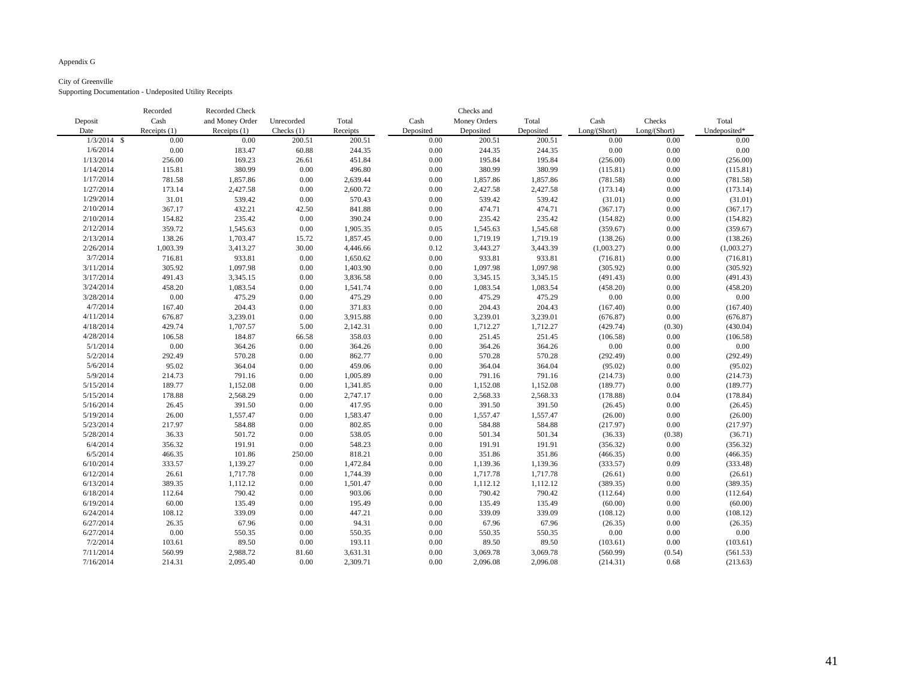Appendix G

City of Greenville
Supporting Documentation - Undeposited Utility Receipts

| Deposit Date | Recorded Cash Receipts (1) | Recorded Check and Money Order Receipts (1) | Unrecorded Checks (1) | Total Receipts | Cash Deposited | Checks and Money Orders Deposited | Total Deposited | Cash Long/(Short) | Checks Long/(Short) | Total Undeposited* |
|---|---|---|---|---|---|---|---|---|---|---|
| 1/3/2014 | $ 0.00 | 0.00 | 200.51 | 200.51 | 0.00 | 200.51 | 200.51 | 0.00 | 0.00 | 0.00 |
| 1/6/2014 | 0.00 | 183.47 | 60.88 | 244.35 | 0.00 | 244.35 | 244.35 | 0.00 | 0.00 | 0.00 |
| 1/13/2014 | 256.00 | 169.23 | 26.61 | 451.84 | 0.00 | 195.84 | 195.84 | (256.00) | 0.00 | (256.00) |
| 1/14/2014 | 115.81 | 380.99 | 0.00 | 496.80 | 0.00 | 380.99 | 380.99 | (115.81) | 0.00 | (115.81) |
| 1/17/2014 | 781.58 | 1,857.86 | 0.00 | 2,639.44 | 0.00 | 1,857.86 | 1,857.86 | (781.58) | 0.00 | (781.58) |
| 1/27/2014 | 173.14 | 2,427.58 | 0.00 | 2,600.72 | 0.00 | 2,427.58 | 2,427.58 | (173.14) | 0.00 | (173.14) |
| 1/29/2014 | 31.01 | 539.42 | 0.00 | 570.43 | 0.00 | 539.42 | 539.42 | (31.01) | 0.00 | (31.01) |
| 2/10/2014 | 367.17 | 432.21 | 42.50 | 841.88 | 0.00 | 474.71 | 474.71 | (367.17) | 0.00 | (367.17) |
| 2/10/2014 | 154.82 | 235.42 | 0.00 | 390.24 | 0.00 | 235.42 | 235.42 | (154.82) | 0.00 | (154.82) |
| 2/12/2014 | 359.72 | 1,545.63 | 0.00 | 1,905.35 | 0.05 | 1,545.63 | 1,545.68 | (359.67) | 0.00 | (359.67) |
| 2/13/2014 | 138.26 | 1,703.47 | 15.72 | 1,857.45 | 0.00 | 1,719.19 | 1,719.19 | (138.26) | 0.00 | (138.26) |
| 2/26/2014 | 1,003.39 | 3,413.27 | 30.00 | 4,446.66 | 0.12 | 3,443.27 | 3,443.39 | (1,003.27) | 0.00 | (1,003.27) |
| 3/7/2014 | 716.81 | 933.81 | 0.00 | 1,650.62 | 0.00 | 933.81 | 933.81 | (716.81) | 0.00 | (716.81) |
| 3/11/2014 | 305.92 | 1,097.98 | 0.00 | 1,403.90 | 0.00 | 1,097.98 | 1,097.98 | (305.92) | 0.00 | (305.92) |
| 3/17/2014 | 491.43 | 3,345.15 | 0.00 | 3,836.58 | 0.00 | 3,345.15 | 3,345.15 | (491.43) | 0.00 | (491.43) |
| 3/24/2014 | 458.20 | 1,083.54 | 0.00 | 1,541.74 | 0.00 | 1,083.54 | 1,083.54 | (458.20) | 0.00 | (458.20) |
| 3/28/2014 | 0.00 | 475.29 | 0.00 | 475.29 | 0.00 | 475.29 | 475.29 | 0.00 | 0.00 | 0.00 |
| 4/7/2014 | 167.40 | 204.43 | 0.00 | 371.83 | 0.00 | 204.43 | 204.43 | (167.40) | 0.00 | (167.40) |
| 4/11/2014 | 676.87 | 3,239.01 | 0.00 | 3,915.88 | 0.00 | 3,239.01 | 3,239.01 | (676.87) | 0.00 | (676.87) |
| 4/18/2014 | 429.74 | 1,707.57 | 5.00 | 2,142.31 | 0.00 | 1,712.27 | 1,712.27 | (429.74) | (0.30) | (430.04) |
| 4/28/2014 | 106.58 | 184.87 | 66.58 | 358.03 | 0.00 | 251.45 | 251.45 | (106.58) | 0.00 | (106.58) |
| 5/1/2014 | 0.00 | 364.26 | 0.00 | 364.26 | 0.00 | 364.26 | 364.26 | 0.00 | 0.00 | 0.00 |
| 5/2/2014 | 292.49 | 570.28 | 0.00 | 862.77 | 0.00 | 570.28 | 570.28 | (292.49) | 0.00 | (292.49) |
| 5/6/2014 | 95.02 | 364.04 | 0.00 | 459.06 | 0.00 | 364.04 | 364.04 | (95.02) | 0.00 | (95.02) |
| 5/9/2014 | 214.73 | 791.16 | 0.00 | 1,005.89 | 0.00 | 791.16 | 791.16 | (214.73) | 0.00 | (214.73) |
| 5/15/2014 | 189.77 | 1,152.08 | 0.00 | 1,341.85 | 0.00 | 1,152.08 | 1,152.08 | (189.77) | 0.00 | (189.77) |
| 5/15/2014 | 178.88 | 2,568.29 | 0.00 | 2,747.17 | 0.00 | 2,568.33 | 2,568.33 | (178.88) | 0.04 | (178.84) |
| 5/16/2014 | 26.45 | 391.50 | 0.00 | 417.95 | 0.00 | 391.50 | 391.50 | (26.45) | 0.00 | (26.45) |
| 5/19/2014 | 26.00 | 1,557.47 | 0.00 | 1,583.47 | 0.00 | 1,557.47 | 1,557.47 | (26.00) | 0.00 | (26.00) |
| 5/23/2014 | 217.97 | 584.88 | 0.00 | 802.85 | 0.00 | 584.88 | 584.88 | (217.97) | 0.00 | (217.97) |
| 5/28/2014 | 36.33 | 501.72 | 0.00 | 538.05 | 0.00 | 501.34 | 501.34 | (36.33) | (0.38) | (36.71) |
| 6/4/2014 | 356.32 | 191.91 | 0.00 | 548.23 | 0.00 | 191.91 | 191.91 | (356.32) | 0.00 | (356.32) |
| 6/5/2014 | 466.35 | 101.86 | 250.00 | 818.21 | 0.00 | 351.86 | 351.86 | (466.35) | 0.00 | (466.35) |
| 6/10/2014 | 333.57 | 1,139.27 | 0.00 | 1,472.84 | 0.00 | 1,139.36 | 1,139.36 | (333.57) | 0.09 | (333.48) |
| 6/12/2014 | 26.61 | 1,717.78 | 0.00 | 1,744.39 | 0.00 | 1,717.78 | 1,717.78 | (26.61) | 0.00 | (26.61) |
| 6/13/2014 | 389.35 | 1,112.12 | 0.00 | 1,501.47 | 0.00 | 1,112.12 | 1,112.12 | (389.35) | 0.00 | (389.35) |
| 6/18/2014 | 112.64 | 790.42 | 0.00 | 903.06 | 0.00 | 790.42 | 790.42 | (112.64) | 0.00 | (112.64) |
| 6/19/2014 | 60.00 | 135.49 | 0.00 | 195.49 | 0.00 | 135.49 | 135.49 | (60.00) | 0.00 | (60.00) |
| 6/24/2014 | 108.12 | 339.09 | 0.00 | 447.21 | 0.00 | 339.09 | 339.09 | (108.12) | 0.00 | (108.12) |
| 6/27/2014 | 26.35 | 67.96 | 0.00 | 94.31 | 0.00 | 67.96 | 67.96 | (26.35) | 0.00 | (26.35) |
| 6/27/2014 | 0.00 | 550.35 | 0.00 | 550.35 | 0.00 | 550.35 | 550.35 | 0.00 | 0.00 | 0.00 |
| 7/2/2014 | 103.61 | 89.50 | 0.00 | 193.11 | 0.00 | 89.50 | 89.50 | (103.61) | 0.00 | (103.61) |
| 7/11/2014 | 560.99 | 2,988.72 | 81.60 | 3,631.31 | 0.00 | 3,069.78 | 3,069.78 | (560.99) | (0.54) | (561.53) |
| 7/16/2014 | 214.31 | 2,095.40 | 0.00 | 2,309.71 | 0.00 | 2,096.08 | 2,096.08 | (214.31) | 0.68 | (213.63) |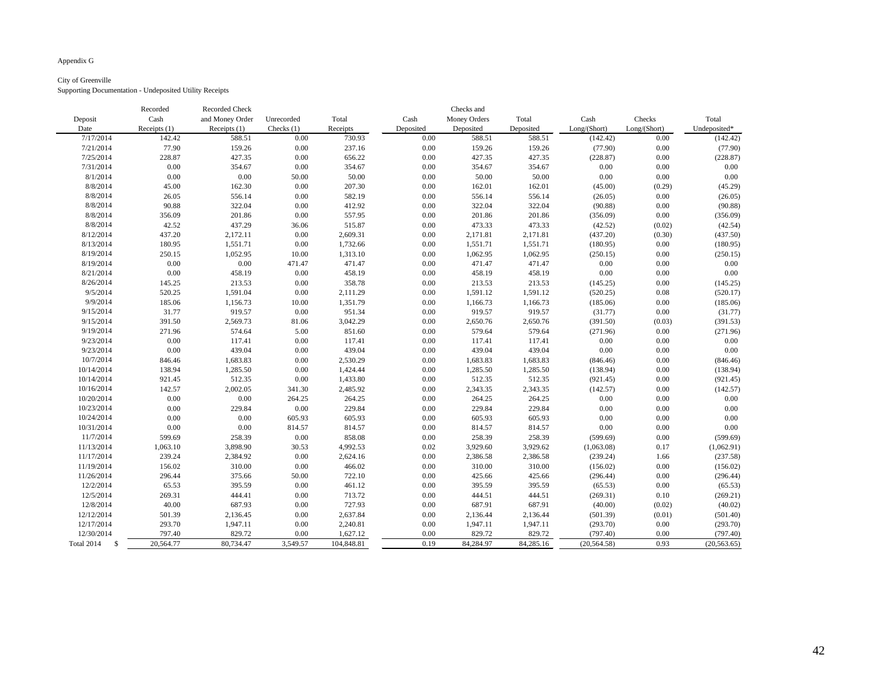Appendix G

City of Greenville
Supporting Documentation - Undeposited Utility Receipts

| Deposit Date | Recorded Cash Receipts (1) | Recorded Check and Money Order Receipts (1) | Unrecorded Checks (1) | Total Receipts | Cash Deposited | Checks and Money Orders Deposited | Total Deposited | Cash Long/(Short) | Checks Long/(Short) | Total Undeposited* |
|---|---|---|---|---|---|---|---|---|---|---|
| 7/17/2014 | 142.42 | 588.51 | 0.00 | 730.93 | 0.00 | 588.51 | 588.51 | (142.42) | 0.00 | (142.42) |
| 7/21/2014 | 77.90 | 159.26 | 0.00 | 237.16 | 0.00 | 159.26 | 159.26 | (77.90) | 0.00 | (77.90) |
| 7/25/2014 | 228.87 | 427.35 | 0.00 | 656.22 | 0.00 | 427.35 | 427.35 | (228.87) | 0.00 | (228.87) |
| 7/31/2014 | 0.00 | 354.67 | 0.00 | 354.67 | 0.00 | 354.67 | 354.67 | 0.00 | 0.00 | 0.00 |
| 8/1/2014 | 0.00 | 0.00 | 50.00 | 50.00 | 0.00 | 50.00 | 50.00 | 0.00 | 0.00 | 0.00 |
| 8/8/2014 | 45.00 | 162.30 | 0.00 | 207.30 | 0.00 | 162.01 | 162.01 | (45.00) | (0.29) | (45.29) |
| 8/8/2014 | 26.05 | 556.14 | 0.00 | 582.19 | 0.00 | 556.14 | 556.14 | (26.05) | 0.00 | (26.05) |
| 8/8/2014 | 90.88 | 322.04 | 0.00 | 412.92 | 0.00 | 322.04 | 322.04 | (90.88) | 0.00 | (90.88) |
| 8/8/2014 | 356.09 | 201.86 | 0.00 | 557.95 | 0.00 | 201.86 | 201.86 | (356.09) | 0.00 | (356.09) |
| 8/8/2014 | 42.52 | 437.29 | 36.06 | 515.87 | 0.00 | 473.33 | 473.33 | (42.52) | (0.02) | (42.54) |
| 8/12/2014 | 437.20 | 2,172.11 | 0.00 | 2,609.31 | 0.00 | 2,171.81 | 2,171.81 | (437.20) | (0.30) | (437.50) |
| 8/13/2014 | 180.95 | 1,551.71 | 0.00 | 1,732.66 | 0.00 | 1,551.71 | 1,551.71 | (180.95) | 0.00 | (180.95) |
| 8/19/2014 | 250.15 | 1,052.95 | 10.00 | 1,313.10 | 0.00 | 1,062.95 | 1,062.95 | (250.15) | 0.00 | (250.15) |
| 8/19/2014 | 0.00 | 0.00 | 471.47 | 471.47 | 0.00 | 471.47 | 471.47 | 0.00 | 0.00 | 0.00 |
| 8/21/2014 | 0.00 | 458.19 | 0.00 | 458.19 | 0.00 | 458.19 | 458.19 | 0.00 | 0.00 | 0.00 |
| 8/26/2014 | 145.25 | 213.53 | 0.00 | 358.78 | 0.00 | 213.53 | 213.53 | (145.25) | 0.00 | (145.25) |
| 9/5/2014 | 520.25 | 1,591.04 | 0.00 | 2,111.29 | 0.00 | 1,591.12 | 1,591.12 | (520.25) | 0.08 | (520.17) |
| 9/9/2014 | 185.06 | 1,156.73 | 10.00 | 1,351.79 | 0.00 | 1,166.73 | 1,166.73 | (185.06) | 0.00 | (185.06) |
| 9/15/2014 | 31.77 | 919.57 | 0.00 | 951.34 | 0.00 | 919.57 | 919.57 | (31.77) | 0.00 | (31.77) |
| 9/15/2014 | 391.50 | 2,569.73 | 81.06 | 3,042.29 | 0.00 | 2,650.76 | 2,650.76 | (391.50) | (0.03) | (391.53) |
| 9/19/2014 | 271.96 | 574.64 | 5.00 | 851.60 | 0.00 | 579.64 | 579.64 | (271.96) | 0.00 | (271.96) |
| 9/23/2014 | 0.00 | 117.41 | 0.00 | 117.41 | 0.00 | 117.41 | 117.41 | 0.00 | 0.00 | 0.00 |
| 9/23/2014 | 0.00 | 439.04 | 0.00 | 439.04 | 0.00 | 439.04 | 439.04 | 0.00 | 0.00 | 0.00 |
| 10/7/2014 | 846.46 | 1,683.83 | 0.00 | 2,530.29 | 0.00 | 1,683.83 | 1,683.83 | (846.46) | 0.00 | (846.46) |
| 10/14/2014 | 138.94 | 1,285.50 | 0.00 | 1,424.44 | 0.00 | 1,285.50 | 1,285.50 | (138.94) | 0.00 | (138.94) |
| 10/14/2014 | 921.45 | 512.35 | 0.00 | 1,433.80 | 0.00 | 512.35 | 512.35 | (921.45) | 0.00 | (921.45) |
| 10/16/2014 | 142.57 | 2,002.05 | 341.30 | 2,485.92 | 0.00 | 2,343.35 | 2,343.35 | (142.57) | 0.00 | (142.57) |
| 10/20/2014 | 0.00 | 0.00 | 264.25 | 264.25 | 0.00 | 264.25 | 264.25 | 0.00 | 0.00 | 0.00 |
| 10/23/2014 | 0.00 | 229.84 | 0.00 | 229.84 | 0.00 | 229.84 | 229.84 | 0.00 | 0.00 | 0.00 |
| 10/24/2014 | 0.00 | 0.00 | 605.93 | 605.93 | 0.00 | 605.93 | 605.93 | 0.00 | 0.00 | 0.00 |
| 10/31/2014 | 0.00 | 0.00 | 814.57 | 814.57 | 0.00 | 814.57 | 814.57 | 0.00 | 0.00 | 0.00 |
| 11/7/2014 | 599.69 | 258.39 | 0.00 | 858.08 | 0.00 | 258.39 | 258.39 | (599.69) | 0.00 | (599.69) |
| 11/13/2014 | 1,063.10 | 3,898.90 | 30.53 | 4,992.53 | 0.02 | 3,929.60 | 3,929.62 | (1,063.08) | 0.17 | (1,062.91) |
| 11/17/2014 | 239.24 | 2,384.92 | 0.00 | 2,624.16 | 0.00 | 2,386.58 | 2,386.58 | (239.24) | 1.66 | (237.58) |
| 11/19/2014 | 156.02 | 310.00 | 0.00 | 466.02 | 0.00 | 310.00 | 310.00 | (156.02) | 0.00 | (156.02) |
| 11/26/2014 | 296.44 | 375.66 | 50.00 | 722.10 | 0.00 | 425.66 | 425.66 | (296.44) | 0.00 | (296.44) |
| 12/2/2014 | 65.53 | 395.59 | 0.00 | 461.12 | 0.00 | 395.59 | 395.59 | (65.53) | 0.00 | (65.53) |
| 12/5/2014 | 269.31 | 444.41 | 0.00 | 713.72 | 0.00 | 444.51 | 444.51 | (269.31) | 0.10 | (269.21) |
| 12/8/2014 | 40.00 | 687.93 | 0.00 | 727.93 | 0.00 | 687.91 | 687.91 | (40.00) | (0.02) | (40.02) |
| 12/12/2014 | 501.39 | 2,136.45 | 0.00 | 2,637.84 | 0.00 | 2,136.44 | 2,136.44 | (501.39) | (0.01) | (501.40) |
| 12/17/2014 | 293.70 | 1,947.11 | 0.00 | 2,240.81 | 0.00 | 1,947.11 | 1,947.11 | (293.70) | 0.00 | (293.70) |
| 12/30/2014 | 797.40 | 829.72 | 0.00 | 1,627.12 | 0.00 | 829.72 | 829.72 | (797.40) | 0.00 | (797.40) |
| Total 2014 $ | 20,564.77 | 80,734.47 | 3,549.57 | 104,848.81 | 0.19 | 84,284.97 | 84,285.16 | (20,564.58) | 0.93 | (20,563.65) |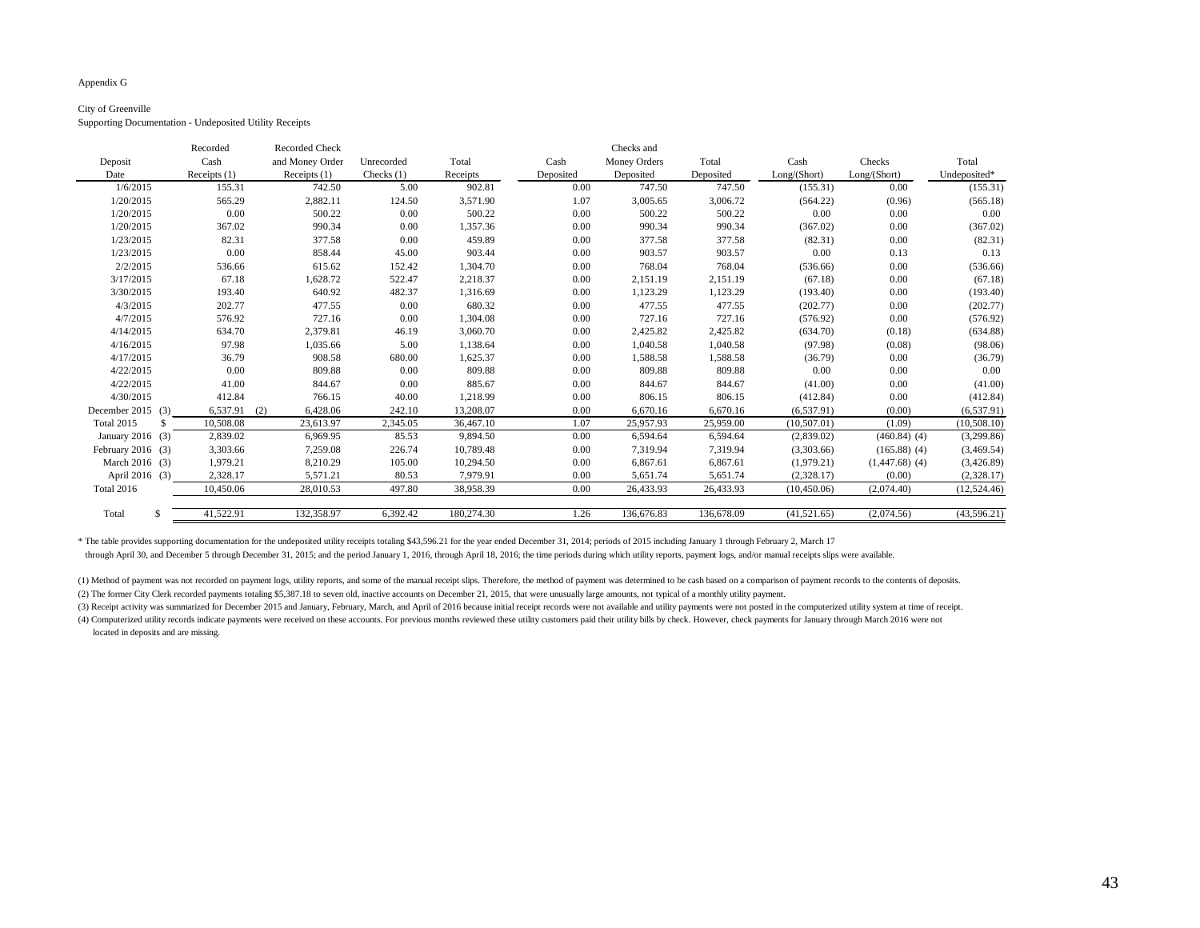Appendix G

City of Greenville

Supporting Documentation - Undeposited Utility Receipts

| Deposit Date | Recorded Cash Receipts (1) | Recorded Check and Money Order Receipts (1) | Unrecorded Checks (1) | Total Receipts | Cash Deposited | Checks and Money Orders Deposited | Total Deposited | Cash Long/(Short) | Checks Long/(Short) | Total Undeposited* |
|---|---|---|---|---|---|---|---|---|---|---|
| 1/6/2015 | 155.31 | 742.50 | 5.00 | 902.81 | 0.00 | 747.50 | 747.50 | (155.31) | 0.00 | (155.31) |
| 1/20/2015 | 565.29 | 2,882.11 | 124.50 | 3,571.90 | 1.07 | 3,005.65 | 3,006.72 | (564.22) | (0.96) | (565.18) |
| 1/20/2015 | 0.00 | 500.22 | 0.00 | 500.22 | 0.00 | 500.22 | 500.22 | 0.00 | 0.00 | 0.00 |
| 1/20/2015 | 367.02 | 990.34 | 0.00 | 1,357.36 | 0.00 | 990.34 | 990.34 | (367.02) | 0.00 | (367.02) |
| 1/23/2015 | 82.31 | 377.58 | 0.00 | 459.89 | 0.00 | 377.58 | 377.58 | (82.31) | 0.00 | (82.31) |
| 1/23/2015 | 0.00 | 858.44 | 45.00 | 903.44 | 0.00 | 903.57 | 903.57 | 0.00 | 0.13 | 0.13 |
| 2/2/2015 | 536.66 | 615.62 | 152.42 | 1,304.70 | 0.00 | 768.04 | 768.04 | (536.66) | 0.00 | (536.66) |
| 3/17/2015 | 67.18 | 1,628.72 | 522.47 | 2,218.37 | 0.00 | 2,151.19 | 2,151.19 | (67.18) | 0.00 | (67.18) |
| 3/30/2015 | 193.40 | 640.92 | 482.37 | 1,316.69 | 0.00 | 1,123.29 | 1,123.29 | (193.40) | 0.00 | (193.40) |
| 4/3/2015 | 202.77 | 477.55 | 0.00 | 680.32 | 0.00 | 477.55 | 477.55 | (202.77) | 0.00 | (202.77) |
| 4/7/2015 | 576.92 | 727.16 | 0.00 | 1,304.08 | 0.00 | 727.16 | 727.16 | (576.92) | 0.00 | (576.92) |
| 4/14/2015 | 634.70 | 2,379.81 | 46.19 | 3,060.70 | 0.00 | 2,425.82 | 2,425.82 | (634.70) | (0.18) | (634.88) |
| 4/16/2015 | 97.98 | 1,035.66 | 5.00 | 1,138.64 | 0.00 | 1,040.58 | 1,040.58 | (97.98) | (0.08) | (98.06) |
| 4/17/2015 | 36.79 | 908.58 | 680.00 | 1,625.37 | 0.00 | 1,588.58 | 1,588.58 | (36.79) | 0.00 | (36.79) |
| 4/22/2015 | 0.00 | 809.88 | 0.00 | 809.88 | 0.00 | 809.88 | 809.88 | 0.00 | 0.00 | 0.00 |
| 4/22/2015 | 41.00 | 844.67 | 0.00 | 885.67 | 0.00 | 844.67 | 844.67 | (41.00) | 0.00 | (41.00) |
| 4/30/2015 | 412.84 | 766.15 | 40.00 | 1,218.99 | 0.00 | 806.15 | 806.15 | (412.84) | 0.00 | (412.84) |
| December 2015 (3) | 6,537.91 (2) | 6,428.06 | 242.10 | 13,208.07 | 0.00 | 6,670.16 | 6,670.16 | (6,537.91) | (0.00) | (6,537.91) |
| Total 2015 | $ 10,508.08 | 23,613.97 | 2,345.05 | 36,467.10 | 1.07 | 25,957.93 | 25,959.00 | (10,507.01) | (1.09) | (10,508.10) |
| January 2016 (3) | 2,839.02 | 6,969.95 | 85.53 | 9,894.50 | 0.00 | 6,594.64 | 6,594.64 | (2,839.02) | (460.84) (4) | (3,299.86) |
| February 2016 (3) | 3,303.66 | 7,259.08 | 226.74 | 10,789.48 | 0.00 | 7,319.94 | 7,319.94 | (3,303.66) | (165.88) (4) | (3,469.54) |
| March 2016 (3) | 1,979.21 | 8,210.29 | 105.00 | 10,294.50 | 0.00 | 6,867.61 | 6,867.61 | (1,979.21) | (1,447.68) (4) | (3,426.89) |
| April 2016 (3) | 2,328.17 | 5,571.21 | 80.53 | 7,979.91 | 0.00 | 5,651.74 | 5,651.74 | (2,328.17) | (0.00) | (2,328.17) |
| Total 2016 | 10,450.06 | 28,010.53 | 497.80 | 38,958.39 | 0.00 | 26,433.93 | 26,433.93 | (10,450.06) | (2,074.40) | (12,524.46) |
| Total | $ 41,522.91 | 132,358.97 | 6,392.42 | 180,274.30 | 1.26 | 136,676.83 | 136,678.09 | (41,521.65) | (2,074.56) | (43,596.21) |

\* The table provides supporting documentation for the undeposited utility receipts totaling $43,596.21 for the year ended December 31, 2014; periods of 2015 including January 1 through February 2, March 17 through April 30, and December 5 through December 31, 2015; and the period January 1, 2016, through April 18, 2016; the time periods during which utility reports, payment logs, and/or manual receipts slips were available.

(1) Method of payment was not recorded on payment logs, utility reports, and some of the manual receipt slips. Therefore, the method of payment was determined to be cash based on a comparison of payment records to the contents of deposits.

(2) The former City Clerk recorded payments totaling $5,387.18 to seven old, inactive accounts on December 21, 2015, that were unusually large amounts, not typical of a monthly utility payment.

(3) Receipt activity was summarized for December 2015 and January, February, March, and April of 2016 because initial receipt records were not available and utility payments were not posted in the computerized utility system at time of receipt.

(4) Computerized utility records indicate payments were received on these accounts. For previous months reviewed these utility customers paid their utility bills by check. However, check payments for January through March 2016 were not located in deposits and are missing.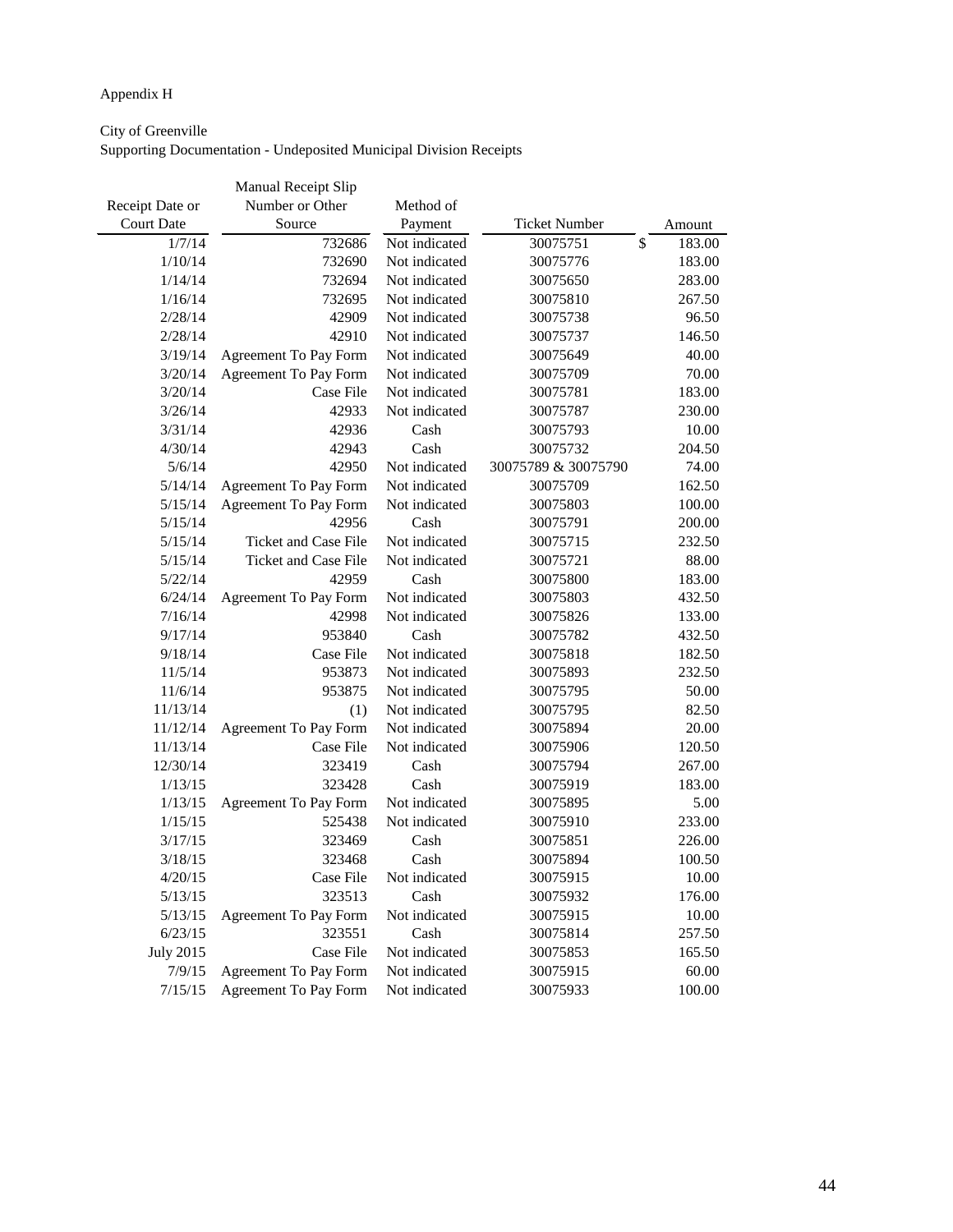Appendix H

City of Greenville
Supporting Documentation - Undeposited Municipal Division Receipts

| Receipt Date or Court Date | Manual Receipt Slip Number or Other Source | Method of Payment | Ticket Number | Amount |
|---|---|---|---|---|
| 1/7/14 | 732686 | Not indicated | 30075751 | $ 183.00 |
| 1/10/14 | 732690 | Not indicated | 30075776 | 183.00 |
| 1/14/14 | 732694 | Not indicated | 30075650 | 283.00 |
| 1/16/14 | 732695 | Not indicated | 30075810 | 267.50 |
| 2/28/14 | 42909 | Not indicated | 30075738 | 96.50 |
| 2/28/14 | 42910 | Not indicated | 30075737 | 146.50 |
| 3/19/14 | Agreement To Pay Form | Not indicated | 30075649 | 40.00 |
| 3/20/14 | Agreement To Pay Form | Not indicated | 30075709 | 70.00 |
| 3/20/14 | Case File | Not indicated | 30075781 | 183.00 |
| 3/26/14 | 42933 | Not indicated | 30075787 | 230.00 |
| 3/31/14 | 42936 | Cash | 30075793 | 10.00 |
| 4/30/14 | 42943 | Cash | 30075732 | 204.50 |
| 5/6/14 | 42950 | Not indicated | 30075789 & 30075790 | 74.00 |
| 5/14/14 | Agreement To Pay Form | Not indicated | 30075709 | 162.50 |
| 5/15/14 | Agreement To Pay Form | Not indicated | 30075803 | 100.00 |
| 5/15/14 | 42956 | Cash | 30075791 | 200.00 |
| 5/15/14 | Ticket and Case File | Not indicated | 30075715 | 232.50 |
| 5/15/14 | Ticket and Case File | Not indicated | 30075721 | 88.00 |
| 5/22/14 | 42959 | Cash | 30075800 | 183.00 |
| 6/24/14 | Agreement To Pay Form | Not indicated | 30075803 | 432.50 |
| 7/16/14 | 42998 | Not indicated | 30075826 | 133.00 |
| 9/17/14 | 953840 | Cash | 30075782 | 432.50 |
| 9/18/14 | Case File | Not indicated | 30075818 | 182.50 |
| 11/5/14 | 953873 | Not indicated | 30075893 | 232.50 |
| 11/6/14 | 953875 | Not indicated | 30075795 | 50.00 |
| 11/13/14 | (1) | Not indicated | 30075795 | 82.50 |
| 11/12/14 | Agreement To Pay Form | Not indicated | 30075894 | 20.00 |
| 11/13/14 | Case File | Not indicated | 30075906 | 120.50 |
| 12/30/14 | 323419 | Cash | 30075794 | 267.00 |
| 1/13/15 | 323428 | Cash | 30075919 | 183.00 |
| 1/13/15 | Agreement To Pay Form | Not indicated | 30075895 | 5.00 |
| 1/15/15 | 525438 | Not indicated | 30075910 | 233.00 |
| 3/17/15 | 323469 | Cash | 30075851 | 226.00 |
| 3/18/15 | 323468 | Cash | 30075894 | 100.50 |
| 4/20/15 | Case File | Not indicated | 30075915 | 10.00 |
| 5/13/15 | 323513 | Cash | 30075932 | 176.00 |
| 5/13/15 | Agreement To Pay Form | Not indicated | 30075915 | 10.00 |
| 6/23/15 | 323551 | Cash | 30075814 | 257.50 |
| July 2015 | Case File | Not indicated | 30075853 | 165.50 |
| 7/9/15 | Agreement To Pay Form | Not indicated | 30075915 | 60.00 |
| 7/15/15 | Agreement To Pay Form | Not indicated | 30075933 | 100.00 |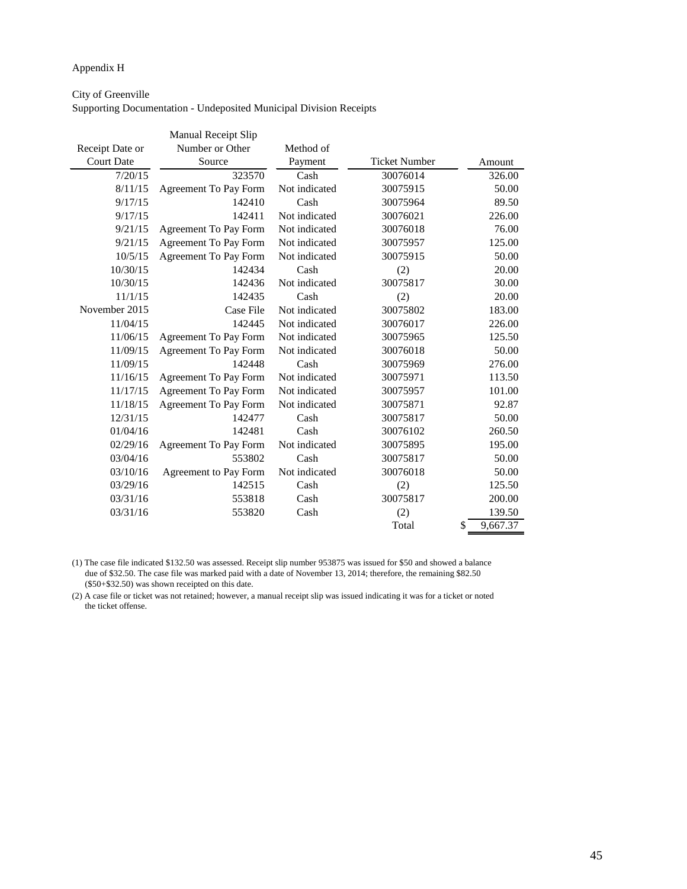Appendix H

City of Greenville

Supporting Documentation - Undeposited Municipal Division Receipts

| Receipt Date or Court Date | Manual Receipt Slip Number or Other Source | Method of Payment | Ticket Number | Amount |
|---|---|---|---|---|
| 7/20/15 | 323570 | Cash | 30076014 | 326.00 |
| 8/11/15 | Agreement To Pay Form | Not indicated | 30075915 | 50.00 |
| 9/17/15 | 142410 | Cash | 30075964 | 89.50 |
| 9/17/15 | 142411 | Not indicated | 30076021 | 226.00 |
| 9/21/15 | Agreement To Pay Form | Not indicated | 30076018 | 76.00 |
| 9/21/15 | Agreement To Pay Form | Not indicated | 30075957 | 125.00 |
| 10/5/15 | Agreement To Pay Form | Not indicated | 30075915 | 50.00 |
| 10/30/15 | 142434 | Cash | (2) | 20.00 |
| 10/30/15 | 142436 | Not indicated | 30075817 | 30.00 |
| 11/1/15 | 142435 | Cash | (2) | 20.00 |
| November 2015 | Case File | Not indicated | 30075802 | 183.00 |
| 11/04/15 | 142445 | Not indicated | 30076017 | 226.00 |
| 11/06/15 | Agreement To Pay Form | Not indicated | 30075965 | 125.50 |
| 11/09/15 | Agreement To Pay Form | Not indicated | 30076018 | 50.00 |
| 11/09/15 | 142448 | Cash | 30075969 | 276.00 |
| 11/16/15 | Agreement To Pay Form | Not indicated | 30075971 | 113.50 |
| 11/17/15 | Agreement To Pay Form | Not indicated | 30075957 | 101.00 |
| 11/18/15 | Agreement To Pay Form | Not indicated | 30075871 | 92.87 |
| 12/31/15 | 142477 | Cash | 30075817 | 50.00 |
| 01/04/16 | 142481 | Cash | 30076102 | 260.50 |
| 02/29/16 | Agreement To Pay Form | Not indicated | 30075895 | 195.00 |
| 03/04/16 | 553802 | Cash | 30075817 | 50.00 |
| 03/10/16 | Agreement to Pay Form | Not indicated | 30076018 | 50.00 |
| 03/29/16 | 142515 | Cash | (2) | 125.50 |
| 03/31/16 | 553818 | Cash | 30075817 | 200.00 |
| 03/31/16 | 553820 | Cash | (2) | 139.50 |
| | | | Total | $ 9,667.37 |

(1) The case file indicated $132.50 was assessed. Receipt slip number 953875 was issued for $50 and showed a balance due of $32.50. The case file was marked paid with a date of November 13, 2014; therefore, the remaining $82.50 ($50+$32.50) was shown receipted on this date.

(2) A case file or ticket was not retained; however, a manual receipt slip was issued indicating it was for a ticket or noted the ticket offense.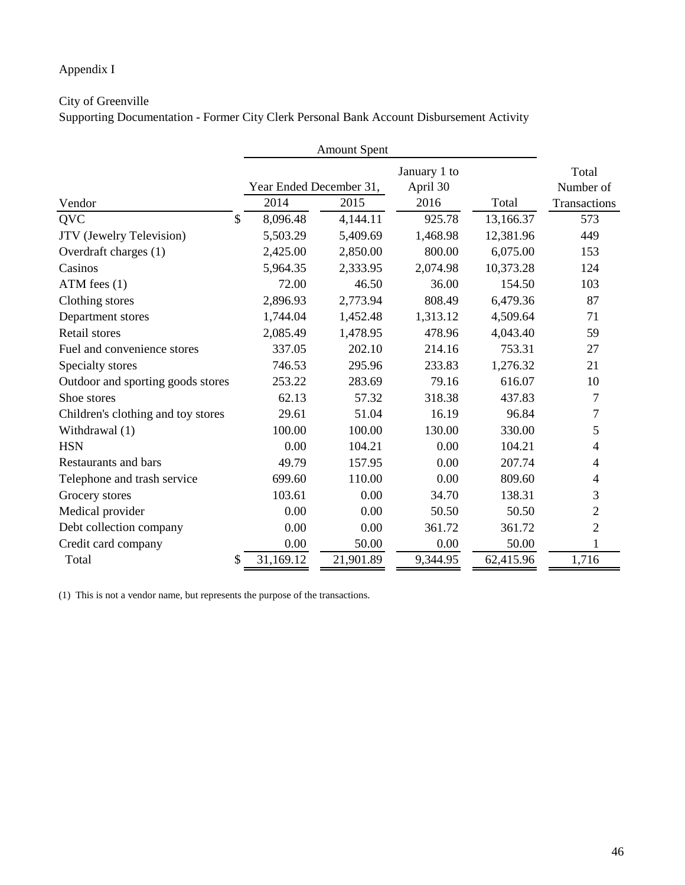Appendix I

City of Greenville

Supporting Documentation - Former City Clerk Personal Bank Account Disbursement Activity

| | Amount Spent | | | | |
|---|---|---|---|---|---|
| | Year Ended December 31, | | January 1 to April 30 | | Total Number of |
| Vendor | 2014 | 2015 | 2016 | Total | Transactions |
| QVC | $ 8,096.48 | 4,144.11 | 925.78 | 13,166.37 | 573 |
| JTV (Jewelry Television) | 5,503.29 | 5,409.69 | 1,468.98 | 12,381.96 | 449 |
| Overdraft charges (1) | 2,425.00 | 2,850.00 | 800.00 | 6,075.00 | 153 |
| Casinos | 5,964.35 | 2,333.95 | 2,074.98 | 10,373.28 | 124 |
| ATM fees (1) | 72.00 | 46.50 | 36.00 | 154.50 | 103 |
| Clothing stores | 2,896.93 | 2,773.94 | 808.49 | 6,479.36 | 87 |
| Department stores | 1,744.04 | 1,452.48 | 1,313.12 | 4,509.64 | 71 |
| Retail stores | 2,085.49 | 1,478.95 | 478.96 | 4,043.40 | 59 |
| Fuel and convenience stores | 337.05 | 202.10 | 214.16 | 753.31 | 27 |
| Specialty stores | 746.53 | 295.96 | 233.83 | 1,276.32 | 21 |
| Outdoor and sporting goods stores | 253.22 | 283.69 | 79.16 | 616.07 | 10 |
| Shoe stores | 62.13 | 57.32 | 318.38 | 437.83 | 7 |
| Children's clothing and toy stores | 29.61 | 51.04 | 16.19 | 96.84 | 7 |
| Withdrawal (1) | 100.00 | 100.00 | 130.00 | 330.00 | 5 |
| HSN | 0.00 | 104.21 | 0.00 | 104.21 | 4 |
| Restaurants and bars | 49.79 | 157.95 | 0.00 | 207.74 | 4 |
| Telephone and trash service | 699.60 | 110.00 | 0.00 | 809.60 | 4 |
| Grocery stores | 103.61 | 0.00 | 34.70 | 138.31 | 3 |
| Medical provider | 0.00 | 0.00 | 50.50 | 50.50 | 2 |
| Debt collection company | 0.00 | 0.00 | 361.72 | 361.72 | 2 |
| Credit card company | 0.00 | 50.00 | 0.00 | 50.00 | 1 |
| Total | $ 31,169.12 | 21,901.89 | 9,344.95 | 62,415.96 | 1,716 |

(1) This is not a vendor name, but represents the purpose of the transactions.